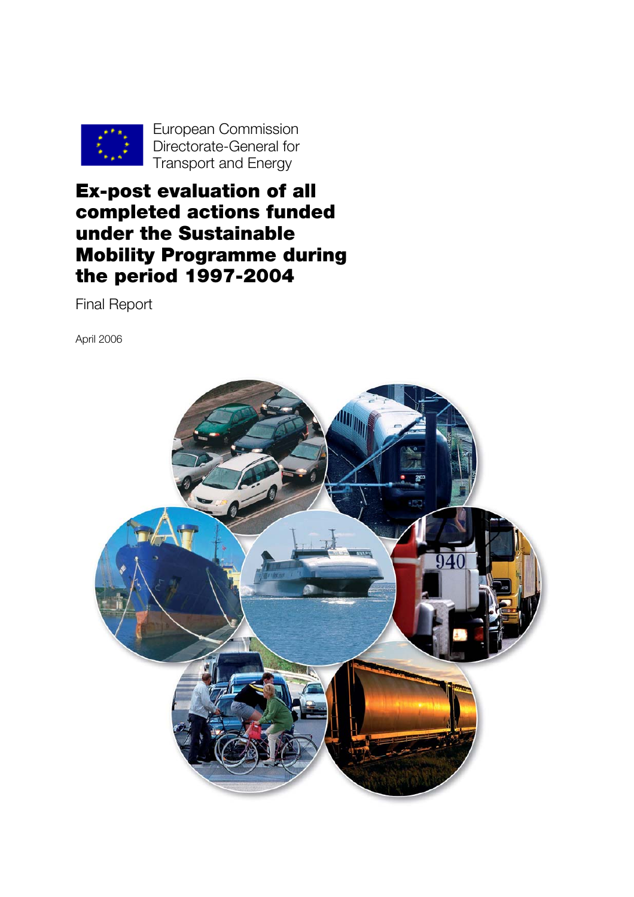European Commission
Directorate-General for
Transport and Energy

# Ex-post evaluation of all completed actions funded under the Sustainable Mobility Programme during the period 1997-2004

Final Report

April 2006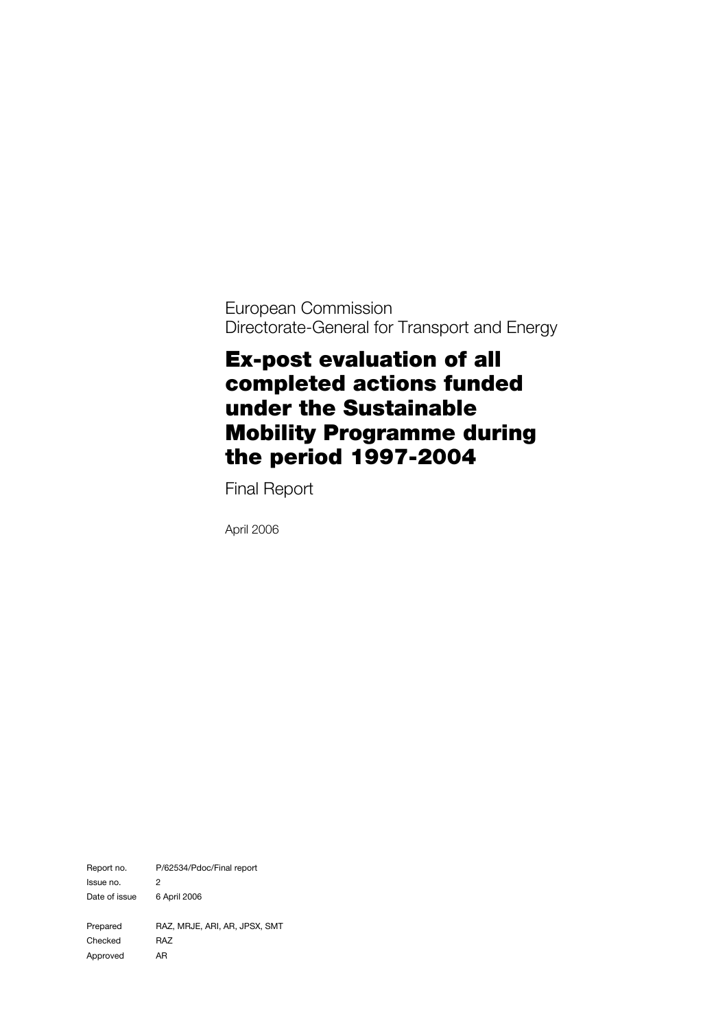European Commission
Directorate-General for Transport and Energy

# Ex-post evaluation of all completed actions funded under the Sustainable Mobility Programme during the period 1997-2004

Final Report

April 2006

| | |
|---|---|
| Report no. | P/62534/Pdoc/Final report |
| Issue no. | 2 |
| Date of issue | 6 April 2006 |
| | |
| Prepared | RAZ, MRJE, ARI, AR, JPSX, SMT |
| Checked | RAZ |
| Approved | AR |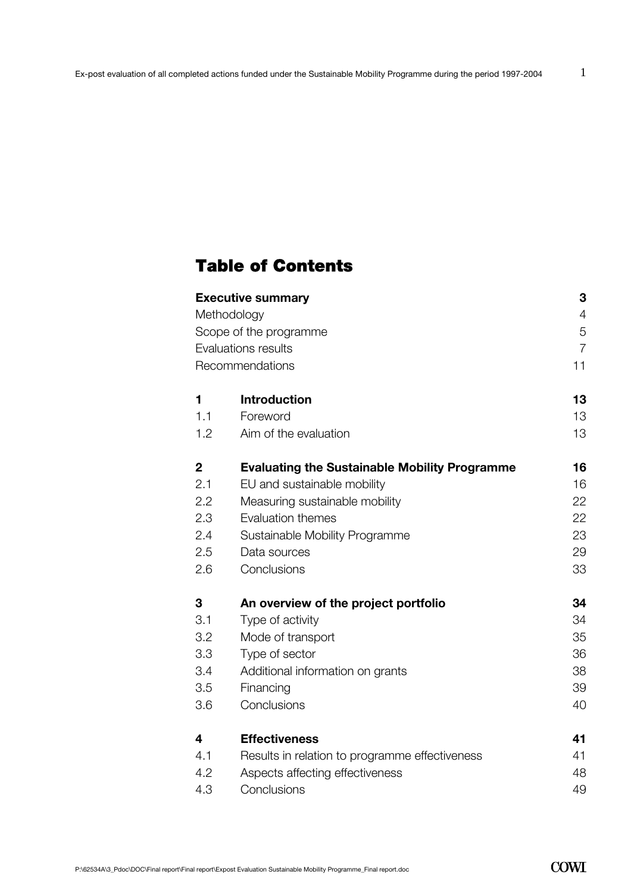# Table of Contents

| | | |
|---|---|---|
| **Executive summary** | | **3** |
| Methodology | | 4 |
| Scope of the programme | | 5 |
| Evaluations results | | 7 |
| Recommendations | | 11 |
| **1** | **Introduction** | **13** |
| 1.1 | Foreword | 13 |
| 1.2 | Aim of the evaluation | 13 |
| **2** | **Evaluating the Sustainable Mobility Programme** | **16** |
| 2.1 | EU and sustainable mobility | 16 |
| 2.2 | Measuring sustainable mobility | 22 |
| 2.3 | Evaluation themes | 22 |
| 2.4 | Sustainable Mobility Programme | 23 |
| 2.5 | Data sources | 29 |
| 2.6 | Conclusions | 33 |
| **3** | **An overview of the project portfolio** | **34** |
| 3.1 | Type of activity | 34 |
| 3.2 | Mode of transport | 35 |
| 3.3 | Type of sector | 36 |
| 3.4 | Additional information on grants | 38 |
| 3.5 | Financing | 39 |
| 3.6 | Conclusions | 40 |
| **4** | **Effectiveness** | **41** |
| 4.1 | Results in relation to programme effectiveness | 41 |
| 4.2 | Aspects affecting effectiveness | 48 |
| 4.3 | Conclusions | 49 |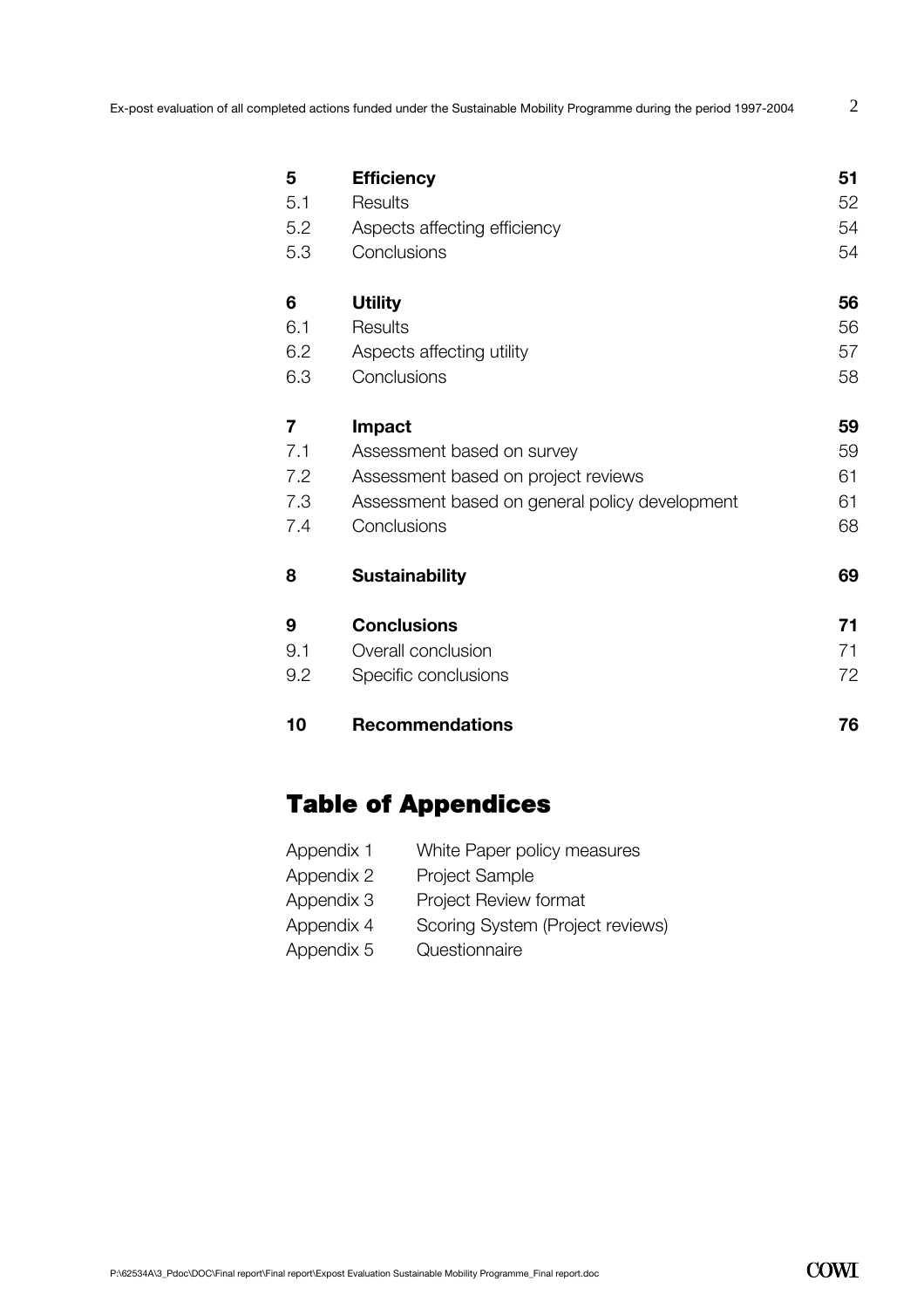| | | |
|---|---|---|
| **5** | **Efficiency** | **51** |
| 5.1 | Results | 52 |
| 5.2 | Aspects affecting efficiency | 54 |
| 5.3 | Conclusions | 54 |
| **6** | **Utility** | **56** |
| 6.1 | Results | 56 |
| 6.2 | Aspects affecting utility | 57 |
| 6.3 | Conclusions | 58 |
| **7** | **Impact** | **59** |
| 7.1 | Assessment based on survey | 59 |
| 7.2 | Assessment based on project reviews | 61 |
| 7.3 | Assessment based on general policy development | 61 |
| 7.4 | Conclusions | 68 |
| **8** | **Sustainability** | **69** |
| **9** | **Conclusions** | **71** |
| 9.1 | Overall conclusion | 71 |
| 9.2 | Specific conclusions | 72 |
| **10** | **Recommendations** | **76** |

# Table of Appendices

| | |
|---|---|
| Appendix 1 | White Paper policy measures |
| Appendix 2 | Project Sample |
| Appendix 3 | Project Review format |
| Appendix 4 | Scoring System (Project reviews) |
| Appendix 5 | Questionnaire |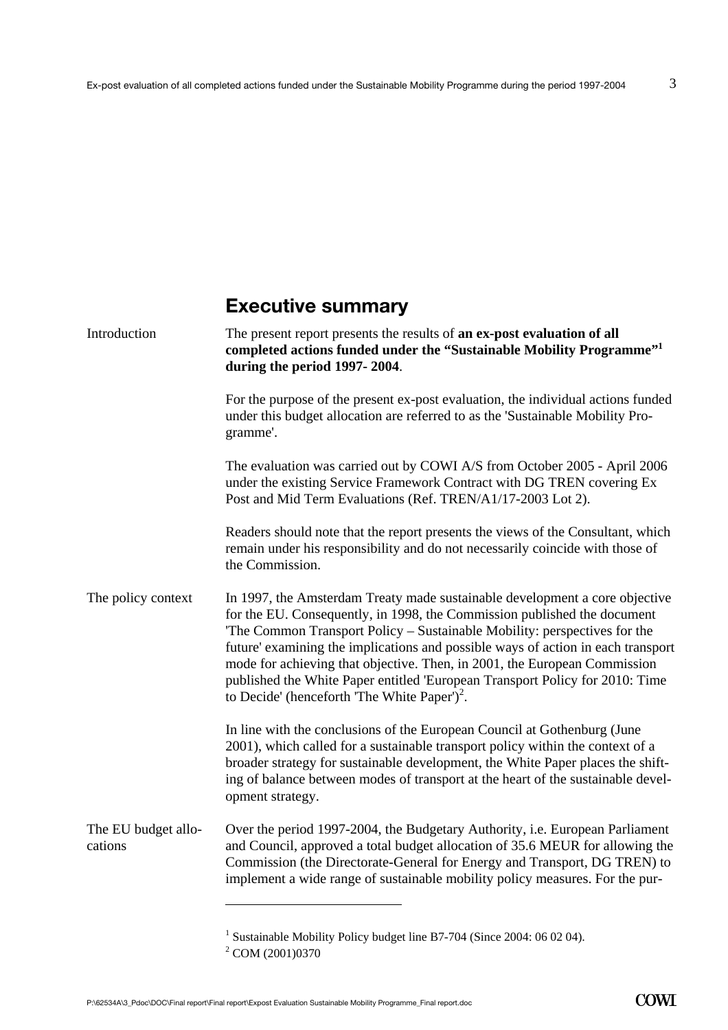## Executive summary

**Introduction**

The present report presents the results of **an ex-post evaluation of all completed actions funded under the "Sustainable Mobility Programme"[1] during the period 1997- 2004**.

For the purpose of the present ex-post evaluation, the individual actions funded under this budget allocation are referred to as the 'Sustainable Mobility Programme'.

The evaluation was carried out by COWI A/S from October 2005 - April 2006 under the existing Service Framework Contract with DG TREN covering Ex Post and Mid Term Evaluations (Ref. TREN/A1/17-2003 Lot 2).

Readers should note that the report presents the views of the Consultant, which remain under his responsibility and do not necessarily coincide with those of the Commission.

**The policy context**

In 1997, the Amsterdam Treaty made sustainable development a core objective for the EU. Consequently, in 1998, the Commission published the document 'The Common Transport Policy – Sustainable Mobility: perspectives for the future' examining the implications and possible ways of action in each transport mode for achieving that objective. Then, in 2001, the European Commission published the White Paper entitled 'European Transport Policy for 2010: Time to Decide' (henceforth 'The White Paper')[2].

In line with the conclusions of the European Council at Gothenburg (June 2001), which called for a sustainable transport policy within the context of a broader strategy for sustainable development, the White Paper places the shifting of balance between modes of transport at the heart of the sustainable development strategy.

**The EU budget allocations**

Over the period 1997-2004, the Budgetary Authority, i.e. European Parliament and Council, approved a total budget allocation of 35.6 MEUR for allowing the Commission (the Directorate-General for Energy and Transport, DG TREN) to implement a wide range of sustainable mobility policy measures. For the pur-

---

[1] Sustainable Mobility Policy budget line B7-704 (Since 2004: 06 02 04).

[2] COM (2001)0370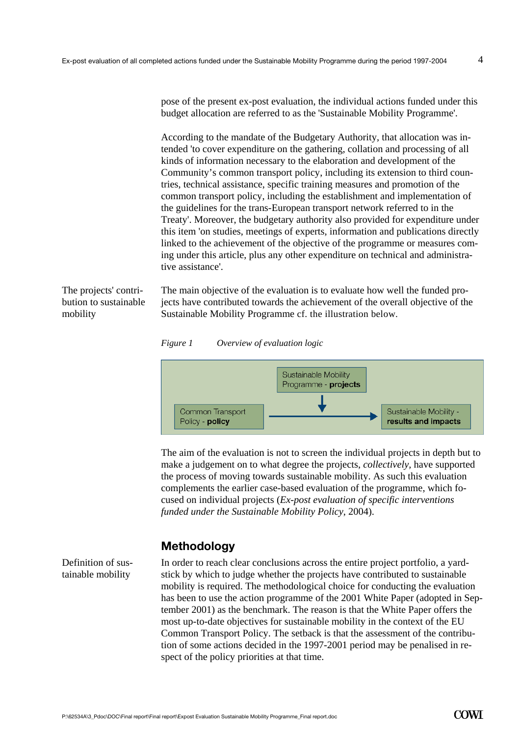pose of the present ex-post evaluation, the individual actions funded under this budget allocation are referred to as the 'Sustainable Mobility Programme'.

According to the mandate of the Budgetary Authority, that allocation was intended 'to cover expenditure on the gathering, collation and processing of all kinds of information necessary to the elaboration and development of the Community's common transport policy, including its extension to third countries, technical assistance, specific training measures and promotion of the common transport policy, including the establishment and implementation of the guidelines for the trans-European transport network referred to in the Treaty'. Moreover, the budgetary authority also provided for expenditure under this item 'on studies, meetings of experts, information and publications directly linked to the achievement of the objective of the programme or measures coming under this article, plus any other expenditure on technical and administrative assistance'.

The projects' contribution to sustainable mobility

The main objective of the evaluation is to evaluate how well the funded projects have contributed towards the achievement of the overall objective of the Sustainable Mobility Programme cf. the illustration below.

*Figure 1 Overview of evaluation logic*

Sustainable Mobility Programme - **projects**

Common Transport Policy - **policy** → Sustainable Mobility - **results and impacts**

The aim of the evaluation is not to screen the individual projects in depth but to make a judgement on to what degree the projects, *collectively*, have supported the process of moving towards sustainable mobility. As such this evaluation complements the earlier case-based evaluation of the programme, which focused on individual projects (*Ex-post evaluation of specific interventions funded under the Sustainable Mobility Policy*, 2004).

## Methodology

Definition of sustainable mobility

In order to reach clear conclusions across the entire project portfolio, a yardstick by which to judge whether the projects have contributed to sustainable mobility is required. The methodological choice for conducting the evaluation has been to use the action programme of the 2001 White Paper (adopted in September 2001) as the benchmark. The reason is that the White Paper offers the most up-to-date objectives for sustainable mobility in the context of the EU Common Transport Policy. The setback is that the assessment of the contribution of some actions decided in the 1997-2001 period may be penalised in respect of the policy priorities at that time.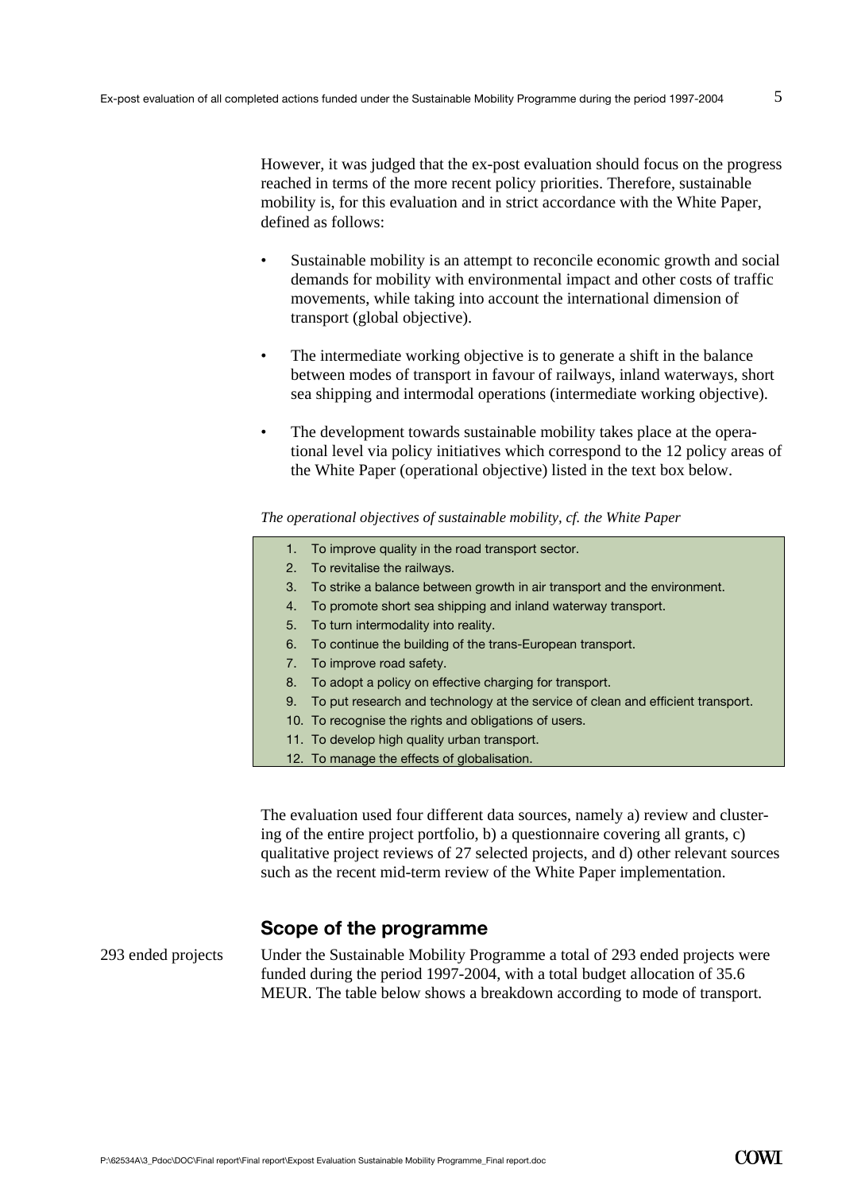However, it was judged that the ex-post evaluation should focus on the progress reached in terms of the more recent policy priorities. Therefore, sustainable mobility is, for this evaluation and in strict accordance with the White Paper, defined as follows:

- Sustainable mobility is an attempt to reconcile economic growth and social demands for mobility with environmental impact and other costs of traffic movements, while taking into account the international dimension of transport (global objective).

- The intermediate working objective is to generate a shift in the balance between modes of transport in favour of railways, inland waterways, short sea shipping and intermodal operations (intermediate working objective).

- The development towards sustainable mobility takes place at the operational level via policy initiatives which correspond to the 12 policy areas of the White Paper (operational objective) listed in the text box below.

*The operational objectives of sustainable mobility, cf. the White Paper*

1. To improve quality in the road transport sector.
2. To revitalise the railways.
3. To strike a balance between growth in air transport and the environment.
4. To promote short sea shipping and inland waterway transport.
5. To turn intermodality into reality.
6. To continue the building of the trans-European transport.
7. To improve road safety.
8. To adopt a policy on effective charging for transport.
9. To put research and technology at the service of clean and efficient transport.
10. To recognise the rights and obligations of users.
11. To develop high quality urban transport.
12. To manage the effects of globalisation.

The evaluation used four different data sources, namely a) review and clustering of the entire project portfolio, b) a questionnaire covering all grants, c) qualitative project reviews of 27 selected projects, and d) other relevant sources such as the recent mid-term review of the White Paper implementation.

## Scope of the programme

293 ended projects

Under the Sustainable Mobility Programme a total of 293 ended projects were funded during the period 1997-2004, with a total budget allocation of 35.6 MEUR. The table below shows a breakdown according to mode of transport.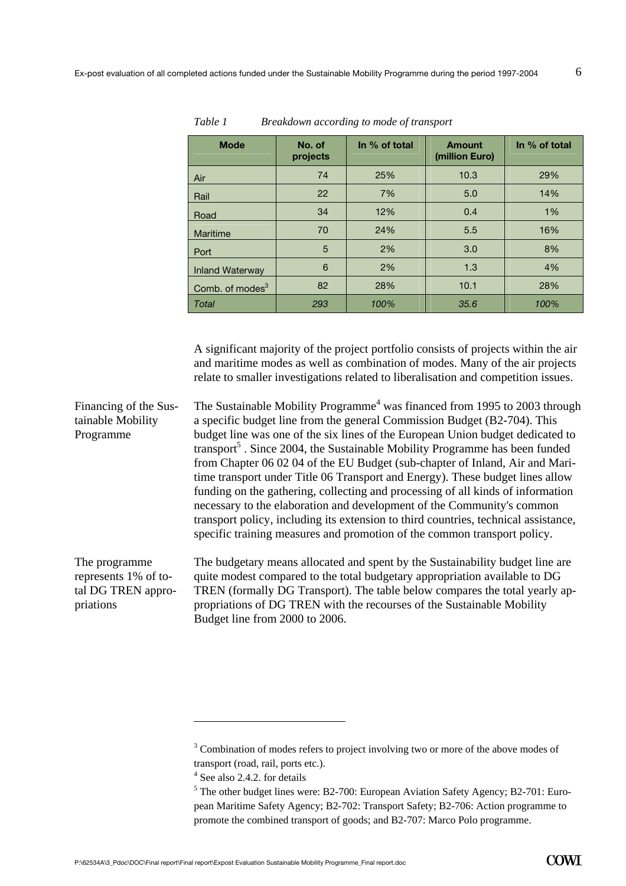*Table 1 Breakdown according to mode of transport*

| Mode | No. of projects | In % of total | Amount (million Euro) | In % of total |
|---|---|---|---|---|
| Air | 74 | 25% | 10.3 | 29% |
| Rail | 22 | 7% | 5.0 | 14% |
| Road | 34 | 12% | 0.4 | 1% |
| Maritime | 70 | 24% | 5.5 | 16% |
| Port | 5 | 2% | 3.0 | 8% |
| Inland Waterway | 6 | 2% | 1.3 | 4% |
| Comb. of modes[3] | 82 | 28% | 10.1 | 28% |
| *Total* | *293* | *100%* | *35.6* | *100%* |

A significant majority of the project portfolio consists of projects within the air and maritime modes as well as combination of modes. Many of the air projects relate to smaller investigations related to liberalisation and competition issues.

**Financing of the Sustainable Mobility Programme**

The Sustainable Mobility Programme[4] was financed from 1995 to 2003 through a specific budget line from the general Commission Budget (B2-704). This budget line was one of the six lines of the European Union budget dedicated to transport[5] . Since 2004, the Sustainable Mobility Programme has been funded from Chapter 06 02 04 of the EU Budget (sub-chapter of Inland, Air and Maritime transport under Title 06 Transport and Energy). These budget lines allow funding on the gathering, collecting and processing of all kinds of information necessary to the elaboration and development of the Community's common transport policy, including its extension to third countries, technical assistance, specific training measures and promotion of the common transport policy.

**The programme represents 1% of total DG TREN appropriations**

The budgetary means allocated and spent by the Sustainability budget line are quite modest compared to the total budgetary appropriation available to DG TREN (formally DG Transport). The table below compares the total yearly appropriations of DG TREN with the recourses of the Sustainable Mobility Budget line from 2000 to 2006.

---

[3] Combination of modes refers to project involving two or more of the above modes of transport (road, rail, ports etc.).

[4] See also 2.4.2. for details

[5] The other budget lines were: B2-700: European Aviation Safety Agency; B2-701: European Maritime Safety Agency; B2-702: Transport Safety; B2-706: Action programme to promote the combined transport of goods; and B2-707: Marco Polo programme.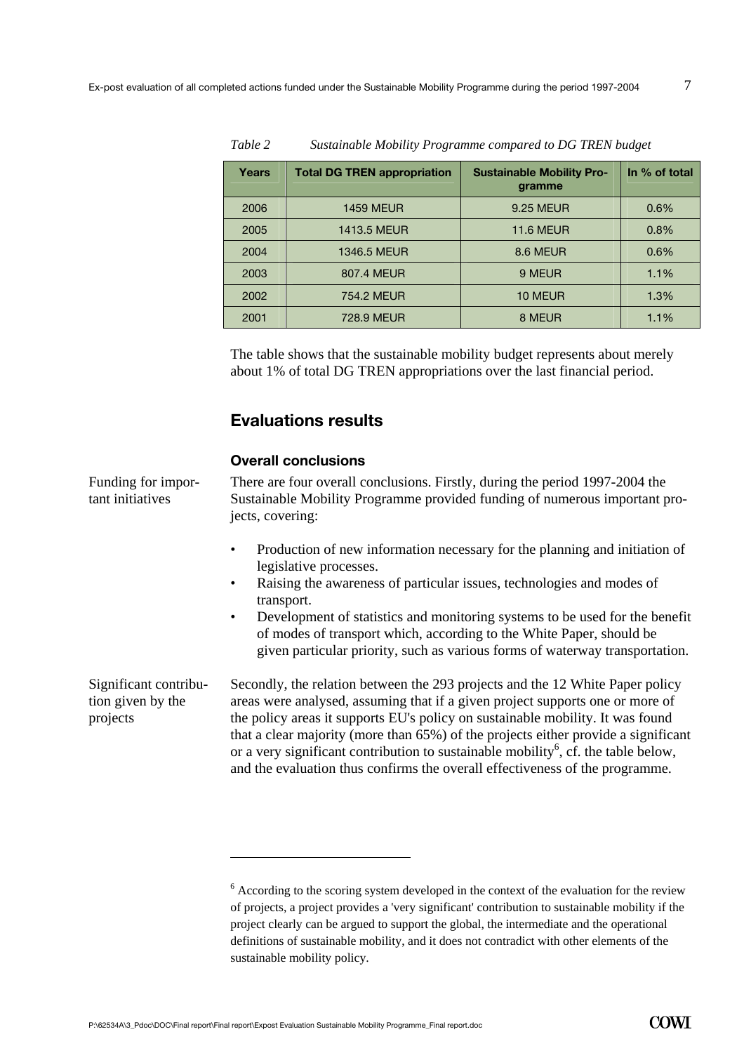*Table 2 Sustainable Mobility Programme compared to DG TREN budget*

| Years | Total DG TREN appropriation | Sustainable Mobility Programme | In % of total |
|---|---|---|---|
| 2006 | 1459 MEUR | 9.25 MEUR | 0.6% |
| 2005 | 1413.5 MEUR | 11.6 MEUR | 0.8% |
| 2004 | 1346.5 MEUR | 8.6 MEUR | 0.6% |
| 2003 | 807.4 MEUR | 9 MEUR | 1.1% |
| 2002 | 754.2 MEUR | 10 MEUR | 1.3% |
| 2001 | 728.9 MEUR | 8 MEUR | 1.1% |

The table shows that the sustainable mobility budget represents about merely about 1% of total DG TREN appropriations over the last financial period.

## Evaluations results

### Overall conclusions

Funding for important initiatives

There are four overall conclusions. Firstly, during the period 1997-2004 the Sustainable Mobility Programme provided funding of numerous important projects, covering:

- Production of new information necessary for the planning and initiation of legislative processes.
- Raising the awareness of particular issues, technologies and modes of transport.
- Development of statistics and monitoring systems to be used for the benefit of modes of transport which, according to the White Paper, should be given particular priority, such as various forms of waterway transportation.

Significant contribution given by the projects

Secondly, the relation between the 293 projects and the 12 White Paper policy areas were analysed, assuming that if a given project supports one or more of the policy areas it supports EU's policy on sustainable mobility. It was found that a clear majority (more than 65%) of the projects either provide a significant or a very significant contribution to sustainable mobility[6], cf. the table below, and the evaluation thus confirms the overall effectiveness of the programme.

[6] According to the scoring system developed in the context of the evaluation for the review of projects, a project provides a 'very significant' contribution to sustainable mobility if the project clearly can be argued to support the global, the intermediate and the operational definitions of sustainable mobility, and it does not contradict with other elements of the sustainable mobility policy.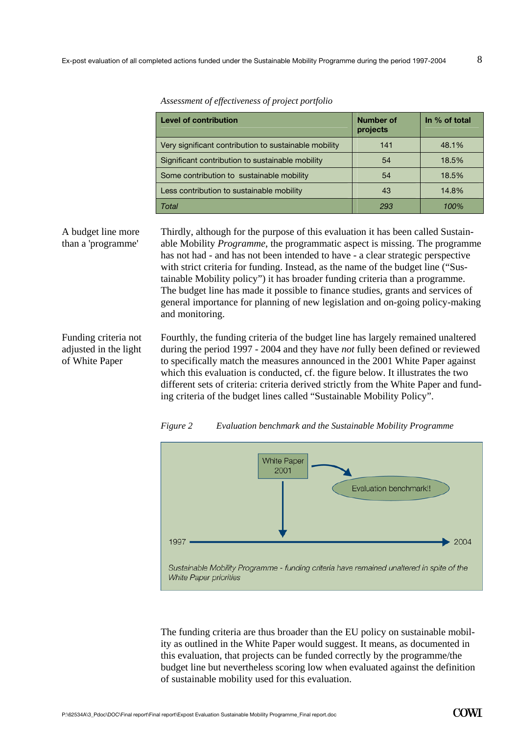*Assessment of effectiveness of project portfolio*

| Level of contribution | Number of projects | In % of total |
|---|---|---|
| Very significant contribution to sustainable mobility | 141 | 48.1% |
| Significant contribution to sustainable mobility | 54 | 18.5% |
| Some contribution to sustainable mobility | 54 | 18.5% |
| Less contribution to sustainable mobility | 43 | 14.8% |
| *Total* | *293* | *100%* |

A budget line more than a 'programme'

Thirdly, although for the purpose of this evaluation it has been called Sustainable Mobility *Programme*, the programmatic aspect is missing. The programme has not had - and has not been intended to have - a clear strategic perspective with strict criteria for funding. Instead, as the name of the budget line ("Sustainable Mobility policy") it has broader funding criteria than a programme. The budget line has made it possible to finance studies, grants and services of general importance for planning of new legislation and on-going policy-making and monitoring.

Funding criteria not adjusted in the light of White Paper

Fourthly, the funding criteria of the budget line has largely remained unaltered during the period 1997 - 2004 and they have *not* fully been defined or reviewed to specifically match the measures announced in the 2001 White Paper against which this evaluation is conducted, cf. the figure below. It illustrates the two different sets of criteria: criteria derived strictly from the White Paper and funding criteria of the budget lines called "Sustainable Mobility Policy".

*Figure 2 Evaluation benchmark and the Sustainable Mobility Programme*

White Paper 2001 → Evaluation benchmark!!

1997 → 2004

*Sustainable Mobility Programme - funding criteria have remained unaltered in spite of the White Paper priorities*

The funding criteria are thus broader than the EU policy on sustainable mobility as outlined in the White Paper would suggest. It means, as documented in this evaluation, that projects can be funded correctly by the programme/the budget line but nevertheless scoring low when evaluated against the definition of sustainable mobility used for this evaluation.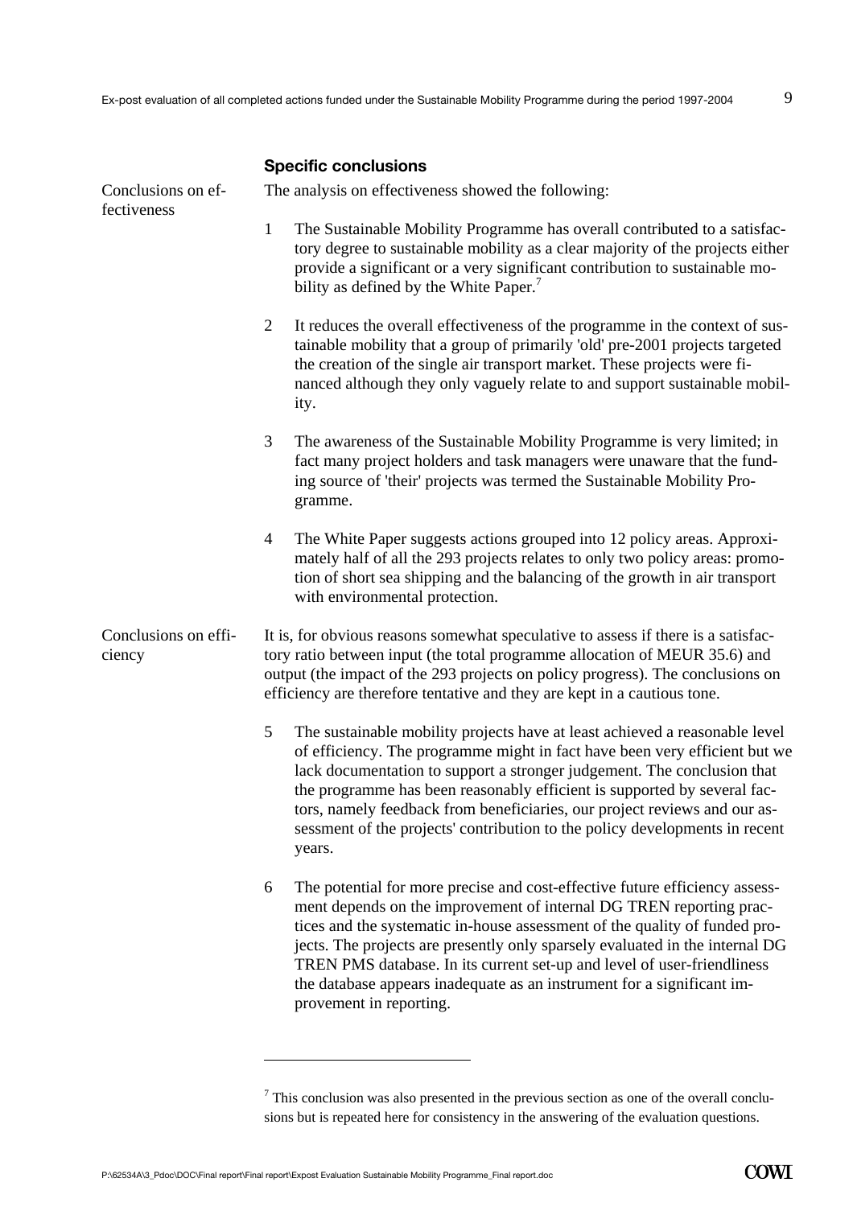### Specific conclusions

Conclusions on effectiveness

The analysis on effectiveness showed the following:

1. The Sustainable Mobility Programme has overall contributed to a satisfactory degree to sustainable mobility as a clear majority of the projects either provide a significant or a very significant contribution to sustainable mobility as defined by the White Paper.[7]

2. It reduces the overall effectiveness of the programme in the context of sustainable mobility that a group of primarily 'old' pre-2001 projects targeted the creation of the single air transport market. These projects were financed although they only vaguely relate to and support sustainable mobility.

3. The awareness of the Sustainable Mobility Programme is very limited; in fact many project holders and task managers were unaware that the funding source of 'their' projects was termed the Sustainable Mobility Programme.

4. The White Paper suggests actions grouped into 12 policy areas. Approximately half of all the 293 projects relates to only two policy areas: promotion of short sea shipping and the balancing of the growth in air transport with environmental protection.

Conclusions on efficiency

It is, for obvious reasons somewhat speculative to assess if there is a satisfactory ratio between input (the total programme allocation of MEUR 35.6) and output (the impact of the 293 projects on policy progress). The conclusions on efficiency are therefore tentative and they are kept in a cautious tone.

5. The sustainable mobility projects have at least achieved a reasonable level of efficiency. The programme might in fact have been very efficient but we lack documentation to support a stronger judgement. The conclusion that the programme has been reasonably efficient is supported by several factors, namely feedback from beneficiaries, our project reviews and our assessment of the projects' contribution to the policy developments in recent years.

6. The potential for more precise and cost-effective future efficiency assessment depends on the improvement of internal DG TREN reporting practices and the systematic in-house assessment of the quality of funded projects. The projects are presently only sparsely evaluated in the internal DG TREN PMS database. In its current set-up and level of user-friendliness the database appears inadequate as an instrument for a significant improvement in reporting.

[7] This conclusion was also presented in the previous section as one of the overall conclusions but is repeated here for consistency in the answering of the evaluation questions.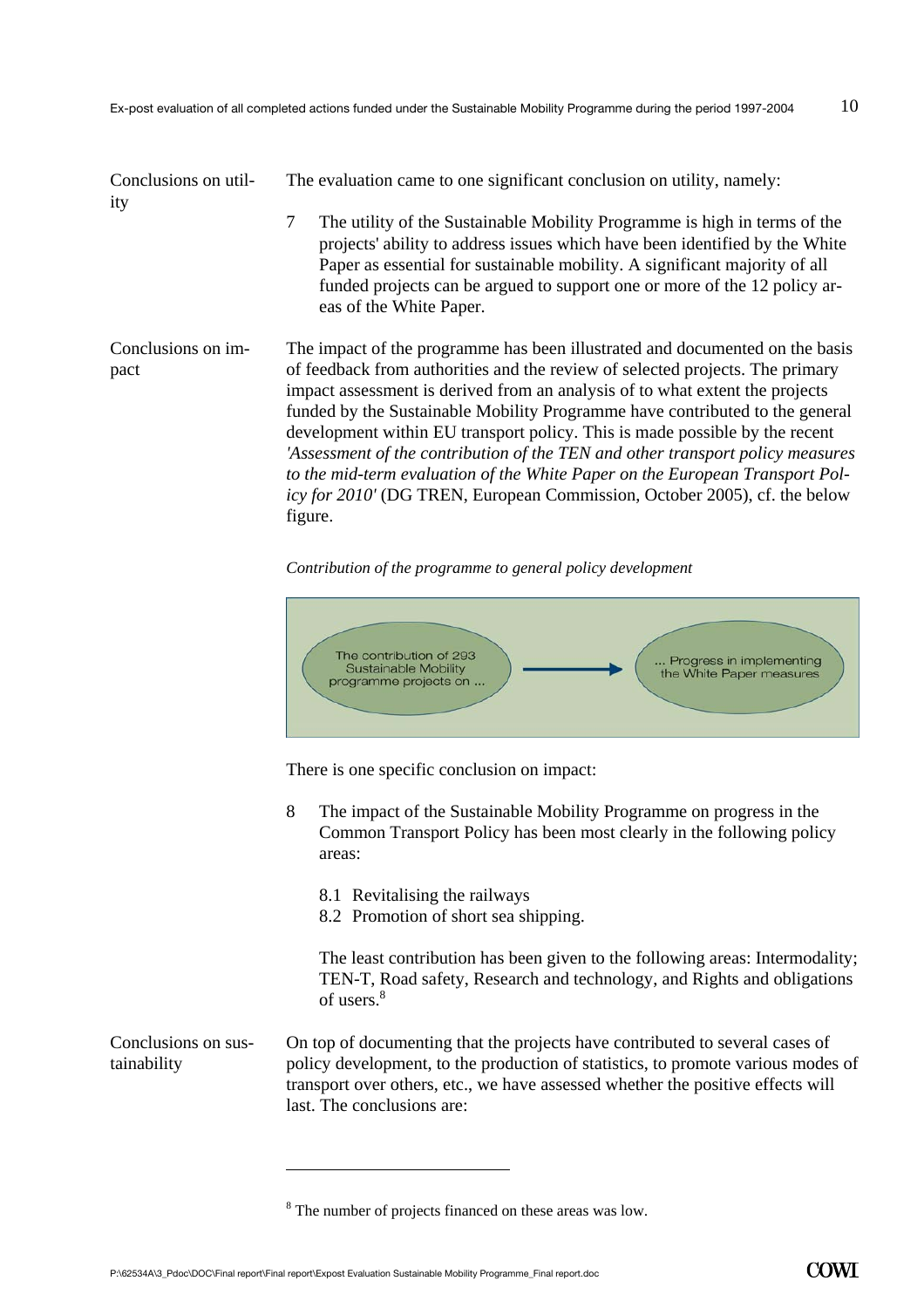**Conclusions on utility**

The evaluation came to one significant conclusion on utility, namely:

7 The utility of the Sustainable Mobility Programme is high in terms of the projects' ability to address issues which have been identified by the White Paper as essential for sustainable mobility. A significant majority of all funded projects can be argued to support one or more of the 12 policy areas of the White Paper.

**Conclusions on impact**

The impact of the programme has been illustrated and documented on the basis of feedback from authorities and the review of selected projects. The primary impact assessment is derived from an analysis of to what extent the projects funded by the Sustainable Mobility Programme have contributed to the general development within EU transport policy. This is made possible by the recent *'Assessment of the contribution of the TEN and other transport policy measures to the mid-term evaluation of the White Paper on the European Transport Policy for 2010'* (DG TREN, European Commission, October 2005), cf. the below figure.

*Contribution of the programme to general policy development*

The contribution of 293 Sustainable Mobility programme projects on ... → ... Progress in implementing the White Paper measures

There is one specific conclusion on impact:

8 The impact of the Sustainable Mobility Programme on progress in the Common Transport Policy has been most clearly in the following policy areas:

8.1 Revitalising the railways
8.2 Promotion of short sea shipping.

The least contribution has been given to the following areas: Intermodality; TEN-T, Road safety, Research and technology, and Rights and obligations of users.[8]

**Conclusions on sustainability**

On top of documenting that the projects have contributed to several cases of policy development, to the production of statistics, to promote various modes of transport over others, etc., we have assessed whether the positive effects will last. The conclusions are:

[8] The number of projects financed on these areas was low.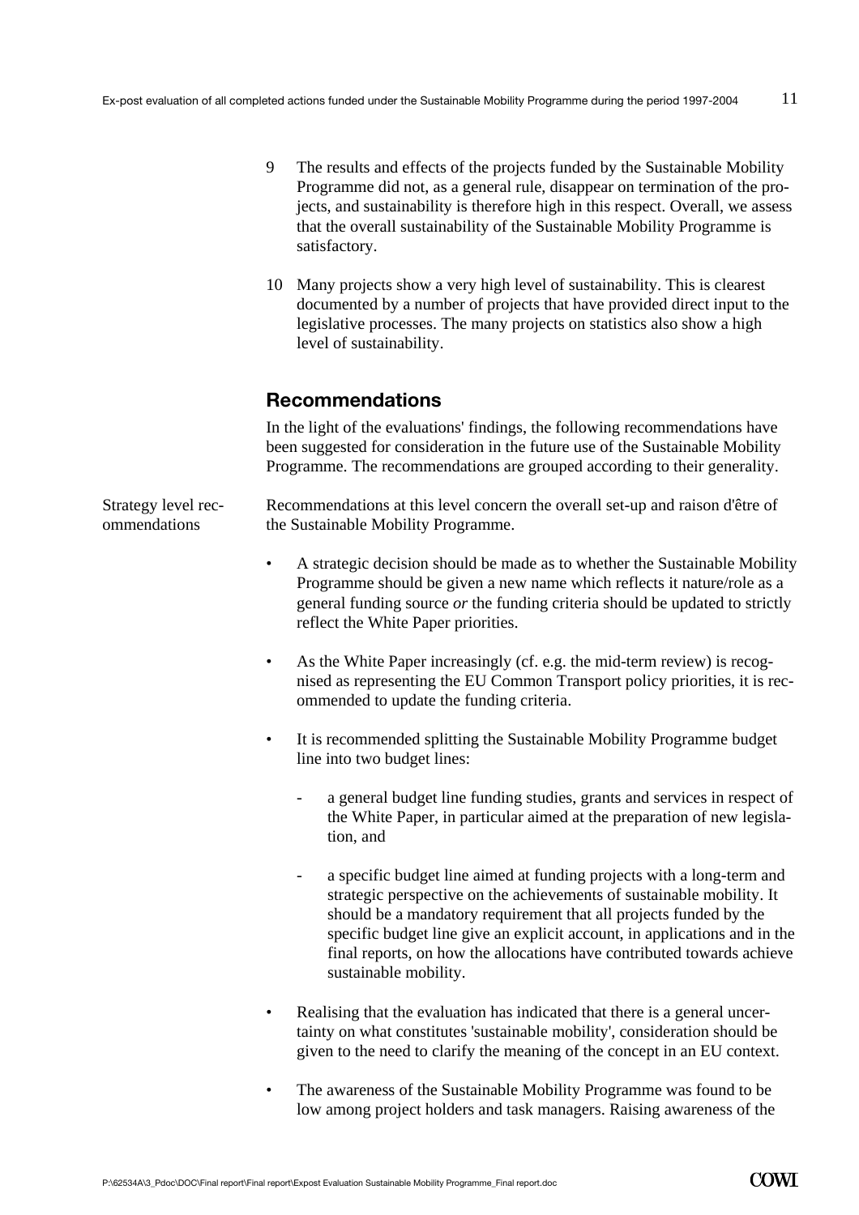9 The results and effects of the projects funded by the Sustainable Mobility Programme did not, as a general rule, disappear on termination of the projects, and sustainability is therefore high in this respect. Overall, we assess that the overall sustainability of the Sustainable Mobility Programme is satisfactory.

10 Many projects show a very high level of sustainability. This is clearest documented by a number of projects that have provided direct input to the legislative processes. The many projects on statistics also show a high level of sustainability.

## Recommendations

In the light of the evaluations' findings, the following recommendations have been suggested for consideration in the future use of the Sustainable Mobility Programme. The recommendations are grouped according to their generality.

Strategy level recommendations

Recommendations at this level concern the overall set-up and raison d'être of the Sustainable Mobility Programme.

- A strategic decision should be made as to whether the Sustainable Mobility Programme should be given a new name which reflects it nature/role as a general funding source *or* the funding criteria should be updated to strictly reflect the White Paper priorities.
- As the White Paper increasingly (cf. e.g. the mid-term review) is recognised as representing the EU Common Transport policy priorities, it is recommended to update the funding criteria.
- It is recommended splitting the Sustainable Mobility Programme budget line into two budget lines:
  - a general budget line funding studies, grants and services in respect of the White Paper, in particular aimed at the preparation of new legislation, and
  - a specific budget line aimed at funding projects with a long-term and strategic perspective on the achievements of sustainable mobility. It should be a mandatory requirement that all projects funded by the specific budget line give an explicit account, in applications and in the final reports, on how the allocations have contributed towards achieve sustainable mobility.
- Realising that the evaluation has indicated that there is a general uncertainty on what constitutes 'sustainable mobility', consideration should be given to the need to clarify the meaning of the concept in an EU context.
- The awareness of the Sustainable Mobility Programme was found to be low among project holders and task managers. Raising awareness of the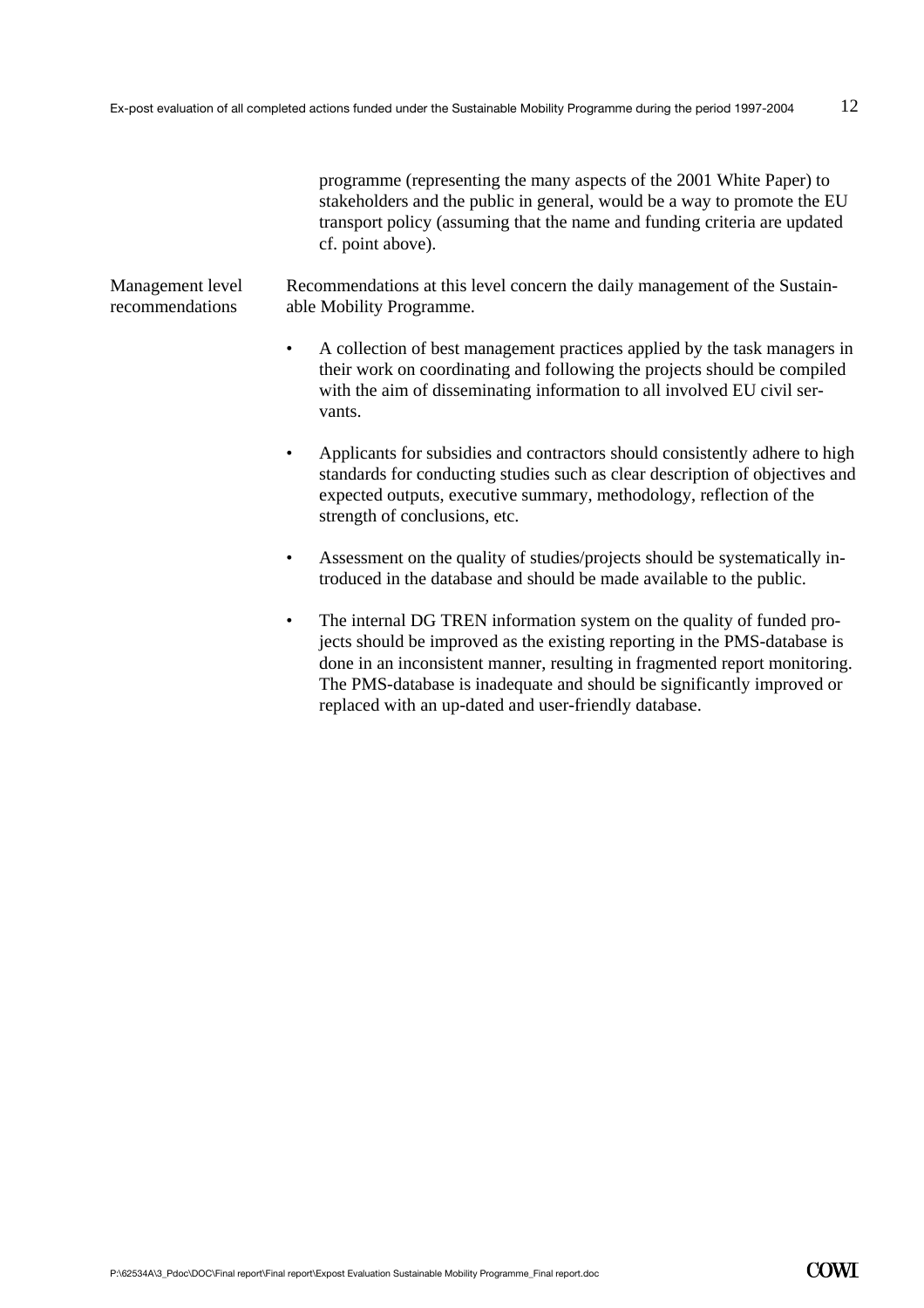programme (representing the many aspects of the 2001 White Paper) to stakeholders and the public in general, would be a way to promote the EU transport policy (assuming that the name and funding criteria are updated cf. point above).

**Management level recommendations**

Recommendations at this level concern the daily management of the Sustainable Mobility Programme.

- A collection of best management practices applied by the task managers in their work on coordinating and following the projects should be compiled with the aim of disseminating information to all involved EU civil servants.

- Applicants for subsidies and contractors should consistently adhere to high standards for conducting studies such as clear description of objectives and expected outputs, executive summary, methodology, reflection of the strength of conclusions, etc.

- Assessment on the quality of studies/projects should be systematically introduced in the database and should be made available to the public.

- The internal DG TREN information system on the quality of funded projects should be improved as the existing reporting in the PMS-database is done in an inconsistent manner, resulting in fragmented report monitoring. The PMS-database is inadequate and should be significantly improved or replaced with an up-dated and user-friendly database.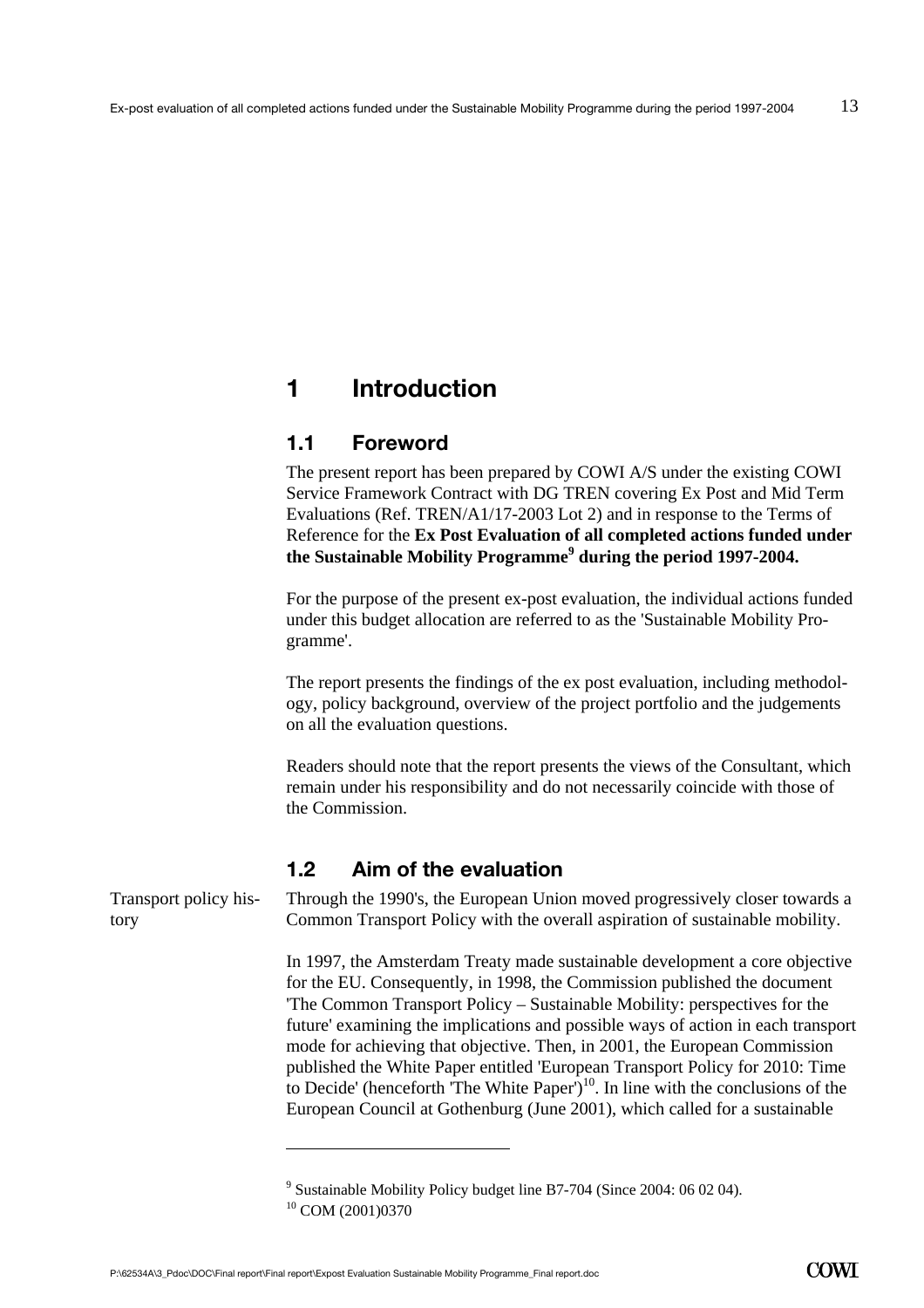# 1 Introduction

## 1.1 Foreword

The present report has been prepared by COWI A/S under the existing COWI Service Framework Contract with DG TREN covering Ex Post and Mid Term Evaluations (Ref. TREN/A1/17-2003 Lot 2) and in response to the Terms of Reference for the **Ex Post Evaluation of all completed actions funded under the Sustainable Mobility Programme[9] during the period 1997-2004.**

For the purpose of the present ex-post evaluation, the individual actions funded under this budget allocation are referred to as the 'Sustainable Mobility Programme'.

The report presents the findings of the ex post evaluation, including methodology, policy background, overview of the project portfolio and the judgements on all the evaluation questions.

Readers should note that the report presents the views of the Consultant, which remain under his responsibility and do not necessarily coincide with those of the Commission.

## 1.2 Aim of the evaluation

Transport policy history

Through the 1990's, the European Union moved progressively closer towards a Common Transport Policy with the overall aspiration of sustainable mobility.

In 1997, the Amsterdam Treaty made sustainable development a core objective for the EU. Consequently, in 1998, the Commission published the document 'The Common Transport Policy – Sustainable Mobility: perspectives for the future' examining the implications and possible ways of action in each transport mode for achieving that objective. Then, in 2001, the European Commission published the White Paper entitled 'European Transport Policy for 2010: Time to Decide' (henceforth 'The White Paper')[10]. In line with the conclusions of the European Council at Gothenburg (June 2001), which called for a sustainable

---

[9] Sustainable Mobility Policy budget line B7-704 (Since 2004: 06 02 04).

[10] COM (2001)0370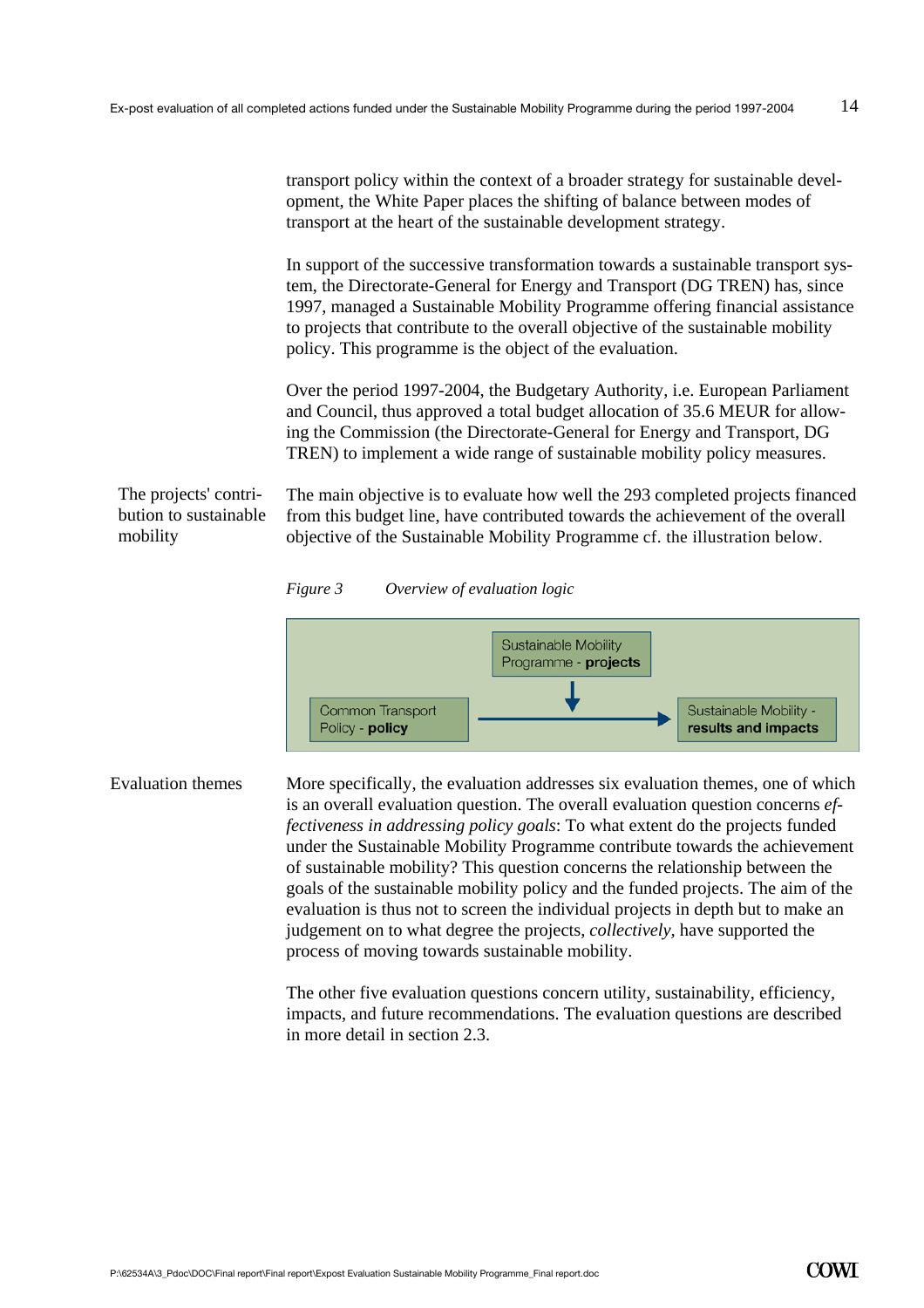transport policy within the context of a broader strategy for sustainable development, the White Paper places the shifting of balance between modes of transport at the heart of the sustainable development strategy.

In support of the successive transformation towards a sustainable transport system, the Directorate-General for Energy and Transport (DG TREN) has, since 1997, managed a Sustainable Mobility Programme offering financial assistance to projects that contribute to the overall objective of the sustainable mobility policy. This programme is the object of the evaluation.

Over the period 1997-2004, the Budgetary Authority, i.e. European Parliament and Council, thus approved a total budget allocation of 35.6 MEUR for allowing the Commission (the Directorate-General for Energy and Transport, DG TREN) to implement a wide range of sustainable mobility policy measures.

**The projects' contribution to sustainable mobility**

The main objective is to evaluate how well the 293 completed projects financed from this budget line, have contributed towards the achievement of the overall objective of the Sustainable Mobility Programme cf. the illustration below.

*Figure 3 Overview of evaluation logic*

Sustainable Mobility Programme - **projects**

Common Transport Policy - **policy** → Sustainable Mobility - **results and impacts**

**Evaluation themes**

More specifically, the evaluation addresses six evaluation themes, one of which is an overall evaluation question. The overall evaluation question concerns *effectiveness in addressing policy goals*: To what extent do the projects funded under the Sustainable Mobility Programme contribute towards the achievement of sustainable mobility? This question concerns the relationship between the goals of the sustainable mobility policy and the funded projects. The aim of the evaluation is thus not to screen the individual projects in depth but to make an judgement on to what degree the projects, *collectively*, have supported the process of moving towards sustainable mobility.

The other five evaluation questions concern utility, sustainability, efficiency, impacts, and future recommendations. The evaluation questions are described in more detail in section 2.3.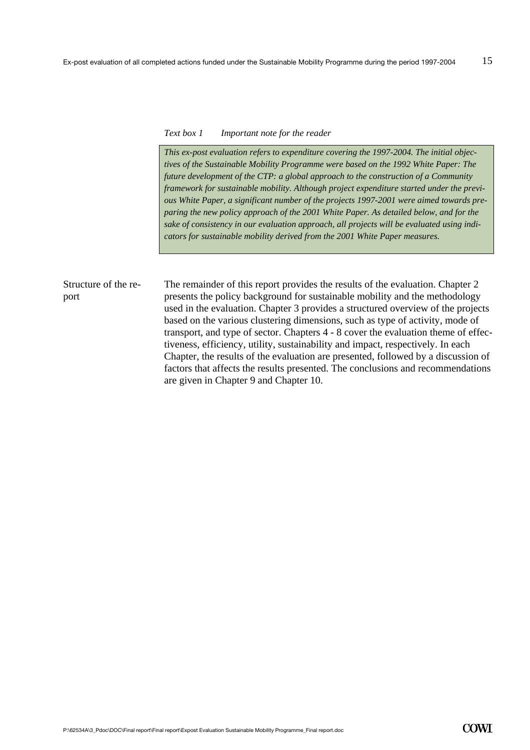*Text box 1 Important note for the reader*

> *This ex-post evaluation refers to expenditure covering the 1997-2004. The initial objectives of the Sustainable Mobility Programme were based on the 1992 White Paper: The future development of the CTP: a global approach to the construction of a Community framework for sustainable mobility. Although project expenditure started under the previous White Paper, a significant number of the projects 1997-2001 were aimed towards preparing the new policy approach of the 2001 White Paper. As detailed below, and for the sake of consistency in our evaluation approach, all projects will be evaluated using indicators for sustainable mobility derived from the 2001 White Paper measures.*

Structure of the report

The remainder of this report provides the results of the evaluation. Chapter 2 presents the policy background for sustainable mobility and the methodology used in the evaluation. Chapter 3 provides a structured overview of the projects based on the various clustering dimensions, such as type of activity, mode of transport, and type of sector. Chapters 4 - 8 cover the evaluation theme of effectiveness, efficiency, utility, sustainability and impact, respectively. In each Chapter, the results of the evaluation are presented, followed by a discussion of factors that affects the results presented. The conclusions and recommendations are given in Chapter 9 and Chapter 10.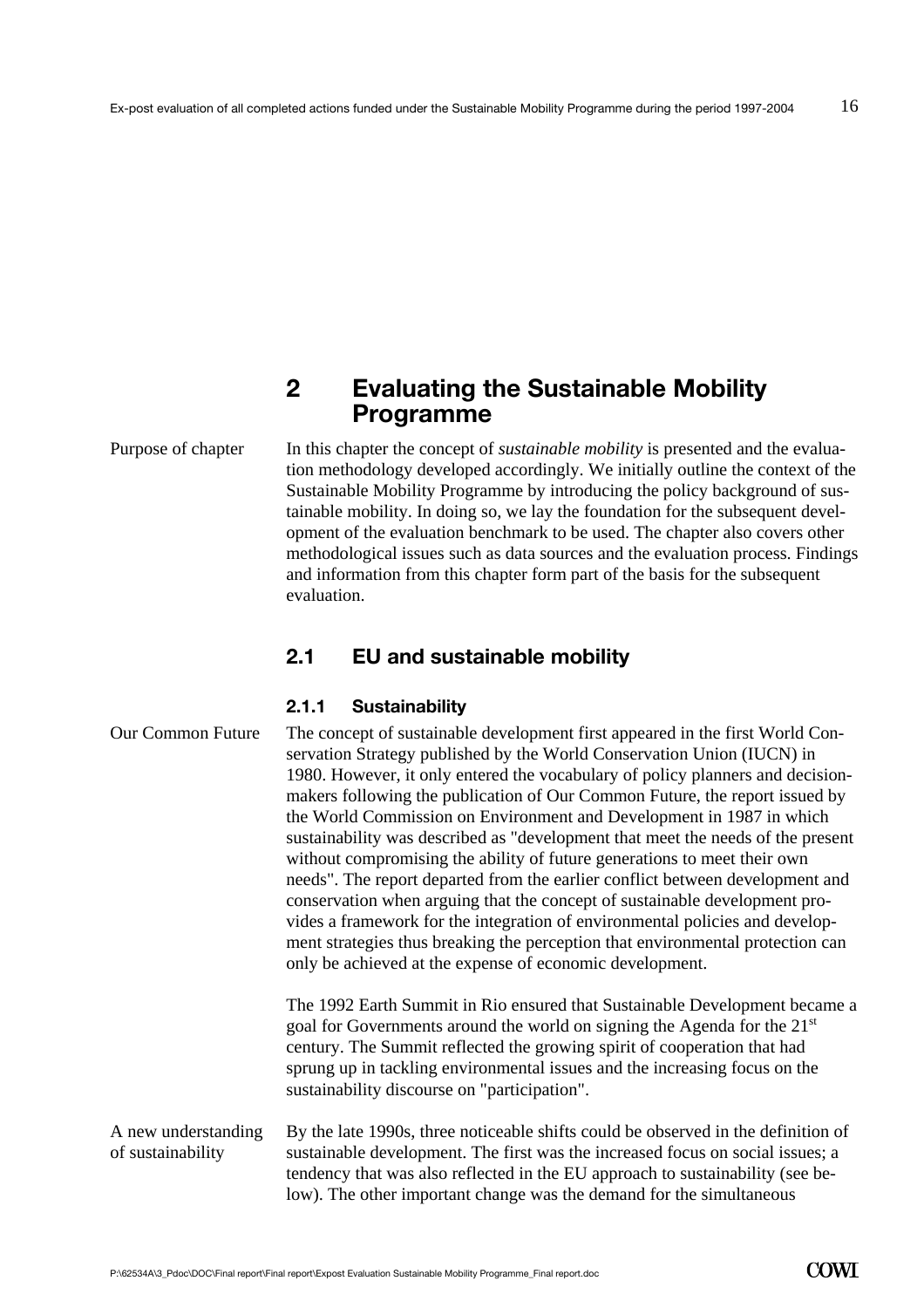# 2 Evaluating the Sustainable Mobility Programme

Purpose of chapter

In this chapter the concept of *sustainable mobility* is presented and the evaluation methodology developed accordingly. We initially outline the context of the Sustainable Mobility Programme by introducing the policy background of sustainable mobility. In doing so, we lay the foundation for the subsequent development of the evaluation benchmark to be used. The chapter also covers other methodological issues such as data sources and the evaluation process. Findings and information from this chapter form part of the basis for the subsequent evaluation.

## 2.1 EU and sustainable mobility

### 2.1.1 Sustainability

Our Common Future

The concept of sustainable development first appeared in the first World Conservation Strategy published by the World Conservation Union (IUCN) in 1980. However, it only entered the vocabulary of policy planners and decision-makers following the publication of Our Common Future, the report issued by the World Commission on Environment and Development in 1987 in which sustainability was described as "development that meet the needs of the present without compromising the ability of future generations to meet their own needs". The report departed from the earlier conflict between development and conservation when arguing that the concept of sustainable development provides a framework for the integration of environmental policies and development strategies thus breaking the perception that environmental protection can only be achieved at the expense of economic development.

The 1992 Earth Summit in Rio ensured that Sustainable Development became a goal for Governments around the world on signing the Agenda for the 21st century. The Summit reflected the growing spirit of cooperation that had sprung up in tackling environmental issues and the increasing focus on the sustainability discourse on "participation".

A new understanding of sustainability

By the late 1990s, three noticeable shifts could be observed in the definition of sustainable development. The first was the increased focus on social issues; a tendency that was also reflected in the EU approach to sustainability (see below). The other important change was the demand for the simultaneous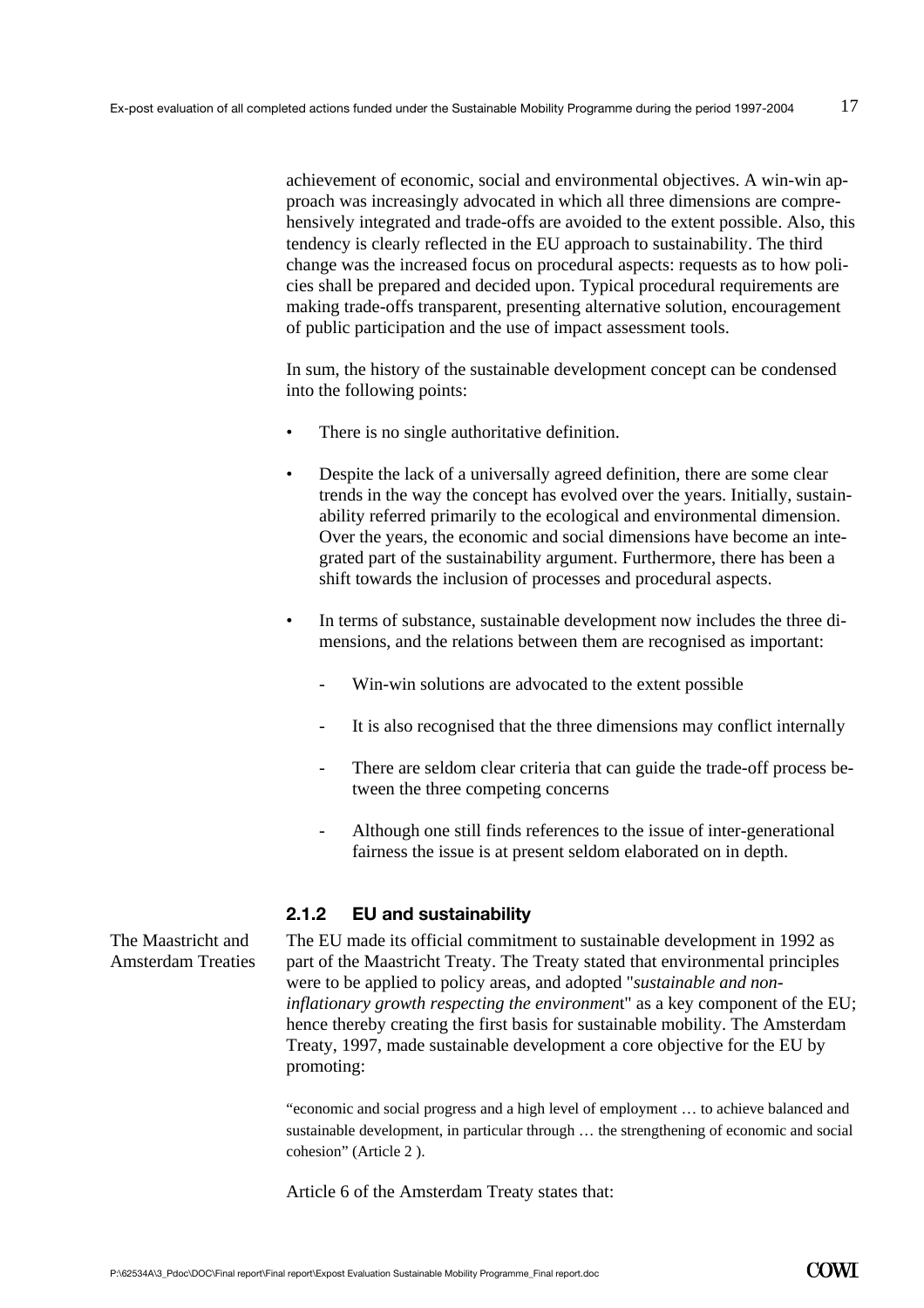achievement of economic, social and environmental objectives. A win-win approach was increasingly advocated in which all three dimensions are comprehensively integrated and trade-offs are avoided to the extent possible. Also, this tendency is clearly reflected in the EU approach to sustainability. The third change was the increased focus on procedural aspects: requests as to how policies shall be prepared and decided upon. Typical procedural requirements are making trade-offs transparent, presenting alternative solution, encouragement of public participation and the use of impact assessment tools.

In sum, the history of the sustainable development concept can be condensed into the following points:

- There is no single authoritative definition.
- Despite the lack of a universally agreed definition, there are some clear trends in the way the concept has evolved over the years. Initially, sustainability referred primarily to the ecological and environmental dimension. Over the years, the economic and social dimensions have become an integrated part of the sustainability argument. Furthermore, there has been a shift towards the inclusion of processes and procedural aspects.
- In terms of substance, sustainable development now includes the three dimensions, and the relations between them are recognised as important:
  - Win-win solutions are advocated to the extent possible
  - It is also recognised that the three dimensions may conflict internally
  - There are seldom clear criteria that can guide the trade-off process between the three competing concerns
  - Although one still finds references to the issue of inter-generational fairness the issue is at present seldom elaborated on in depth.

### 2.1.2 EU and sustainability

The Maastricht and Amsterdam Treaties

The EU made its official commitment to sustainable development in 1992 as part of the Maastricht Treaty. The Treaty stated that environmental principles were to be applied to policy areas, and adopted "*sustainable and non-inflationary growth respecting the environment*" as a key component of the EU; hence thereby creating the first basis for sustainable mobility. The Amsterdam Treaty, 1997, made sustainable development a core objective for the EU by promoting:

"economic and social progress and a high level of employment … to achieve balanced and sustainable development, in particular through … the strengthening of economic and social cohesion" (Article 2 ).

Article 6 of the Amsterdam Treaty states that: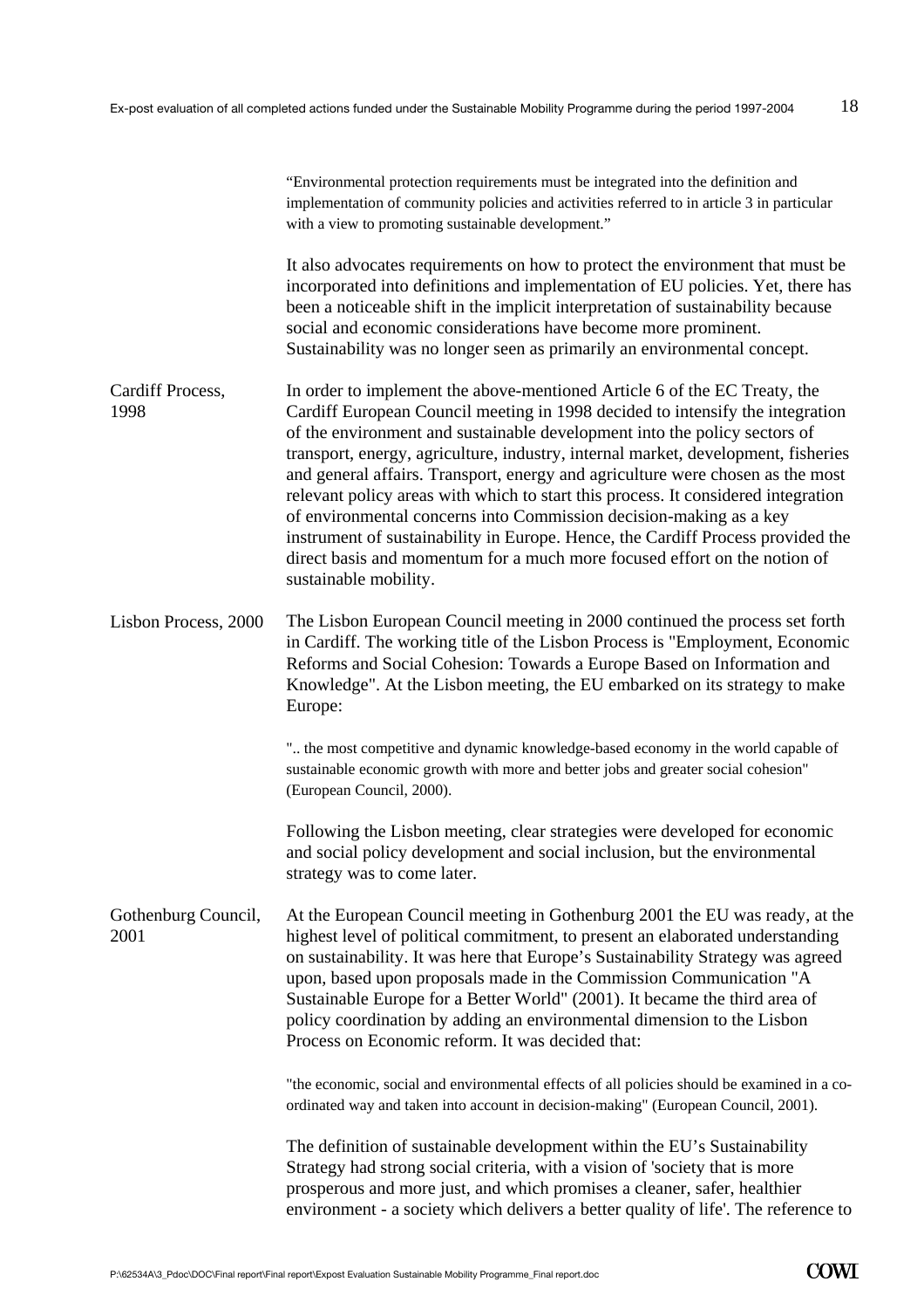"Environmental protection requirements must be integrated into the definition and implementation of community policies and activities referred to in article 3 in particular with a view to promoting sustainable development."

It also advocates requirements on how to protect the environment that must be incorporated into definitions and implementation of EU policies. Yet, there has been a noticeable shift in the implicit interpretation of sustainability because social and economic considerations have become more prominent. Sustainability was no longer seen as primarily an environmental concept.

**Cardiff Process, 1998**

In order to implement the above-mentioned Article 6 of the EC Treaty, the Cardiff European Council meeting in 1998 decided to intensify the integration of the environment and sustainable development into the policy sectors of transport, energy, agriculture, industry, internal market, development, fisheries and general affairs. Transport, energy and agriculture were chosen as the most relevant policy areas with which to start this process. It considered integration of environmental concerns into Commission decision-making as a key instrument of sustainability in Europe. Hence, the Cardiff Process provided the direct basis and momentum for a much more focused effort on the notion of sustainable mobility.

**Lisbon Process, 2000**

The Lisbon European Council meeting in 2000 continued the process set forth in Cardiff. The working title of the Lisbon Process is "Employment, Economic Reforms and Social Cohesion: Towards a Europe Based on Information and Knowledge". At the Lisbon meeting, the EU embarked on its strategy to make Europe:

".. the most competitive and dynamic knowledge-based economy in the world capable of sustainable economic growth with more and better jobs and greater social cohesion" (European Council, 2000).

Following the Lisbon meeting, clear strategies were developed for economic and social policy development and social inclusion, but the environmental strategy was to come later.

**Gothenburg Council, 2001**

At the European Council meeting in Gothenburg 2001 the EU was ready, at the highest level of political commitment, to present an elaborated understanding on sustainability. It was here that Europe's Sustainability Strategy was agreed upon, based upon proposals made in the Commission Communication "A Sustainable Europe for a Better World" (2001). It became the third area of policy coordination by adding an environmental dimension to the Lisbon Process on Economic reform. It was decided that:

"the economic, social and environmental effects of all policies should be examined in a co-ordinated way and taken into account in decision-making" (European Council, 2001).

The definition of sustainable development within the EU's Sustainability Strategy had strong social criteria, with a vision of 'society that is more prosperous and more just, and which promises a cleaner, safer, healthier environment - a society which delivers a better quality of life'. The reference to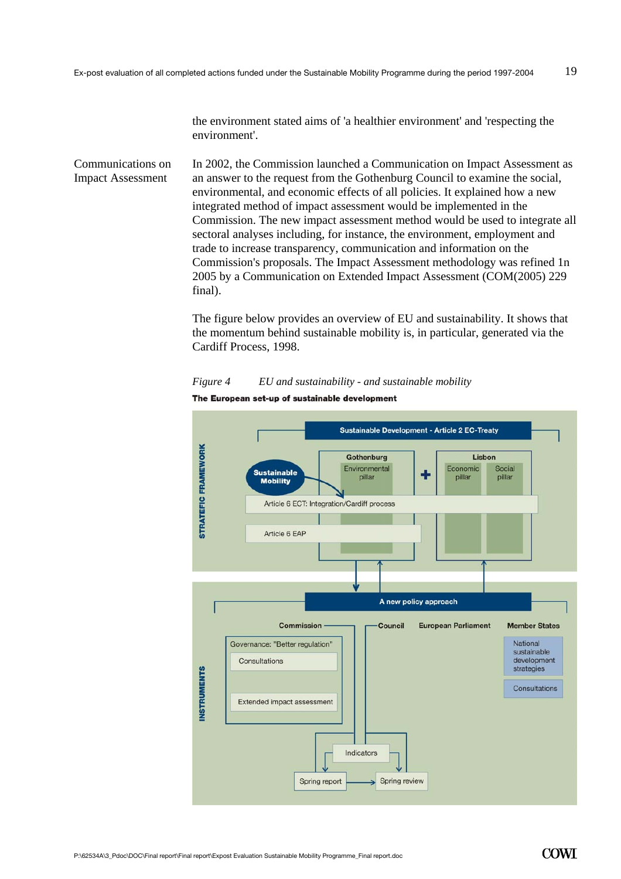the environment stated aims of 'a healthier environment' and 'respecting the environment'.

**Communications on Impact Assessment**

In 2002, the Commission launched a Communication on Impact Assessment as an answer to the request from the Gothenburg Council to examine the social, environmental, and economic effects of all policies. It explained how a new integrated method of impact assessment would be implemented in the Commission. The new impact assessment method would be used to integrate all sectoral analyses including, for instance, the environment, employment and trade to increase transparency, communication and information on the Commission's proposals. The Impact Assessment methodology was refined 1n 2005 by a Communication on Extended Impact Assessment (COM(2005) 229 final).

The figure below provides an overview of EU and sustainability. It shows that the momentum behind sustainable mobility is, in particular, generated via the Cardiff Process, 1998.

*Figure 4 EU and sustainability - and sustainable mobility*

**The European set-up of sustainable development**

STRATEGIC FRAMEWORK

Sustainable Development - Article 2 EC-Treaty

Sustainable Mobility

Gothenburg: Environmental pillar

Lisbon: Economic pillar, Social pillar

Article 6 ECT: Integration/Cardiff process

Article 6 EAP

INSTRUMENTS

A new policy approach

Commission — Governance: "Better regulation"; Consultations; Extended impact assessment

Council

European Parliament

Member States — National sustainable development strategies; Consultations

Indicators

Spring report → Spring review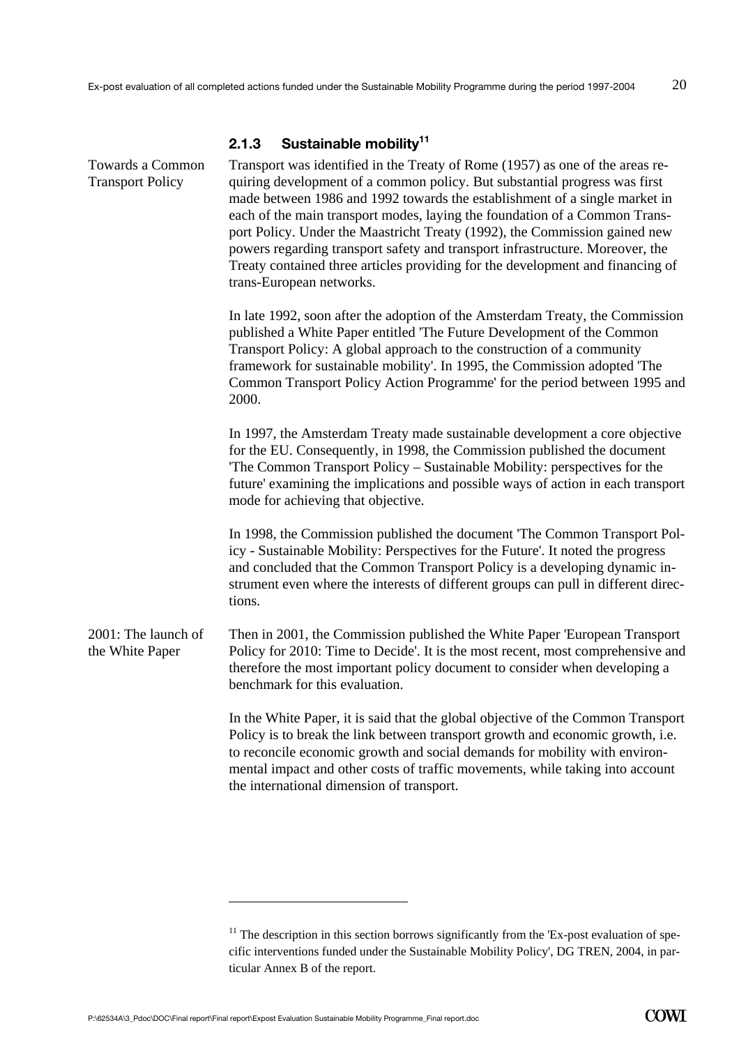### 2.1.3 Sustainable mobility[11]

Towards a Common Transport Policy

Transport was identified in the Treaty of Rome (1957) as one of the areas requiring development of a common policy. But substantial progress was first made between 1986 and 1992 towards the establishment of a single market in each of the main transport modes, laying the foundation of a Common Transport Policy. Under the Maastricht Treaty (1992), the Commission gained new powers regarding transport safety and transport infrastructure. Moreover, the Treaty contained three articles providing for the development and financing of trans-European networks.

In late 1992, soon after the adoption of the Amsterdam Treaty, the Commission published a White Paper entitled 'The Future Development of the Common Transport Policy: A global approach to the construction of a community framework for sustainable mobility'. In 1995, the Commission adopted 'The Common Transport Policy Action Programme' for the period between 1995 and 2000.

In 1997, the Amsterdam Treaty made sustainable development a core objective for the EU. Consequently, in 1998, the Commission published the document 'The Common Transport Policy – Sustainable Mobility: perspectives for the future' examining the implications and possible ways of action in each transport mode for achieving that objective.

In 1998, the Commission published the document 'The Common Transport Policy - Sustainable Mobility: Perspectives for the Future'. It noted the progress and concluded that the Common Transport Policy is a developing dynamic instrument even where the interests of different groups can pull in different directions.

2001: The launch of the White Paper

Then in 2001, the Commission published the White Paper 'European Transport Policy for 2010: Time to Decide'. It is the most recent, most comprehensive and therefore the most important policy document to consider when developing a benchmark for this evaluation.

In the White Paper, it is said that the global objective of the Common Transport Policy is to break the link between transport growth and economic growth, i.e. to reconcile economic growth and social demands for mobility with environmental impact and other costs of traffic movements, while taking into account the international dimension of transport.

---

[11] The description in this section borrows significantly from the 'Ex-post evaluation of specific interventions funded under the Sustainable Mobility Policy', DG TREN, 2004, in particular Annex B of the report.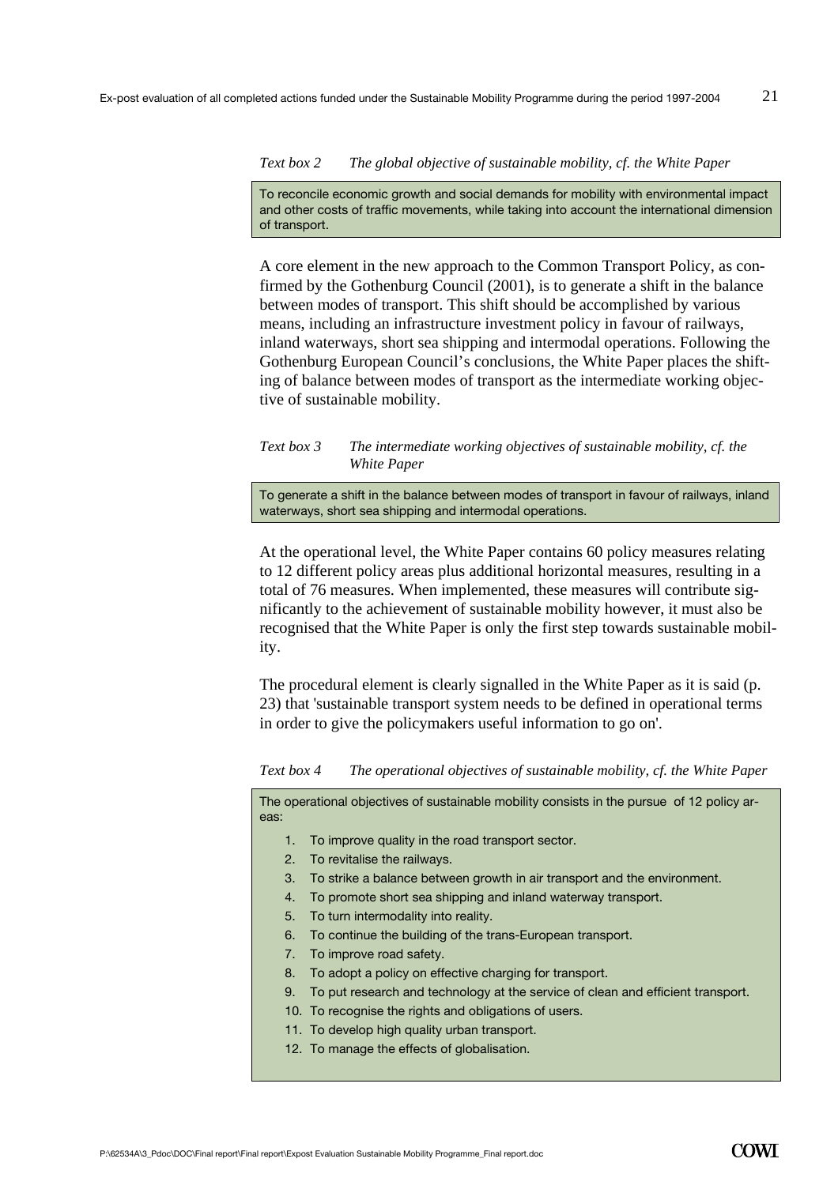*Text box 2 The global objective of sustainable mobility, cf. the White Paper*

> To reconcile economic growth and social demands for mobility with environmental impact and other costs of traffic movements, while taking into account the international dimension of transport.

A core element in the new approach to the Common Transport Policy, as confirmed by the Gothenburg Council (2001), is to generate a shift in the balance between modes of transport. This shift should be accomplished by various means, including an infrastructure investment policy in favour of railways, inland waterways, short sea shipping and intermodal operations. Following the Gothenburg European Council's conclusions, the White Paper places the shifting of balance between modes of transport as the intermediate working objective of sustainable mobility.

*Text box 3 The intermediate working objectives of sustainable mobility, cf. the White Paper*

> To generate a shift in the balance between modes of transport in favour of railways, inland waterways, short sea shipping and intermodal operations.

At the operational level, the White Paper contains 60 policy measures relating to 12 different policy areas plus additional horizontal measures, resulting in a total of 76 measures. When implemented, these measures will contribute significantly to the achievement of sustainable mobility however, it must also be recognised that the White Paper is only the first step towards sustainable mobility.

The procedural element is clearly signalled in the White Paper as it is said (p. 23) that 'sustainable transport system needs to be defined in operational terms in order to give the policymakers useful information to go on'.

*Text box 4 The operational objectives of sustainable mobility, cf. the White Paper*

> The operational objectives of sustainable mobility consists in the pursue of 12 policy areas:
>
> 1. To improve quality in the road transport sector.
> 2. To revitalise the railways.
> 3. To strike a balance between growth in air transport and the environment.
> 4. To promote short sea shipping and inland waterway transport.
> 5. To turn intermodality into reality.
> 6. To continue the building of the trans-European transport.
> 7. To improve road safety.
> 8. To adopt a policy on effective charging for transport.
> 9. To put research and technology at the service of clean and efficient transport.
> 10. To recognise the rights and obligations of users.
> 11. To develop high quality urban transport.
> 12. To manage the effects of globalisation.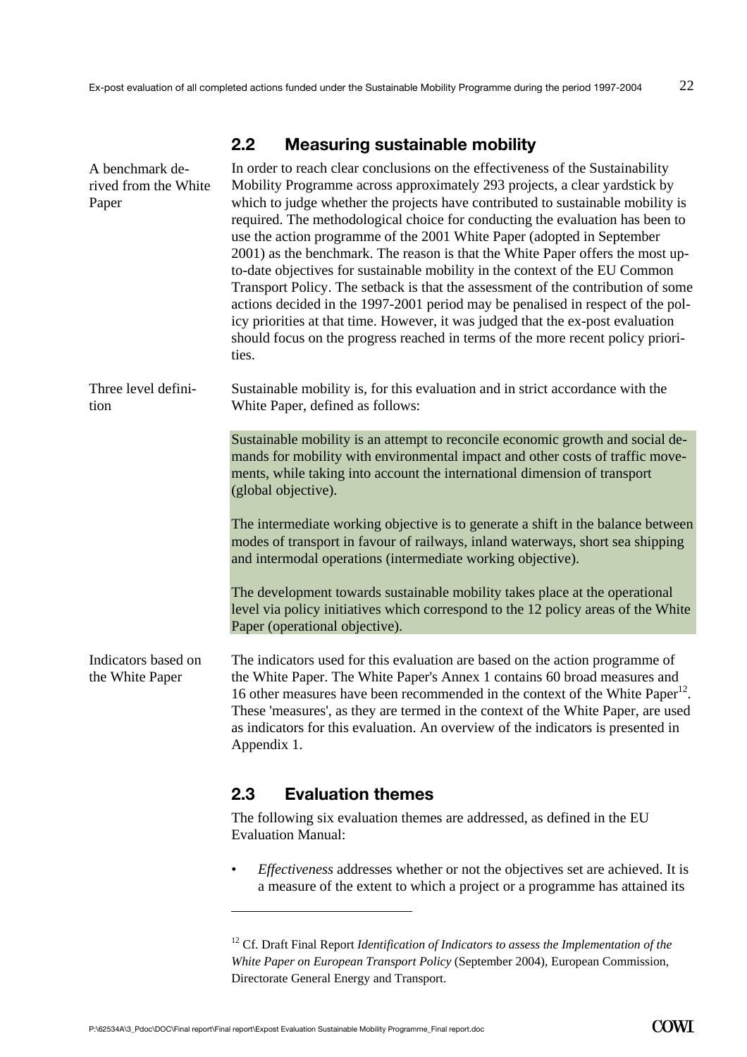## 2.2 Measuring sustainable mobility

A benchmark derived from the White Paper

In order to reach clear conclusions on the effectiveness of the Sustainability Mobility Programme across approximately 293 projects, a clear yardstick by which to judge whether the projects have contributed to sustainable mobility is required. The methodological choice for conducting the evaluation has been to use the action programme of the 2001 White Paper (adopted in September 2001) as the benchmark. The reason is that the White Paper offers the most up-to-date objectives for sustainable mobility in the context of the EU Common Transport Policy. The setback is that the assessment of the contribution of some actions decided in the 1997-2001 period may be penalised in respect of the policy priorities at that time. However, it was judged that the ex-post evaluation should focus on the progress reached in terms of the more recent policy priorities.

Three level definition

Sustainable mobility is, for this evaluation and in strict accordance with the White Paper, defined as follows:

> Sustainable mobility is an attempt to reconcile economic growth and social demands for mobility with environmental impact and other costs of traffic movements, while taking into account the international dimension of transport (global objective).
>
> The intermediate working objective is to generate a shift in the balance between modes of transport in favour of railways, inland waterways, short sea shipping and intermodal operations (intermediate working objective).
>
> The development towards sustainable mobility takes place at the operational level via policy initiatives which correspond to the 12 policy areas of the White Paper (operational objective).

Indicators based on the White Paper

The indicators used for this evaluation are based on the action programme of the White Paper. The White Paper's Annex 1 contains 60 broad measures and 16 other measures have been recommended in the context of the White Paper[12]. These 'measures', as they are termed in the context of the White Paper, are used as indicators for this evaluation. An overview of the indicators is presented in Appendix 1.

## 2.3 Evaluation themes

The following six evaluation themes are addressed, as defined in the EU Evaluation Manual:

- *Effectiveness* addresses whether or not the objectives set are achieved. It is a measure of the extent to which a project or a programme has attained its

---

[12] Cf. Draft Final Report *Identification of Indicators to assess the Implementation of the White Paper on European Transport Policy* (September 2004), European Commission, Directorate General Energy and Transport.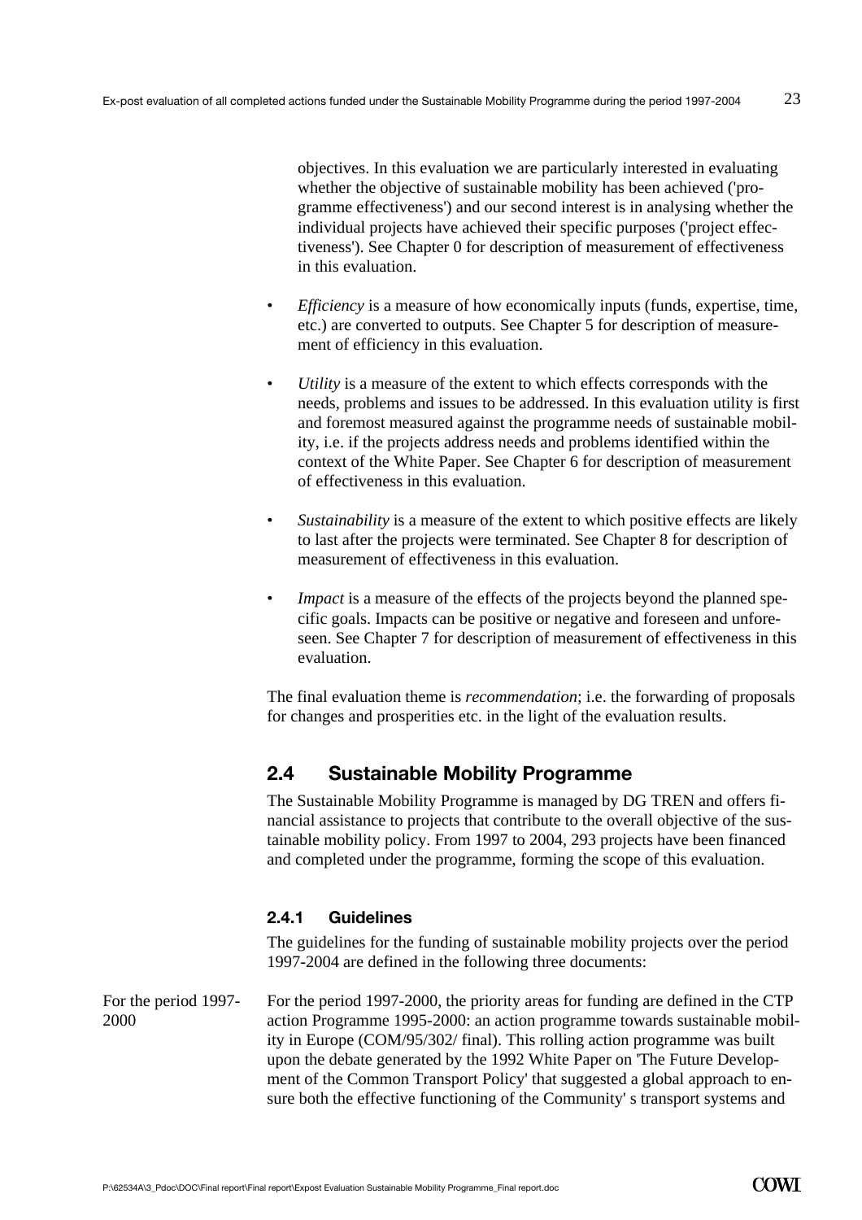objectives. In this evaluation we are particularly interested in evaluating whether the objective of sustainable mobility has been achieved ('programme effectiveness') and our second interest is in analysing whether the individual projects have achieved their specific purposes ('project effectiveness'). See Chapter 0 for description of measurement of effectiveness in this evaluation.

- *Efficiency* is a measure of how economically inputs (funds, expertise, time, etc.) are converted to outputs. See Chapter 5 for description of measurement of efficiency in this evaluation.
- *Utility* is a measure of the extent to which effects corresponds with the needs, problems and issues to be addressed. In this evaluation utility is first and foremost measured against the programme needs of sustainable mobility, i.e. if the projects address needs and problems identified within the context of the White Paper. See Chapter 6 for description of measurement of effectiveness in this evaluation.
- *Sustainability* is a measure of the extent to which positive effects are likely to last after the projects were terminated. See Chapter 8 for description of measurement of effectiveness in this evaluation.
- *Impact* is a measure of the effects of the projects beyond the planned specific goals. Impacts can be positive or negative and foreseen and unforeseen. See Chapter 7 for description of measurement of effectiveness in this evaluation.

The final evaluation theme is *recommendation*; i.e. the forwarding of proposals for changes and prosperities etc. in the light of the evaluation results.

## 2.4 Sustainable Mobility Programme

The Sustainable Mobility Programme is managed by DG TREN and offers financial assistance to projects that contribute to the overall objective of the sustainable mobility policy. From 1997 to 2004, 293 projects have been financed and completed under the programme, forming the scope of this evaluation.

### 2.4.1 Guidelines

The guidelines for the funding of sustainable mobility projects over the period 1997-2004 are defined in the following three documents:

For the period 1997-2000

For the period 1997-2000, the priority areas for funding are defined in the CTP action Programme 1995-2000: an action programme towards sustainable mobility in Europe (COM/95/302/ final). This rolling action programme was built upon the debate generated by the 1992 White Paper on 'The Future Development of the Common Transport Policy' that suggested a global approach to ensure both the effective functioning of the Community' s transport systems and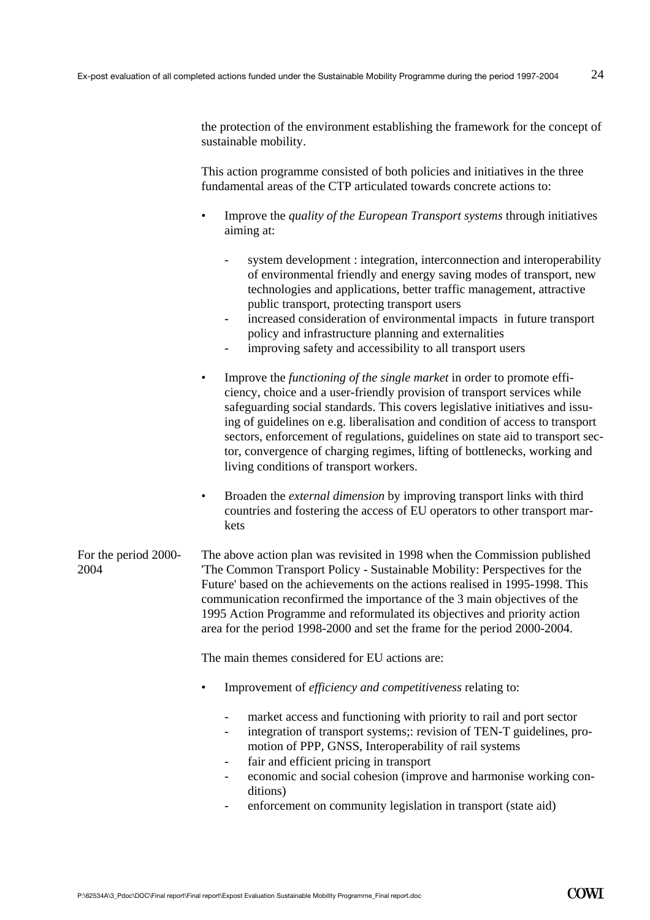the protection of the environment establishing the framework for the concept of sustainable mobility.

This action programme consisted of both policies and initiatives in the three fundamental areas of the CTP articulated towards concrete actions to:

- Improve the *quality of the European Transport systems* through initiatives aiming at:
  - system development : integration, interconnection and interoperability of environmental friendly and energy saving modes of transport, new technologies and applications, better traffic management, attractive public transport, protecting transport users
  - increased consideration of environmental impacts in future transport policy and infrastructure planning and externalities
  - improving safety and accessibility to all transport users
- Improve the *functioning of the single market* in order to promote efficiency, choice and a user-friendly provision of transport services while safeguarding social standards. This covers legislative initiatives and issuing of guidelines on e.g. liberalisation and condition of access to transport sectors, enforcement of regulations, guidelines on state aid to transport sector, convergence of charging regimes, lifting of bottlenecks, working and living conditions of transport workers.
- Broaden the *external dimension* by improving transport links with third countries and fostering the access of EU operators to other transport markets

For the period 2000-2004

The above action plan was revisited in 1998 when the Commission published 'The Common Transport Policy - Sustainable Mobility: Perspectives for the Future' based on the achievements on the actions realised in 1995-1998. This communication reconfirmed the importance of the 3 main objectives of the 1995 Action Programme and reformulated its objectives and priority action area for the period 1998-2000 and set the frame for the period 2000-2004.

The main themes considered for EU actions are:

- Improvement of *efficiency and competitiveness* relating to:
  - market access and functioning with priority to rail and port sector
  - integration of transport systems;: revision of TEN-T guidelines, promotion of PPP, GNSS, Interoperability of rail systems
  - fair and efficient pricing in transport
  - economic and social cohesion (improve and harmonise working conditions)
  - enforcement on community legislation in transport (state aid)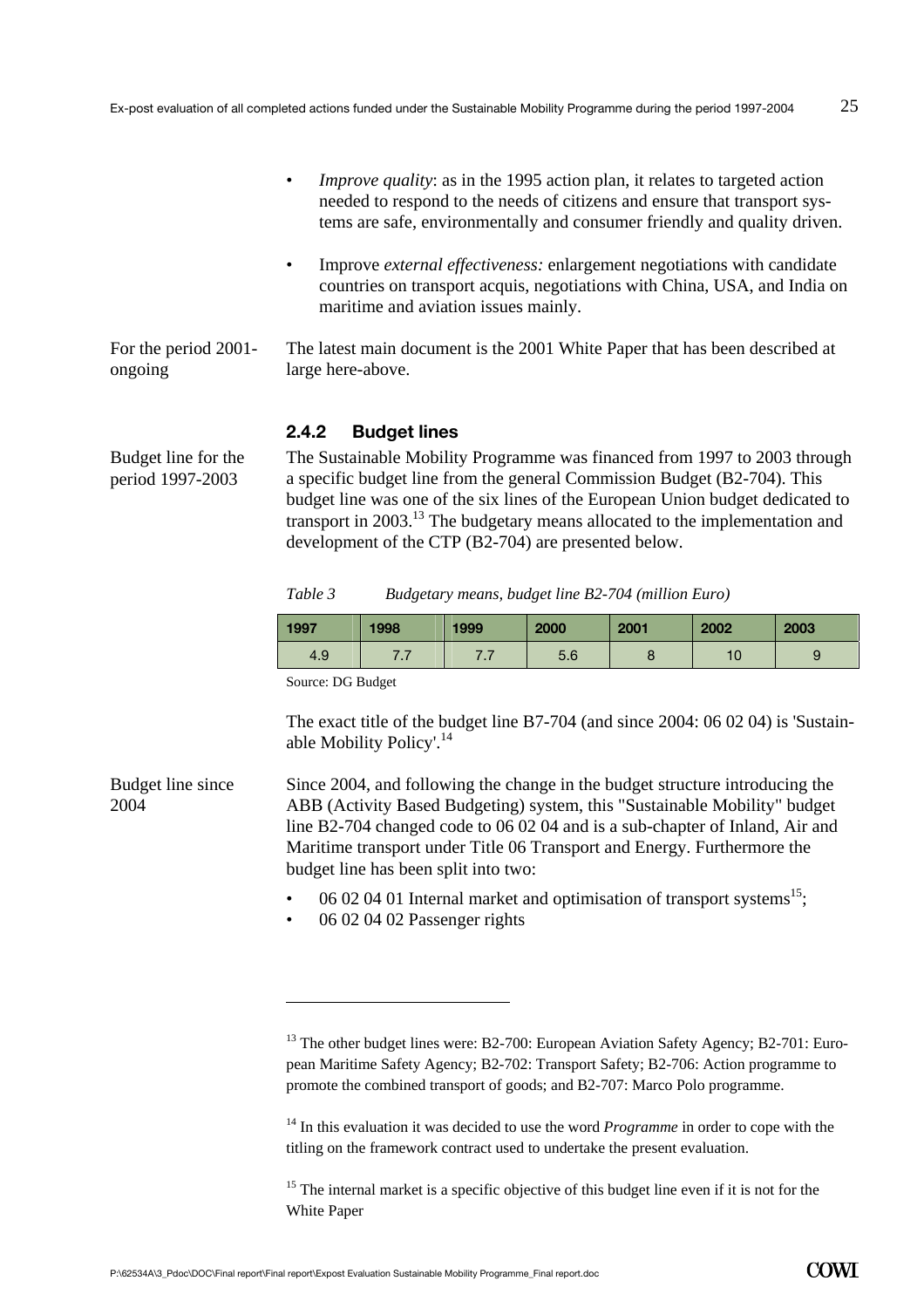- *Improve quality*: as in the 1995 action plan, it relates to targeted action needed to respond to the needs of citizens and ensure that transport systems are safe, environmentally and consumer friendly and quality driven.

- Improve *external effectiveness:* enlargement negotiations with candidate countries on transport acquis, negotiations with China, USA, and India on maritime and aviation issues mainly.

For the period 2001-ongoing

The latest main document is the 2001 White Paper that has been described at large here-above.

### 2.4.2 Budget lines

Budget line for the period 1997-2003

The Sustainable Mobility Programme was financed from 1997 to 2003 through a specific budget line from the general Commission Budget (B2-704). This budget line was one of the six lines of the European Union budget dedicated to transport in 2003.[13] The budgetary means allocated to the implementation and development of the CTP (B2-704) are presented below.

*Table 3 Budgetary means, budget line B2-704 (million Euro)*

| 1997 | 1998 | 1999 | 2000 | 2001 | 2002 | 2003 |
|---|---|---|---|---|---|---|
| 4.9 | 7.7 | 7.7 | 5.6 | 8 | 10 | 9 |

Source: DG Budget

The exact title of the budget line B7-704 (and since 2004: 06 02 04) is 'Sustainable Mobility Policy'.[14]

Budget line since 2004

Since 2004, and following the change in the budget structure introducing the ABB (Activity Based Budgeting) system, this "Sustainable Mobility" budget line B2-704 changed code to 06 02 04 and is a sub-chapter of Inland, Air and Maritime transport under Title 06 Transport and Energy. Furthermore the budget line has been split into two:

- 06 02 04 01 Internal market and optimisation of transport systems[15];
- 06 02 04 02 Passenger rights

---

[13] The other budget lines were: B2-700: European Aviation Safety Agency; B2-701: European Maritime Safety Agency; B2-702: Transport Safety; B2-706: Action programme to promote the combined transport of goods; and B2-707: Marco Polo programme.

[14] In this evaluation it was decided to use the word *Programme* in order to cope with the titling on the framework contract used to undertake the present evaluation.

[15] The internal market is a specific objective of this budget line even if it is not for the White Paper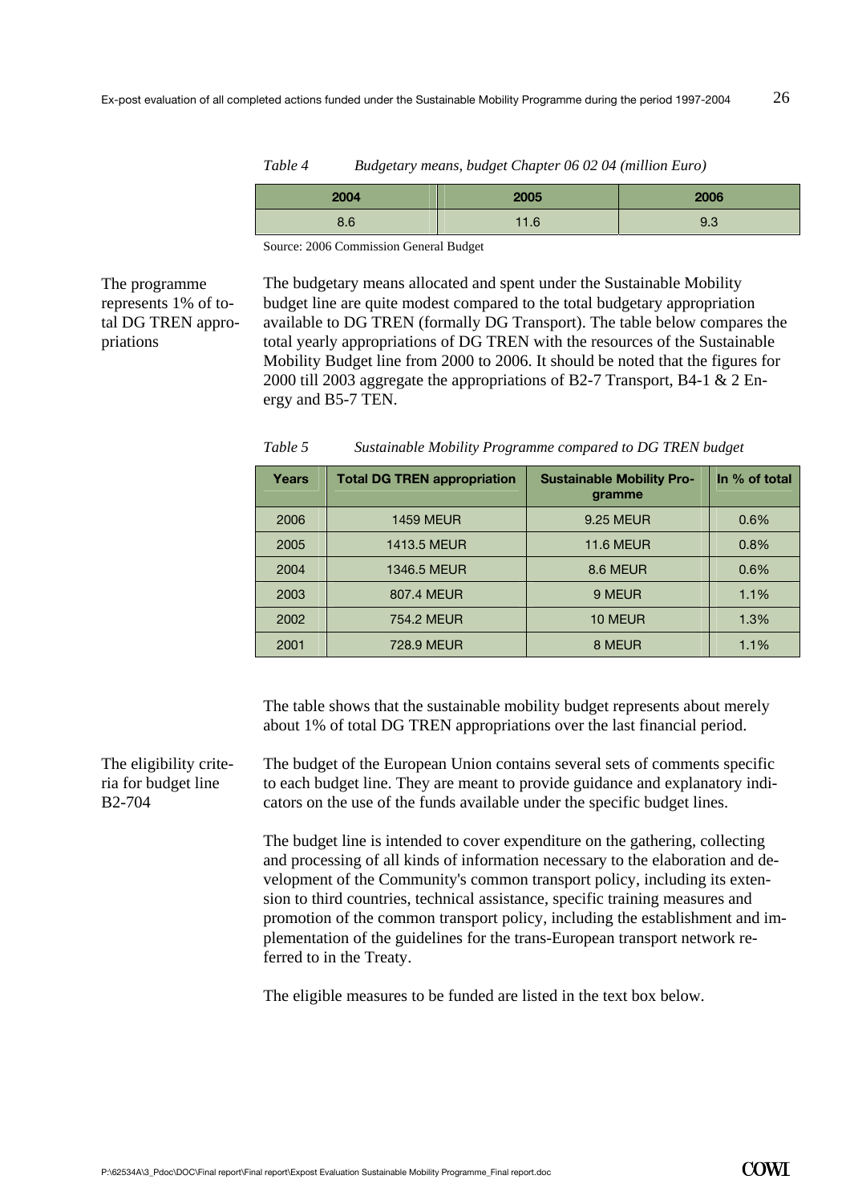*Table 4 Budgetary means, budget Chapter 06 02 04 (million Euro)*

| 2004 | 2005 | 2006 |
|---|---|---|
| 8.6 | 11.6 | 9.3 |

Source: 2006 Commission General Budget

The programme represents 1% of total DG TREN appropriations

The budgetary means allocated and spent under the Sustainable Mobility budget line are quite modest compared to the total budgetary appropriation available to DG TREN (formally DG Transport). The table below compares the total yearly appropriations of DG TREN with the resources of the Sustainable Mobility Budget line from 2000 to 2006. It should be noted that the figures for 2000 till 2003 aggregate the appropriations of B2-7 Transport, B4-1 & 2 Energy and B5-7 TEN.

*Table 5 Sustainable Mobility Programme compared to DG TREN budget*

| Years | Total DG TREN appropriation | Sustainable Mobility Programme | In % of total |
|---|---|---|---|
| 2006 | 1459 MEUR | 9.25 MEUR | 0.6% |
| 2005 | 1413.5 MEUR | 11.6 MEUR | 0.8% |
| 2004 | 1346.5 MEUR | 8.6 MEUR | 0.6% |
| 2003 | 807.4 MEUR | 9 MEUR | 1.1% |
| 2002 | 754.2 MEUR | 10 MEUR | 1.3% |
| 2001 | 728.9 MEUR | 8 MEUR | 1.1% |

The table shows that the sustainable mobility budget represents about merely about 1% of total DG TREN appropriations over the last financial period.

The eligibility criteria for budget line B2-704

The budget of the European Union contains several sets of comments specific to each budget line. They are meant to provide guidance and explanatory indicators on the use of the funds available under the specific budget lines.

The budget line is intended to cover expenditure on the gathering, collecting and processing of all kinds of information necessary to the elaboration and development of the Community's common transport policy, including its extension to third countries, technical assistance, specific training measures and promotion of the common transport policy, including the establishment and implementation of the guidelines for the trans-European transport network referred to in the Treaty.

The eligible measures to be funded are listed in the text box below.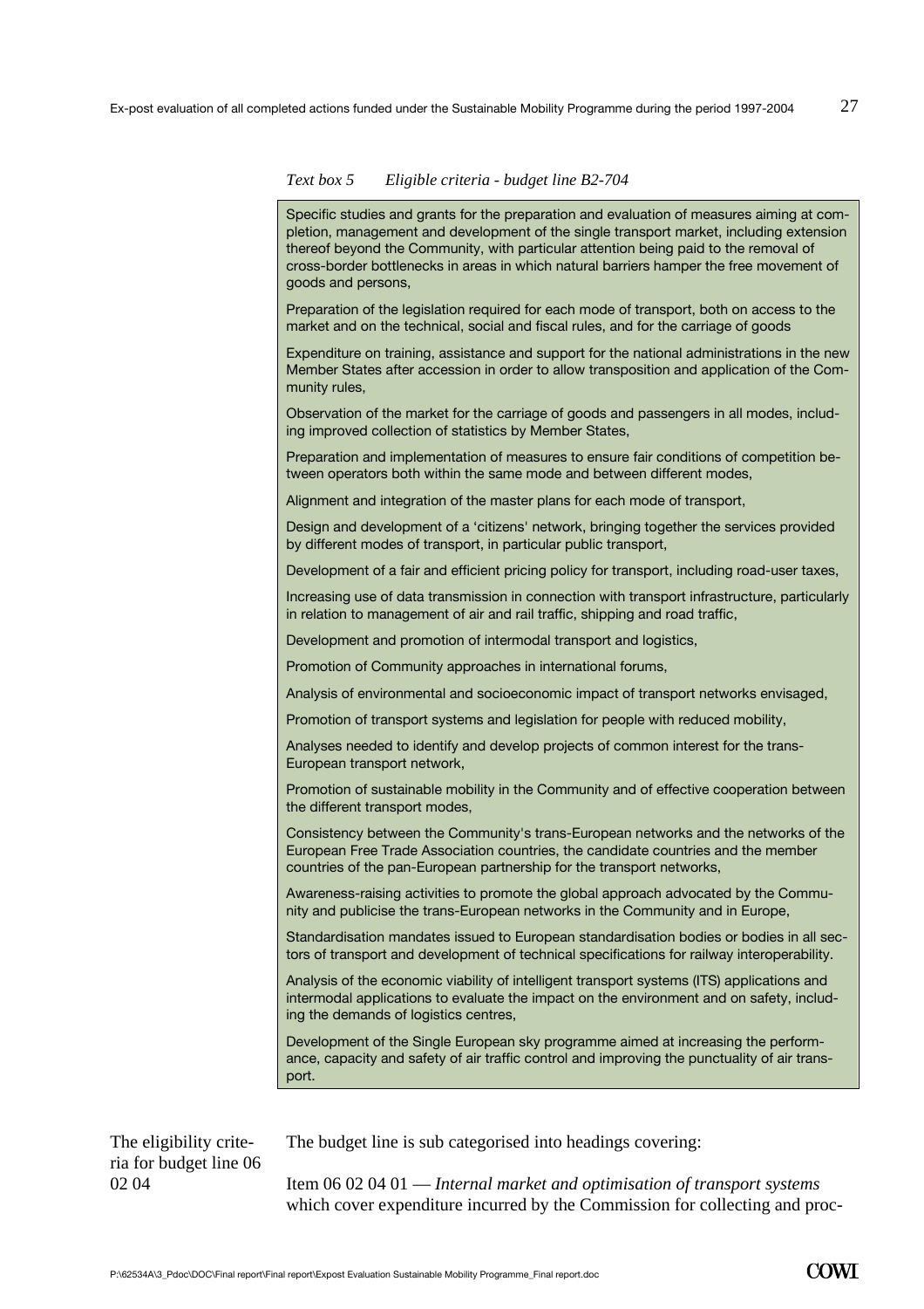*Text box 5 Eligible criteria - budget line B2-704*

> Specific studies and grants for the preparation and evaluation of measures aiming at completion, management and development of the single transport market, including extension thereof beyond the Community, with particular attention being paid to the removal of cross-border bottlenecks in areas in which natural barriers hamper the free movement of goods and persons,
>
> Preparation of the legislation required for each mode of transport, both on access to the market and on the technical, social and fiscal rules, and for the carriage of goods
>
> Expenditure on training, assistance and support for the national administrations in the new Member States after accession in order to allow transposition and application of the Community rules,
>
> Observation of the market for the carriage of goods and passengers in all modes, including improved collection of statistics by Member States,
>
> Preparation and implementation of measures to ensure fair conditions of competition between operators both within the same mode and between different modes,
>
> Alignment and integration of the master plans for each mode of transport,
>
> Design and development of a 'citizens' network, bringing together the services provided by different modes of transport, in particular public transport,
>
> Development of a fair and efficient pricing policy for transport, including road-user taxes,
>
> Increasing use of data transmission in connection with transport infrastructure, particularly in relation to management of air and rail traffic, shipping and road traffic,
>
> Development and promotion of intermodal transport and logistics,
>
> Promotion of Community approaches in international forums,
>
> Analysis of environmental and socioeconomic impact of transport networks envisaged,
>
> Promotion of transport systems and legislation for people with reduced mobility,
>
> Analyses needed to identify and develop projects of common interest for the trans-European transport network,
>
> Promotion of sustainable mobility in the Community and of effective cooperation between the different transport modes,
>
> Consistency between the Community's trans-European networks and the networks of the European Free Trade Association countries, the candidate countries and the member countries of the pan-European partnership for the transport networks,
>
> Awareness-raising activities to promote the global approach advocated by the Community and publicise the trans-European networks in the Community and in Europe,
>
> Standardisation mandates issued to European standardisation bodies or bodies in all sectors of transport and development of technical specifications for railway interoperability.
>
> Analysis of the economic viability of intelligent transport systems (ITS) applications and intermodal applications to evaluate the impact on the environment and on safety, including the demands of logistics centres,
>
> Development of the Single European sky programme aimed at increasing the performance, capacity and safety of air traffic control and improving the punctuality of air transport.

The eligibility criteria for budget line 06 02 04

The budget line is sub categorised into headings covering:

Item 06 02 04 01 — *Internal market and optimisation of transport systems* which cover expenditure incurred by the Commission for collecting and proc-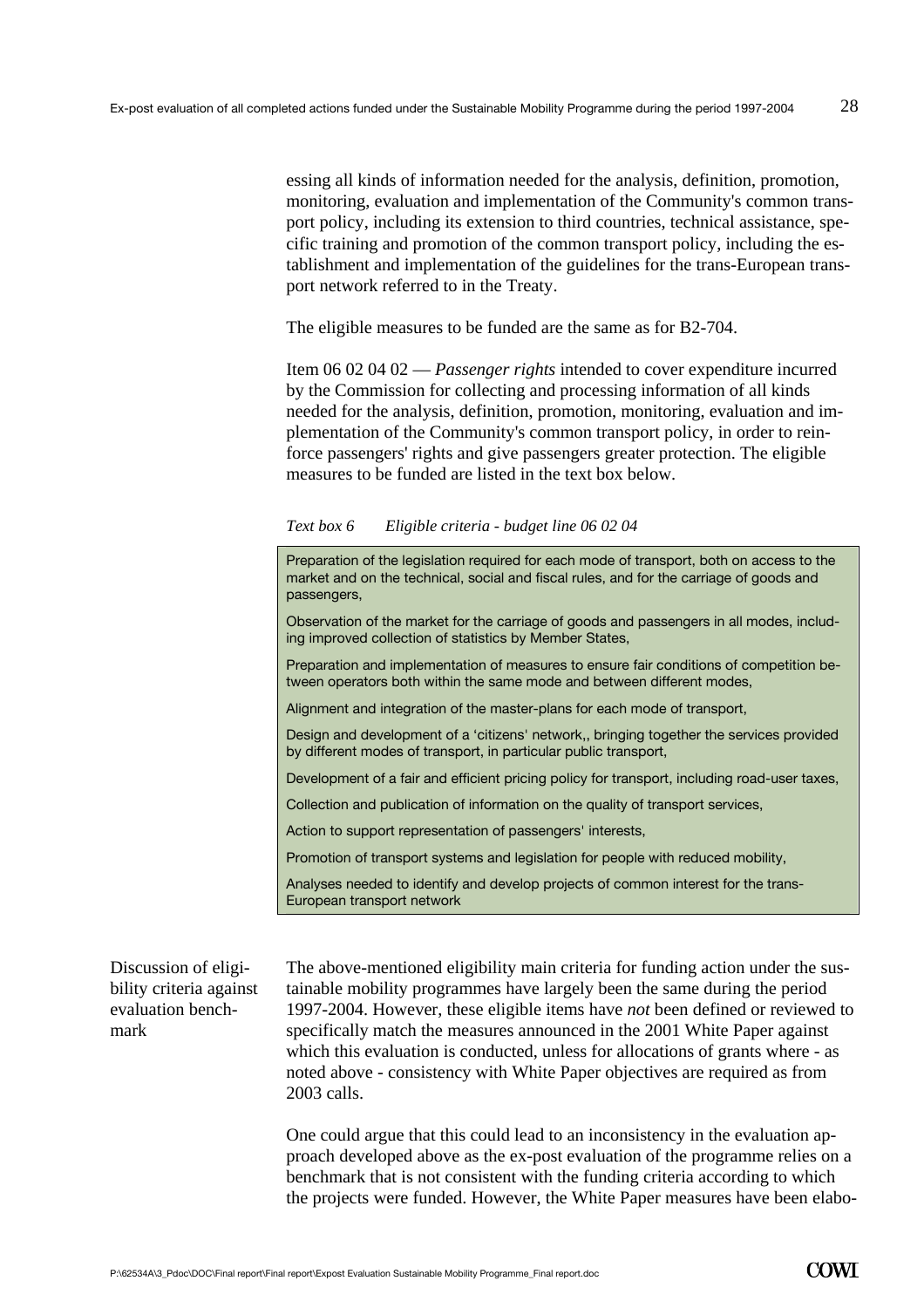essing all kinds of information needed for the analysis, definition, promotion, monitoring, evaluation and implementation of the Community's common transport policy, including its extension to third countries, technical assistance, specific training and promotion of the common transport policy, including the establishment and implementation of the guidelines for the trans-European transport network referred to in the Treaty.

The eligible measures to be funded are the same as for B2-704.

Item 06 02 04 02 — *Passenger rights* intended to cover expenditure incurred by the Commission for collecting and processing information of all kinds needed for the analysis, definition, promotion, monitoring, evaluation and implementation of the Community's common transport policy, in order to reinforce passengers' rights and give passengers greater protection. The eligible measures to be funded are listed in the text box below.

*Text box 6 Eligible criteria - budget line 06 02 04*

> Preparation of the legislation required for each mode of transport, both on access to the market and on the technical, social and fiscal rules, and for the carriage of goods and passengers,
>
> Observation of the market for the carriage of goods and passengers in all modes, including improved collection of statistics by Member States,
>
> Preparation and implementation of measures to ensure fair conditions of competition between operators both within the same mode and between different modes,
>
> Alignment and integration of the master-plans for each mode of transport,
>
> Design and development of a 'citizens' network,, bringing together the services provided by different modes of transport, in particular public transport,
>
> Development of a fair and efficient pricing policy for transport, including road-user taxes,
>
> Collection and publication of information on the quality of transport services,
>
> Action to support representation of passengers' interests,
>
> Promotion of transport systems and legislation for people with reduced mobility,
>
> Analyses needed to identify and develop projects of common interest for the trans-European transport network

Discussion of eligibility criteria against evaluation benchmark

The above-mentioned eligibility main criteria for funding action under the sustainable mobility programmes have largely been the same during the period 1997-2004. However, these eligible items have *not* been defined or reviewed to specifically match the measures announced in the 2001 White Paper against which this evaluation is conducted, unless for allocations of grants where - as noted above - consistency with White Paper objectives are required as from 2003 calls.

One could argue that this could lead to an inconsistency in the evaluation approach developed above as the ex-post evaluation of the programme relies on a benchmark that is not consistent with the funding criteria according to which the projects were funded. However, the White Paper measures have been elabo-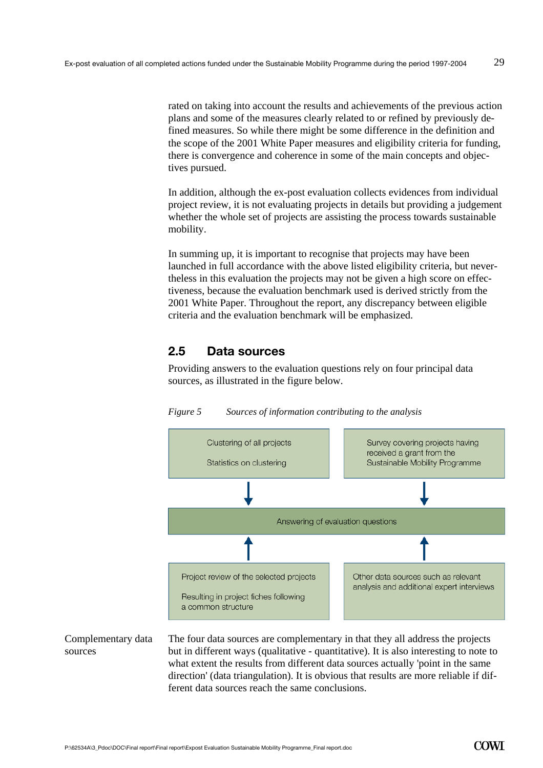rated on taking into account the results and achievements of the previous action plans and some of the measures clearly related to or refined by previously defined measures. So while there might be some difference in the definition and the scope of the 2001 White Paper measures and eligibility criteria for funding, there is convergence and coherence in some of the main concepts and objectives pursued.

In addition, although the ex-post evaluation collects evidences from individual project review, it is not evaluating projects in details but providing a judgement whether the whole set of projects are assisting the process towards sustainable mobility.

In summing up, it is important to recognise that projects may have been launched in full accordance with the above listed eligibility criteria, but nevertheless in this evaluation the projects may not be given a high score on effectiveness, because the evaluation benchmark used is derived strictly from the 2001 White Paper. Throughout the report, any discrepancy between eligible criteria and the evaluation benchmark will be emphasized.

## 2.5 Data sources

Providing answers to the evaluation questions rely on four principal data sources, as illustrated in the figure below.

*Figure 5 Sources of information contributing to the analysis*

| | |
|---|---|
| Clustering of all projects<br><br>Statistics on clustering | Survey covering projects having received a grant from the Sustainable Mobility Programme |
| ↓ | ↓ |
| Answering of evaluation questions | |
| ↑ | ↑ |
| Project review of the selected projects<br><br>Resulting in project fiches following a common structure | Other data sources such as relevant analysis and additional expert interviews |

Complementary data sources

The four data sources are complementary in that they all address the projects but in different ways (qualitative - quantitative). It is also interesting to note to what extent the results from different data sources actually 'point in the same direction' (data triangulation). It is obvious that results are more reliable if different data sources reach the same conclusions.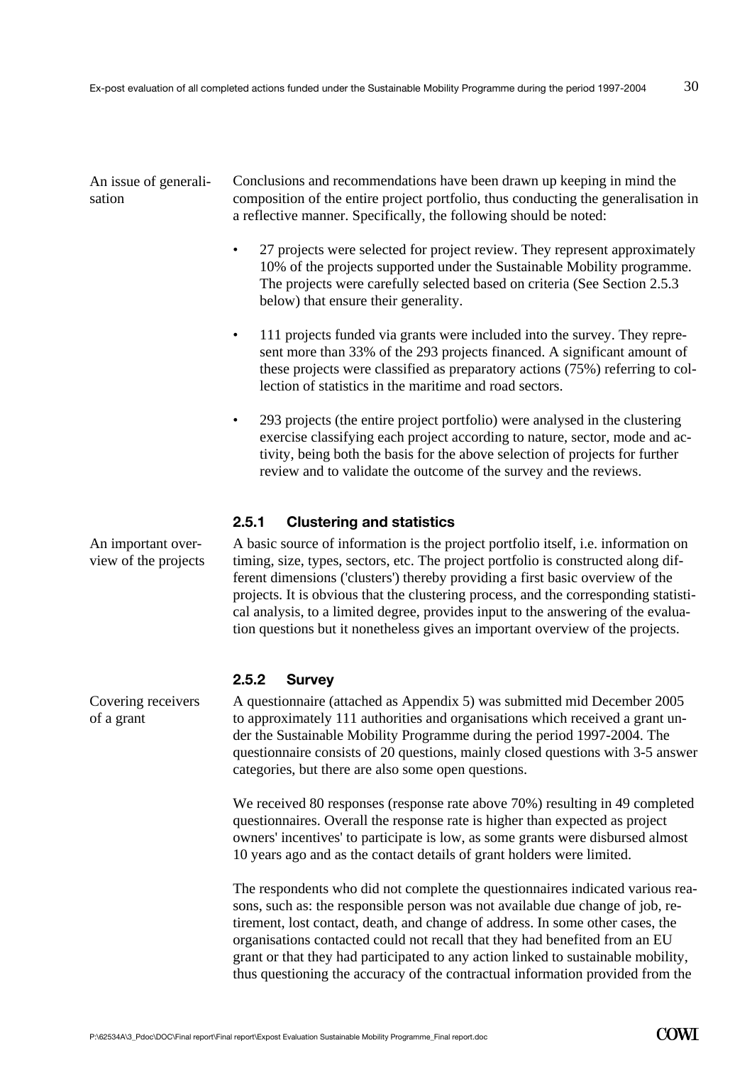An issue of generalisation

Conclusions and recommendations have been drawn up keeping in mind the composition of the entire project portfolio, thus conducting the generalisation in a reflective manner. Specifically, the following should be noted:

- 27 projects were selected for project review. They represent approximately 10% of the projects supported under the Sustainable Mobility programme. The projects were carefully selected based on criteria (See Section 2.5.3 below) that ensure their generality.
- 111 projects funded via grants were included into the survey. They represent more than 33% of the 293 projects financed. A significant amount of these projects were classified as preparatory actions (75%) referring to collection of statistics in the maritime and road sectors.
- 293 projects (the entire project portfolio) were analysed in the clustering exercise classifying each project according to nature, sector, mode and activity, being both the basis for the above selection of projects for further review and to validate the outcome of the survey and the reviews.

### 2.5.1 Clustering and statistics

An important overview of the projects

A basic source of information is the project portfolio itself, i.e. information on timing, size, types, sectors, etc. The project portfolio is constructed along different dimensions ('clusters') thereby providing a first basic overview of the projects. It is obvious that the clustering process, and the corresponding statistical analysis, to a limited degree, provides input to the answering of the evaluation questions but it nonetheless gives an important overview of the projects.

### 2.5.2 Survey

Covering receivers of a grant

A questionnaire (attached as Appendix 5) was submitted mid December 2005 to approximately 111 authorities and organisations which received a grant under the Sustainable Mobility Programme during the period 1997-2004. The questionnaire consists of 20 questions, mainly closed questions with 3-5 answer categories, but there are also some open questions.

We received 80 responses (response rate above 70%) resulting in 49 completed questionnaires. Overall the response rate is higher than expected as project owners' incentives' to participate is low, as some grants were disbursed almost 10 years ago and as the contact details of grant holders were limited.

The respondents who did not complete the questionnaires indicated various reasons, such as: the responsible person was not available due change of job, retirement, lost contact, death, and change of address. In some other cases, the organisations contacted could not recall that they had benefited from an EU grant or that they had participated to any action linked to sustainable mobility, thus questioning the accuracy of the contractual information provided from the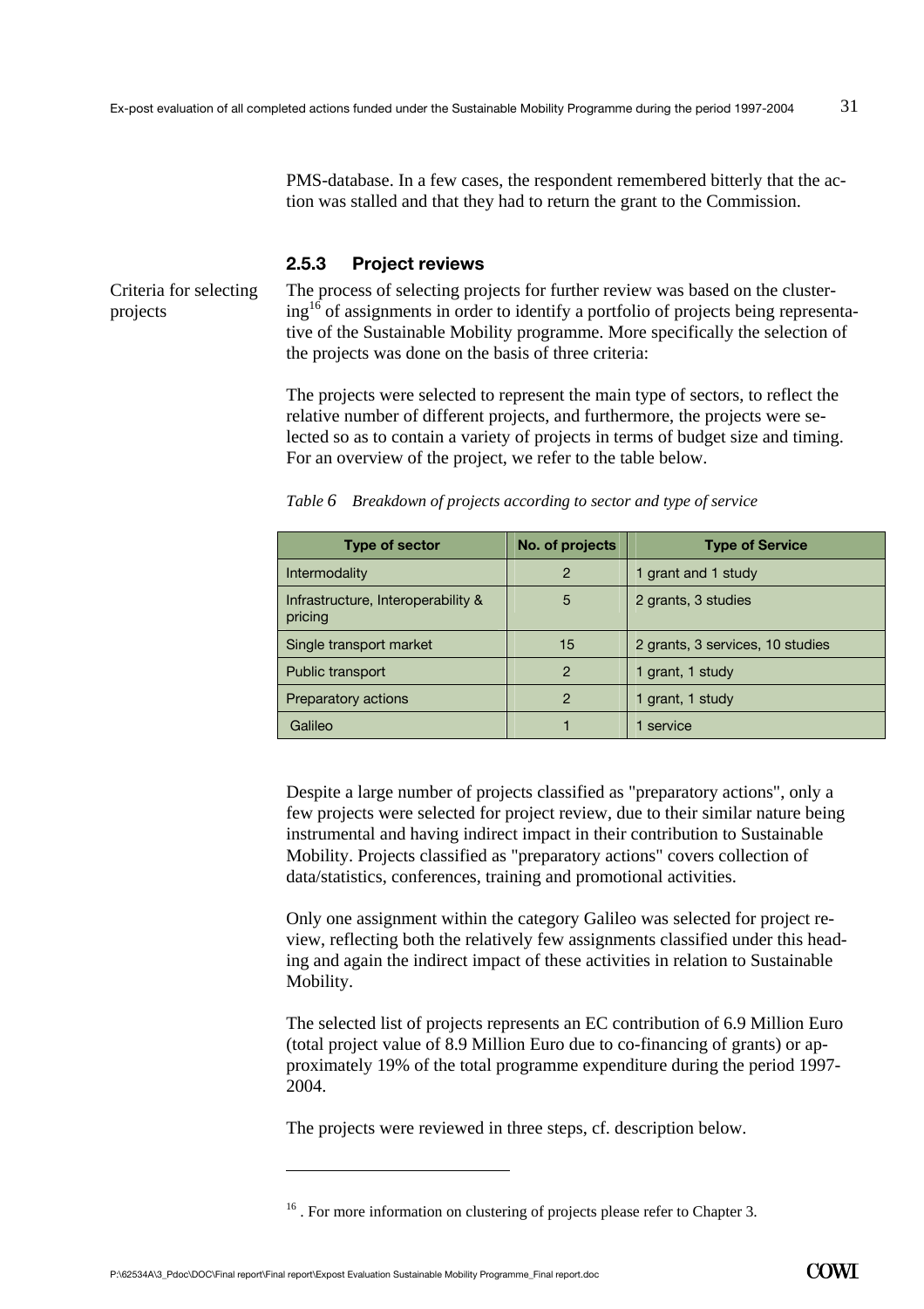PMS-database. In a few cases, the respondent remembered bitterly that the action was stalled and that they had to return the grant to the Commission.

### 2.5.3 Project reviews

Criteria for selecting projects

The process of selecting projects for further review was based on the clustering[16] of assignments in order to identify a portfolio of projects being representative of the Sustainable Mobility programme. More specifically the selection of the projects was done on the basis of three criteria:

The projects were selected to represent the main type of sectors, to reflect the relative number of different projects, and furthermore, the projects were selected so as to contain a variety of projects in terms of budget size and timing. For an overview of the project, we refer to the table below.

*Table 6 Breakdown of projects according to sector and type of service*

| Type of sector | No. of projects | Type of Service |
|---|---|---|
| Intermodality | 2 | 1 grant and 1 study |
| Infrastructure, Interoperability & pricing | 5 | 2 grants, 3 studies |
| Single transport market | 15 | 2 grants, 3 services, 10 studies |
| Public transport | 2 | 1 grant, 1 study |
| Preparatory actions | 2 | 1 grant, 1 study |
| Galileo | 1 | 1 service |

Despite a large number of projects classified as "preparatory actions", only a few projects were selected for project review, due to their similar nature being instrumental and having indirect impact in their contribution to Sustainable Mobility. Projects classified as "preparatory actions" covers collection of data/statistics, conferences, training and promotional activities.

Only one assignment within the category Galileo was selected for project review, reflecting both the relatively few assignments classified under this heading and again the indirect impact of these activities in relation to Sustainable Mobility.

The selected list of projects represents an EC contribution of 6.9 Million Euro (total project value of 8.9 Million Euro due to co-financing of grants) or approximately 19% of the total programme expenditure during the period 1997-2004.

The projects were reviewed in three steps, cf. description below.

---

[16] . For more information on clustering of projects please refer to Chapter 3.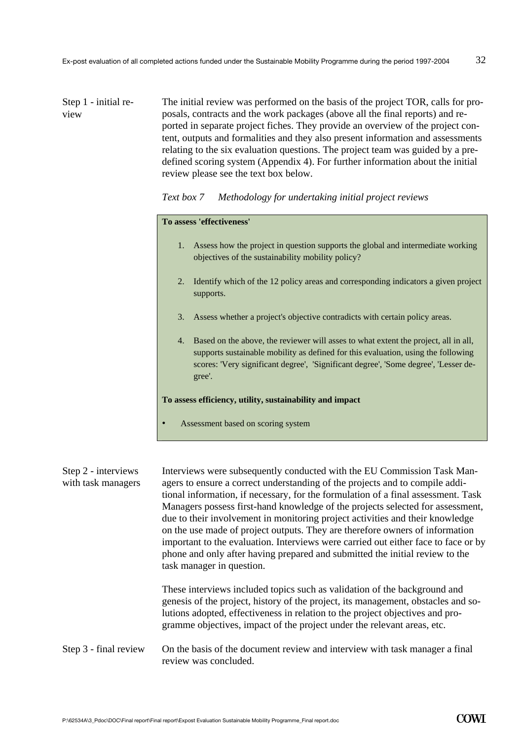Step 1 - initial review

The initial review was performed on the basis of the project TOR, calls for proposals, contracts and the work packages (above all the final reports) and reported in separate project fiches. They provide an overview of the project content, outputs and formalities and they also present information and assessments relating to the six evaluation questions. The project team was guided by a predefined scoring system (Appendix 4). For further information about the initial review please see the text box below.

*Text box 7 Methodology for undertaking initial project reviews*

**To assess 'effectiveness'**

1. Assess how the project in question supports the global and intermediate working objectives of the sustainability mobility policy?
2. Identify which of the 12 policy areas and corresponding indicators a given project supports.
3. Assess whether a project's objective contradicts with certain policy areas.
4. Based on the above, the reviewer will asses to what extent the project, all in all, supports sustainable mobility as defined for this evaluation, using the following scores: 'Very significant degree', 'Significant degree', 'Some degree', 'Lesser degree'.

**To assess efficiency, utility, sustainability and impact**

- Assessment based on scoring system

Step 2 - interviews with task managers

Interviews were subsequently conducted with the EU Commission Task Managers to ensure a correct understanding of the projects and to compile additional information, if necessary, for the formulation of a final assessment. Task Managers possess first-hand knowledge of the projects selected for assessment, due to their involvement in monitoring project activities and their knowledge on the use made of project outputs. They are therefore owners of information important to the evaluation. Interviews were carried out either face to face or by phone and only after having prepared and submitted the initial review to the task manager in question.

These interviews included topics such as validation of the background and genesis of the project, history of the project, its management, obstacles and solutions adopted, effectiveness in relation to the project objectives and programme objectives, impact of the project under the relevant areas, etc.

Step 3 - final review

On the basis of the document review and interview with task manager a final review was concluded.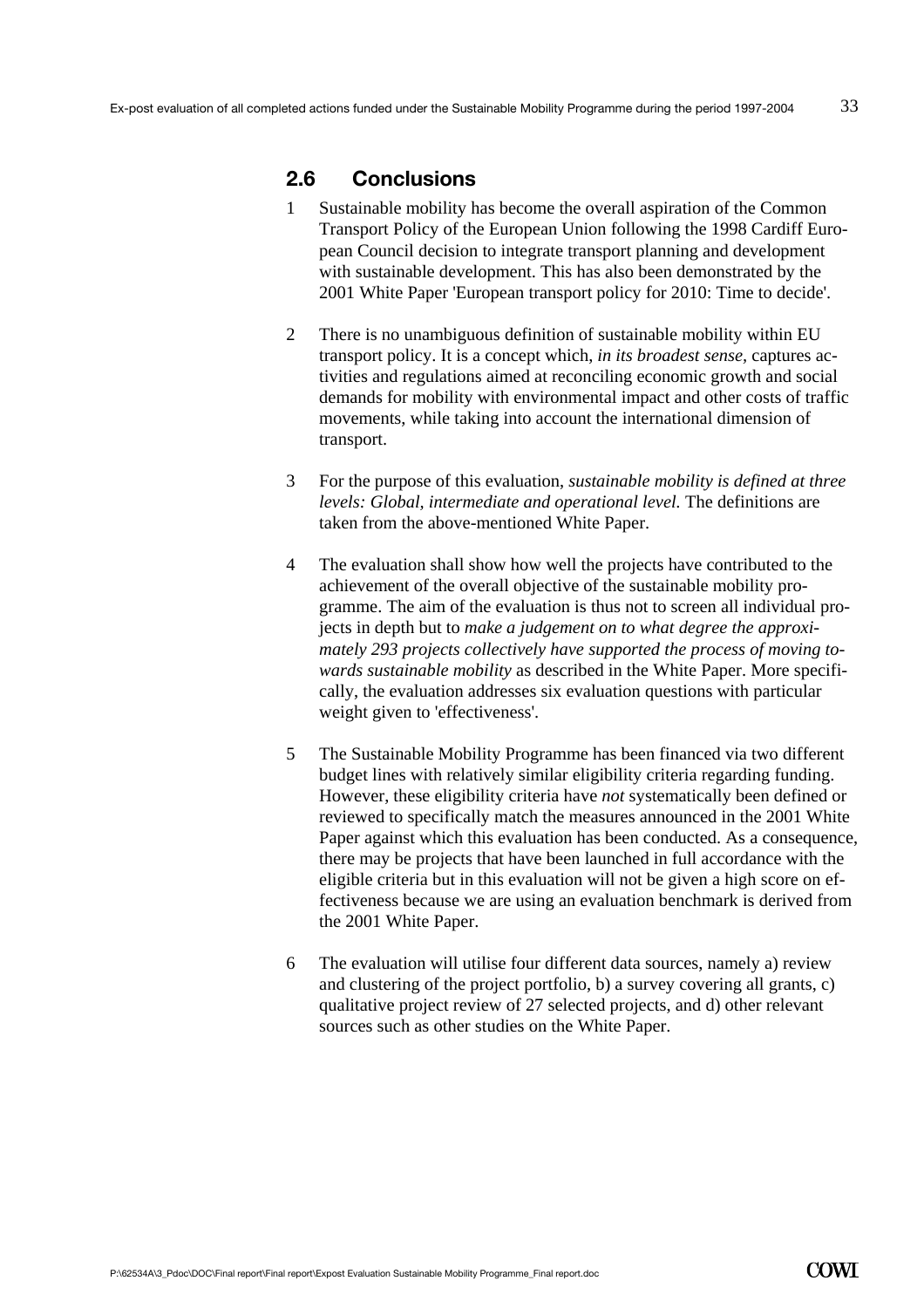## 2.6 Conclusions

1. Sustainable mobility has become the overall aspiration of the Common Transport Policy of the European Union following the 1998 Cardiff European Council decision to integrate transport planning and development with sustainable development. This has also been demonstrated by the 2001 White Paper 'European transport policy for 2010: Time to decide'.

2. There is no unambiguous definition of sustainable mobility within EU transport policy. It is a concept which, *in its broadest sense,* captures activities and regulations aimed at reconciling economic growth and social demands for mobility with environmental impact and other costs of traffic movements, while taking into account the international dimension of transport.

3. For the purpose of this evaluation, *sustainable mobility is defined at three levels: Global, intermediate and operational level.* The definitions are taken from the above-mentioned White Paper.

4. The evaluation shall show how well the projects have contributed to the achievement of the overall objective of the sustainable mobility programme. The aim of the evaluation is thus not to screen all individual projects in depth but to *make a judgement on to what degree the approximately 293 projects collectively have supported the process of moving towards sustainable mobility* as described in the White Paper. More specifically, the evaluation addresses six evaluation questions with particular weight given to 'effectiveness'.

5. The Sustainable Mobility Programme has been financed via two different budget lines with relatively similar eligibility criteria regarding funding. However, these eligibility criteria have *not* systematically been defined or reviewed to specifically match the measures announced in the 2001 White Paper against which this evaluation has been conducted. As a consequence, there may be projects that have been launched in full accordance with the eligible criteria but in this evaluation will not be given a high score on effectiveness because we are using an evaluation benchmark is derived from the 2001 White Paper.

6. The evaluation will utilise four different data sources, namely a) review and clustering of the project portfolio, b) a survey covering all grants, c) qualitative project review of 27 selected projects, and d) other relevant sources such as other studies on the White Paper.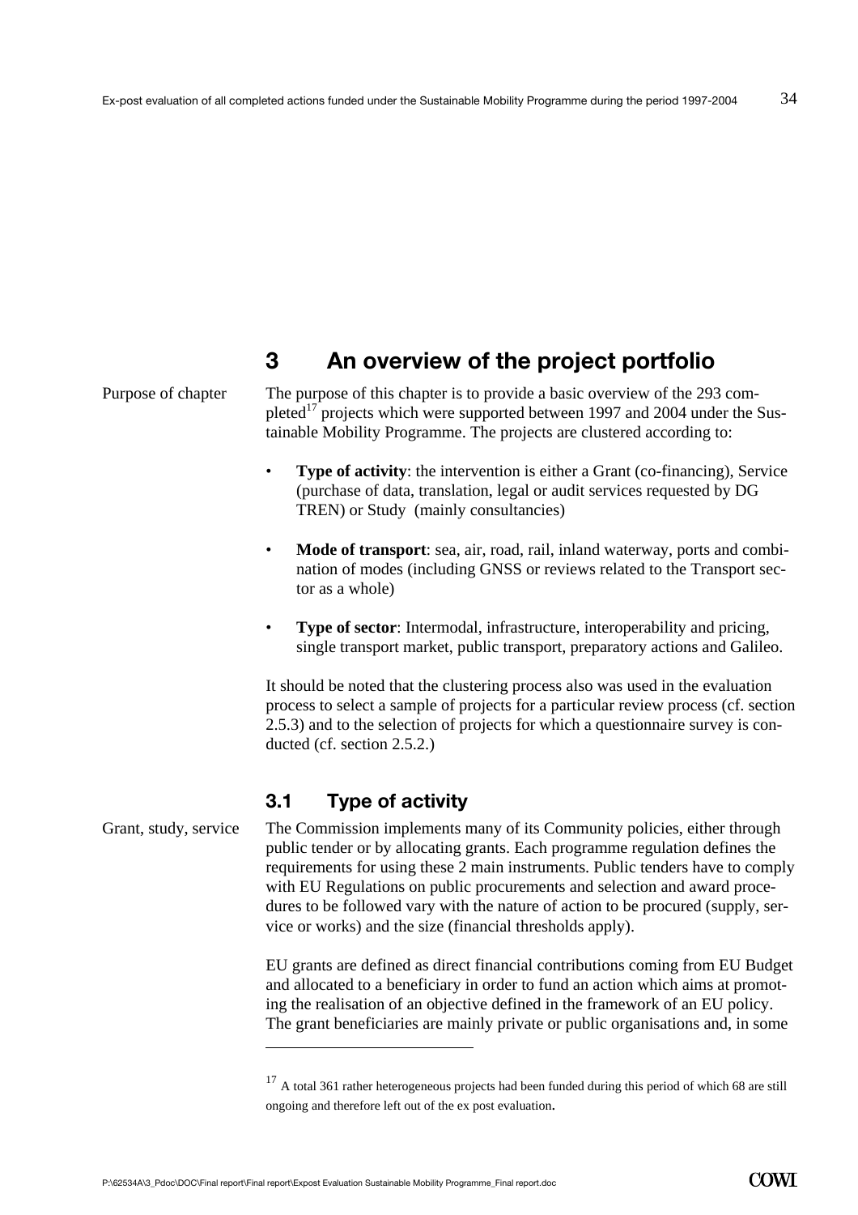# 3 An overview of the project portfolio

Purpose of chapter

The purpose of this chapter is to provide a basic overview of the 293 completed[17] projects which were supported between 1997 and 2004 under the Sustainable Mobility Programme. The projects are clustered according to:

- **Type of activity**: the intervention is either a Grant (co-financing), Service (purchase of data, translation, legal or audit services requested by DG TREN) or Study (mainly consultancies)
- **Mode of transport**: sea, air, road, rail, inland waterway, ports and combination of modes (including GNSS or reviews related to the Transport sector as a whole)
- **Type of sector**: Intermodal, infrastructure, interoperability and pricing, single transport market, public transport, preparatory actions and Galileo.

It should be noted that the clustering process also was used in the evaluation process to select a sample of projects for a particular review process (cf. section 2.5.3) and to the selection of projects for which a questionnaire survey is conducted (cf. section 2.5.2.)

## 3.1 Type of activity

Grant, study, service

The Commission implements many of its Community policies, either through public tender or by allocating grants. Each programme regulation defines the requirements for using these 2 main instruments. Public tenders have to comply with EU Regulations on public procurements and selection and award procedures to be followed vary with the nature of action to be procured (supply, service or works) and the size (financial thresholds apply).

EU grants are defined as direct financial contributions coming from EU Budget and allocated to a beneficiary in order to fund an action which aims at promoting the realisation of an objective defined in the framework of an EU policy. The grant beneficiaries are mainly private or public organisations and, in some

[17] A total 361 rather heterogeneous projects had been funded during this period of which 68 are still ongoing and therefore left out of the ex post evaluation.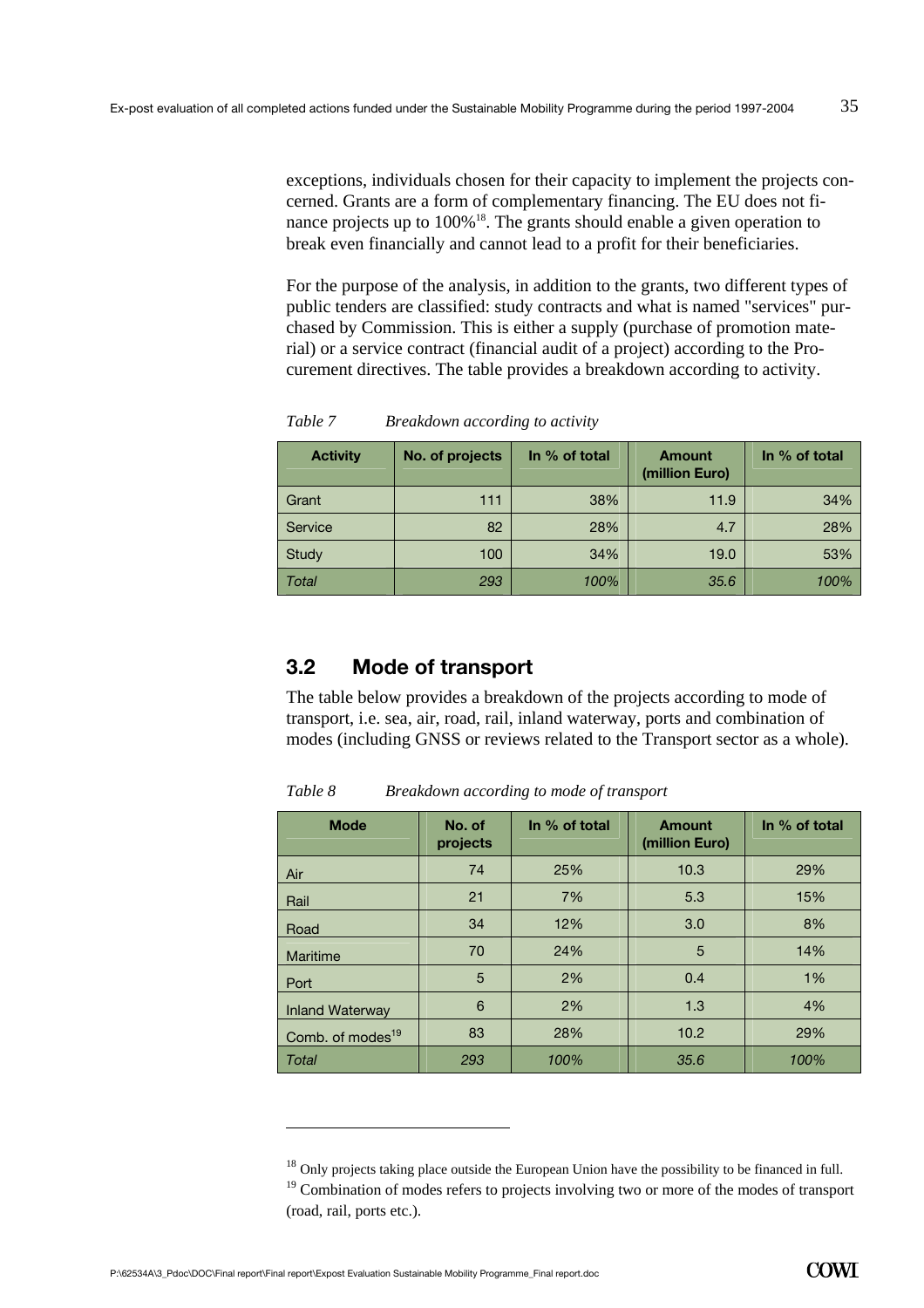exceptions, individuals chosen for their capacity to implement the projects concerned. Grants are a form of complementary financing. The EU does not finance projects up to 100%[18]. The grants should enable a given operation to break even financially and cannot lead to a profit for their beneficiaries.

For the purpose of the analysis, in addition to the grants, two different types of public tenders are classified: study contracts and what is named "services" purchased by Commission. This is either a supply (purchase of promotion material) or a service contract (financial audit of a project) according to the Procurement directives. The table provides a breakdown according to activity.

*Table 7 Breakdown according to activity*

| Activity | No. of projects | In % of total | Amount (million Euro) | In % of total |
|---|---|---|---|---|
| Grant | 111 | 38% | 11.9 | 34% |
| Service | 82 | 28% | 4.7 | 28% |
| Study | 100 | 34% | 19.0 | 53% |
| *Total* | *293* | *100%* | *35.6* | *100%* |

## 3.2 Mode of transport

The table below provides a breakdown of the projects according to mode of transport, i.e. sea, air, road, rail, inland waterway, ports and combination of modes (including GNSS or reviews related to the Transport sector as a whole).

*Table 8 Breakdown according to mode of transport*

| Mode | No. of projects | In % of total | Amount (million Euro) | In % of total |
|---|---|---|---|---|
| Air | 74 | 25% | 10.3 | 29% |
| Rail | 21 | 7% | 5.3 | 15% |
| Road | 34 | 12% | 3.0 | 8% |
| Maritime | 70 | 24% | 5 | 14% |
| Port | 5 | 2% | 0.4 | 1% |
| Inland Waterway | 6 | 2% | 1.3 | 4% |
| Comb. of modes[19] | 83 | 28% | 10.2 | 29% |
| *Total* | *293* | *100%* | *35.6* | *100%* |

[18] Only projects taking place outside the European Union have the possibility to be financed in full.

[19] Combination of modes refers to projects involving two or more of the modes of transport (road, rail, ports etc.).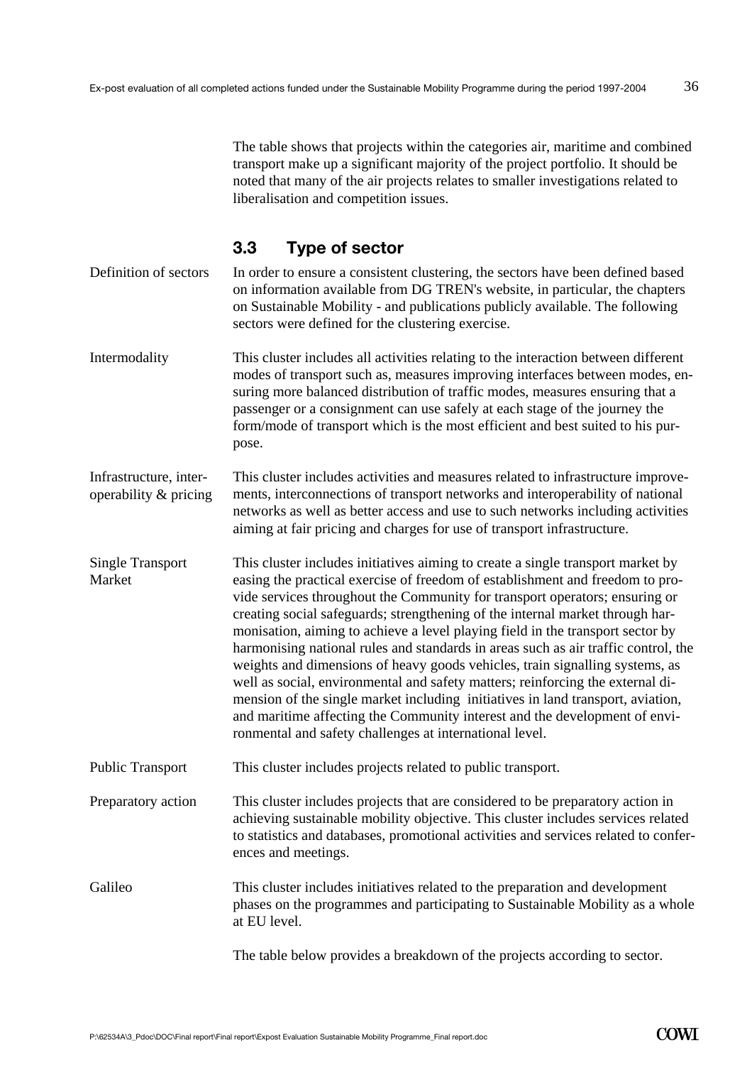The table shows that projects within the categories air, maritime and combined transport make up a significant majority of the project portfolio. It should be noted that many of the air projects relates to smaller investigations related to liberalisation and competition issues.

## 3.3 Type of sector

**Definition of sectors**

In order to ensure a consistent clustering, the sectors have been defined based on information available from DG TREN's website, in particular, the chapters on Sustainable Mobility - and publications publicly available. The following sectors were defined for the clustering exercise.

**Intermodality**

This cluster includes all activities relating to the interaction between different modes of transport such as, measures improving interfaces between modes, ensuring more balanced distribution of traffic modes, measures ensuring that a passenger or a consignment can use safely at each stage of the journey the form/mode of transport which is the most efficient and best suited to his purpose.

**Infrastructure, interoperability & pricing**

This cluster includes activities and measures related to infrastructure improvements, interconnections of transport networks and interoperability of national networks as well as better access and use to such networks including activities aiming at fair pricing and charges for use of transport infrastructure.

**Single Transport Market**

This cluster includes initiatives aiming to create a single transport market by easing the practical exercise of freedom of establishment and freedom to provide services throughout the Community for transport operators; ensuring or creating social safeguards; strengthening of the internal market through harmonisation, aiming to achieve a level playing field in the transport sector by harmonising national rules and standards in areas such as air traffic control, the weights and dimensions of heavy goods vehicles, train signalling systems, as well as social, environmental and safety matters; reinforcing the external dimension of the single market including initiatives in land transport, aviation, and maritime affecting the Community interest and the development of environmental and safety challenges at international level.

**Public Transport**

This cluster includes projects related to public transport.

**Preparatory action**

This cluster includes projects that are considered to be preparatory action in achieving sustainable mobility objective. This cluster includes services related to statistics and databases, promotional activities and services related to conferences and meetings.

**Galileo**

This cluster includes initiatives related to the preparation and development phases on the programmes and participating to Sustainable Mobility as a whole at EU level.

The table below provides a breakdown of the projects according to sector.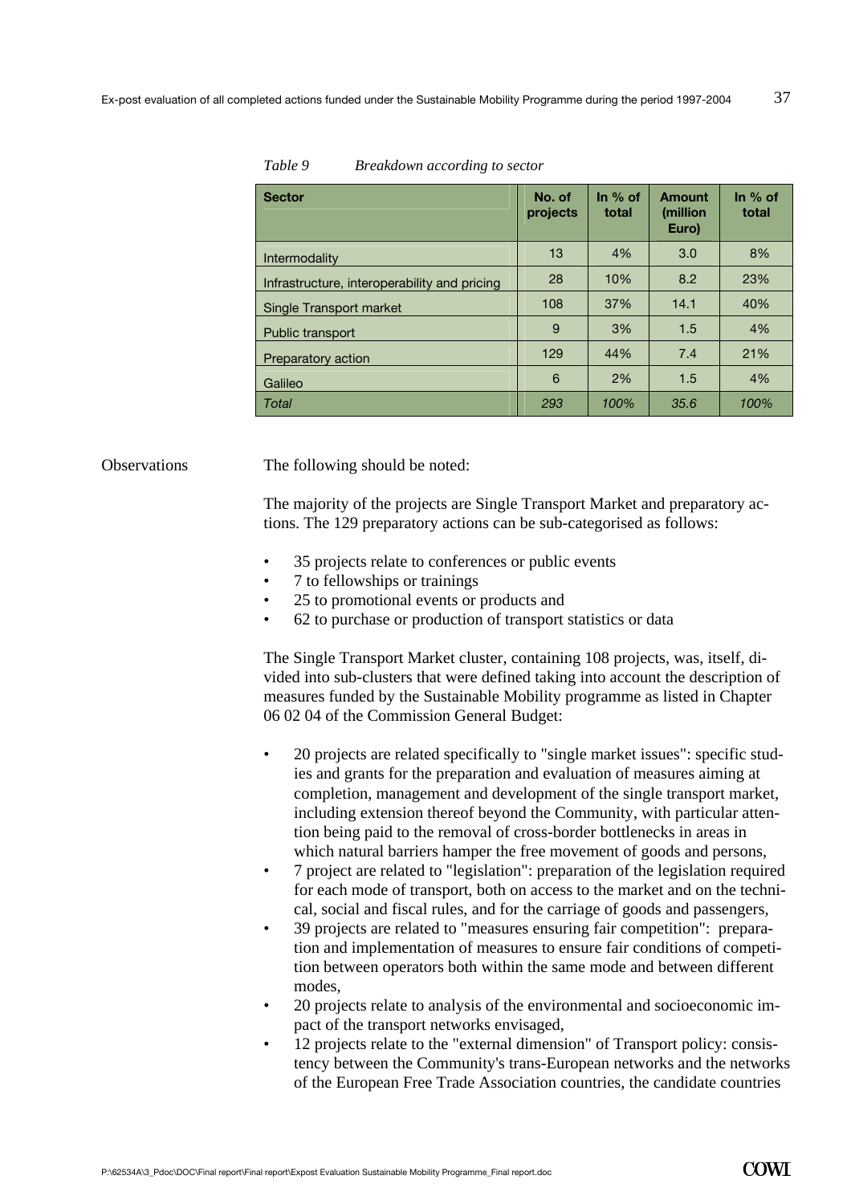*Table 9 Breakdown according to sector*

| Sector | No. of projects | In % of total | Amount (million Euro) | In % of total |
|---|---|---|---|---|
| Intermodality | 13 | 4% | 3.0 | 8% |
| Infrastructure, interoperability and pricing | 28 | 10% | 8.2 | 23% |
| Single Transport market | 108 | 37% | 14.1 | 40% |
| Public transport | 9 | 3% | 1.5 | 4% |
| Preparatory action | 129 | 44% | 7.4 | 21% |
| Galileo | 6 | 2% | 1.5 | 4% |
| *Total* | *293* | *100%* | *35.6* | *100%* |

Observations

The following should be noted:

The majority of the projects are Single Transport Market and preparatory actions. The 129 preparatory actions can be sub-categorised as follows:

- 35 projects relate to conferences or public events
- 7 to fellowships or trainings
- 25 to promotional events or products and
- 62 to purchase or production of transport statistics or data

The Single Transport Market cluster, containing 108 projects, was, itself, divided into sub-clusters that were defined taking into account the description of measures funded by the Sustainable Mobility programme as listed in Chapter 06 02 04 of the Commission General Budget:

- 20 projects are related specifically to "single market issues": specific studies and grants for the preparation and evaluation of measures aiming at completion, management and development of the single transport market, including extension thereof beyond the Community, with particular attention being paid to the removal of cross-border bottlenecks in areas in which natural barriers hamper the free movement of goods and persons,
- 7 project are related to "legislation": preparation of the legislation required for each mode of transport, both on access to the market and on the technical, social and fiscal rules, and for the carriage of goods and passengers,
- 39 projects are related to "measures ensuring fair competition": preparation and implementation of measures to ensure fair conditions of competition between operators both within the same mode and between different modes,
- 20 projects relate to analysis of the environmental and socioeconomic impact of the transport networks envisaged,
- 12 projects relate to the "external dimension" of Transport policy: consistency between the Community's trans-European networks and the networks of the European Free Trade Association countries, the candidate countries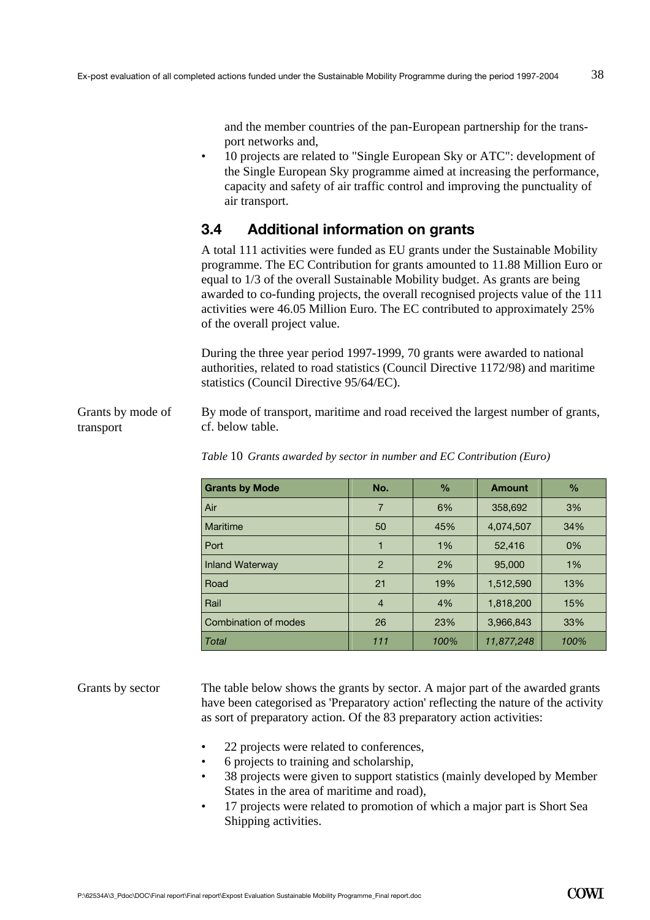and the member countries of the pan-European partnership for the transport networks and,

- 10 projects are related to "Single European Sky or ATC": development of the Single European Sky programme aimed at increasing the performance, capacity and safety of air traffic control and improving the punctuality of air transport.

## 3.4 Additional information on grants

A total 111 activities were funded as EU grants under the Sustainable Mobility programme. The EC Contribution for grants amounted to 11.88 Million Euro or equal to 1/3 of the overall Sustainable Mobility budget. As grants are being awarded to co-funding projects, the overall recognised projects value of the 111 activities were 46.05 Million Euro. The EC contributed to approximately 25% of the overall project value.

During the three year period 1997-1999, 70 grants were awarded to national authorities, related to road statistics (Council Directive 1172/98) and maritime statistics (Council Directive 95/64/EC).

Grants by mode of transport

By mode of transport, maritime and road received the largest number of grants, cf. below table.

*Table 10 Grants awarded by sector in number and EC Contribution (Euro)*

| Grants by Mode | No. | % | Amount | % |
|---|---|---|---|---|
| Air | 7 | 6% | 358,692 | 3% |
| Maritime | 50 | 45% | 4,074,507 | 34% |
| Port | 1 | 1% | 52,416 | 0% |
| Inland Waterway | 2 | 2% | 95,000 | 1% |
| Road | 21 | 19% | 1,512,590 | 13% |
| Rail | 4 | 4% | 1,818,200 | 15% |
| Combination of modes | 26 | 23% | 3,966,843 | 33% |
| *Total* | *111* | *100%* | *11,877,248* | *100%* |

Grants by sector

The table below shows the grants by sector. A major part of the awarded grants have been categorised as 'Preparatory action' reflecting the nature of the activity as sort of preparatory action. Of the 83 preparatory action activities:

- 22 projects were related to conferences,
- 6 projects to training and scholarship,
- 38 projects were given to support statistics (mainly developed by Member States in the area of maritime and road),
- 17 projects were related to promotion of which a major part is Short Sea Shipping activities.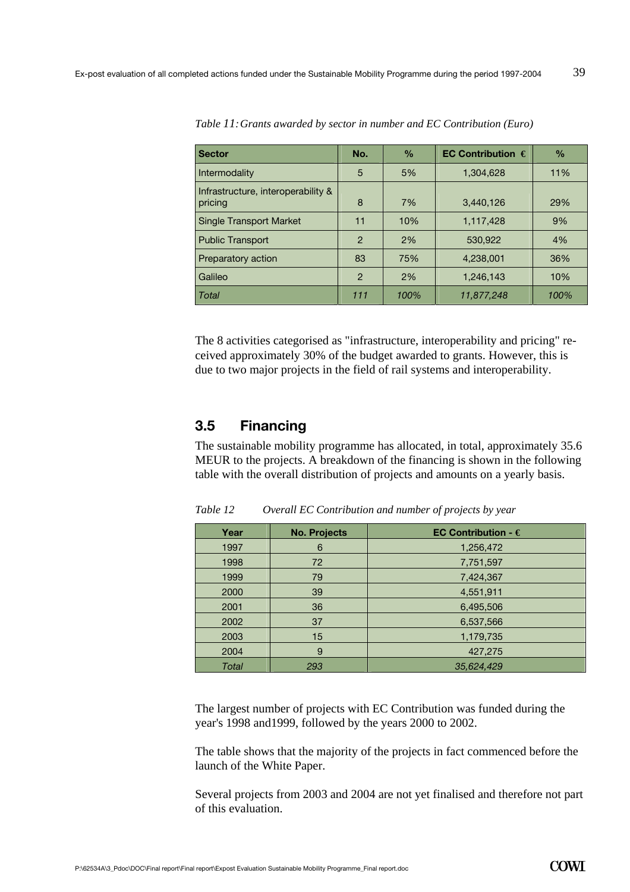*Table 11: Grants awarded by sector in number and EC Contribution (Euro)*

| Sector | No. | % | EC Contribution € | % |
|---|---|---|---|---|
| Intermodality | 5 | 5% | 1,304,628 | 11% |
| Infrastructure, interoperability & pricing | 8 | 7% | 3,440,126 | 29% |
| Single Transport Market | 11 | 10% | 1,117,428 | 9% |
| Public Transport | 2 | 2% | 530,922 | 4% |
| Preparatory action | 83 | 75% | 4,238,001 | 36% |
| Galileo | 2 | 2% | 1,246,143 | 10% |
| *Total* | *111* | *100%* | *11,877,248* | *100%* |

The 8 activities categorised as "infrastructure, interoperability and pricing" received approximately 30% of the budget awarded to grants. However, this is due to two major projects in the field of rail systems and interoperability.

## 3.5 Financing

The sustainable mobility programme has allocated, in total, approximately 35.6 MEUR to the projects. A breakdown of the financing is shown in the following table with the overall distribution of projects and amounts on a yearly basis.

*Table 12 Overall EC Contribution and number of projects by year*

| Year | No. Projects | EC Contribution - € |
|---|---|---|
| 1997 | 6 | 1,256,472 |
| 1998 | 72 | 7,751,597 |
| 1999 | 79 | 7,424,367 |
| 2000 | 39 | 4,551,911 |
| 2001 | 36 | 6,495,506 |
| 2002 | 37 | 6,537,566 |
| 2003 | 15 | 1,179,735 |
| 2004 | 9 | 427,275 |
| *Total* | *293* | *35,624,429* |

The largest number of projects with EC Contribution was funded during the year's 1998 and1999, followed by the years 2000 to 2002.

The table shows that the majority of the projects in fact commenced before the launch of the White Paper.

Several projects from 2003 and 2004 are not yet finalised and therefore not part of this evaluation.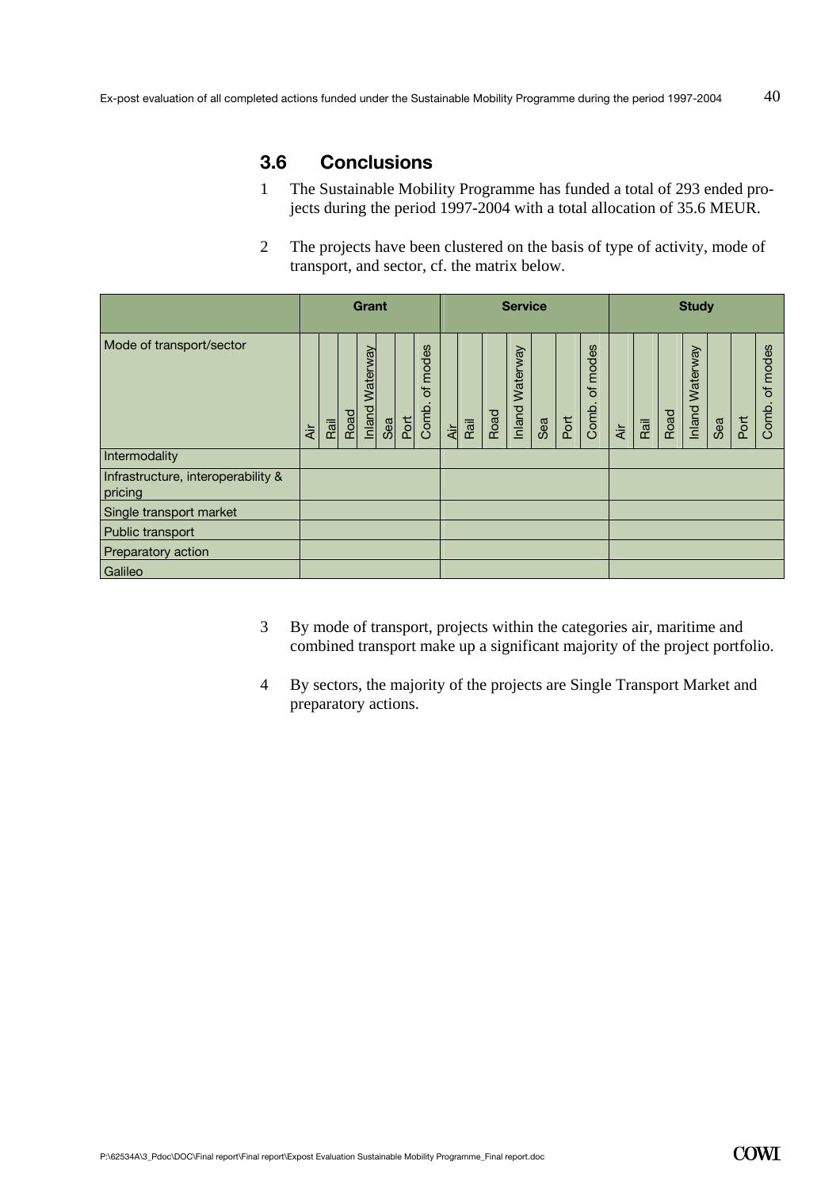## 3.6 Conclusions

1. The Sustainable Mobility Programme has funded a total of 293 ended projects during the period 1997-2004 with a total allocation of 35.6 MEUR.

2. The projects have been clustered on the basis of type of activity, mode of transport, and sector, cf. the matrix below.

| | Grant | | | | | | | Service | | | | | | | Study | | | | | | |
|---|---|---|---|---|---|---|---|---|---|---|---|---|---|---|---|---|---|---|---|---|---|
| Mode of transport/sector | Air | Rail | Road | Inland Waterway | Sea | Port | Comb. of modes | Air | Rail | Road | Inland Waterway | Sea | Port | Comb. of modes | Air | Rail | Road | Inland Waterway | Sea | Port | Comb. of modes |
| Intermodality | | | | | | | | | | | | | | | | | | | | | |
| Infrastructure, interoperability & pricing | | | | | | | | | | | | | | | | | | | | | |
| Single transport market | | | | | | | | | | | | | | | | | | | | | |
| Public transport | | | | | | | | | | | | | | | | | | | | | |
| Preparatory action | | | | | | | | | | | | | | | | | | | | | |
| Galileo | | | | | | | | | | | | | | | | | | | | | |

3. By mode of transport, projects within the categories air, maritime and combined transport make up a significant majority of the project portfolio.

4. By sectors, the majority of the projects are Single Transport Market and preparatory actions.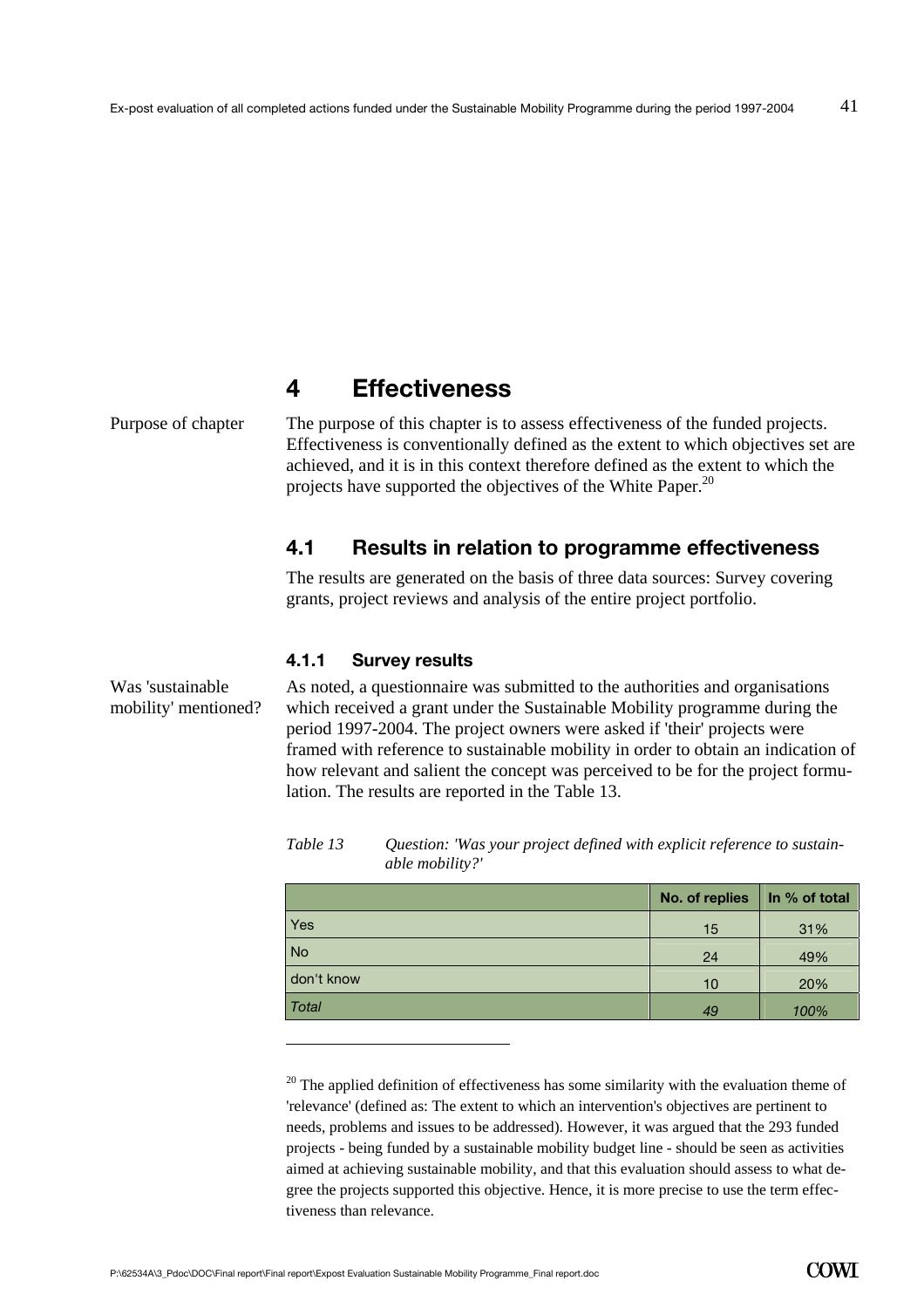# 4 Effectiveness

Purpose of chapter

The purpose of this chapter is to assess effectiveness of the funded projects. Effectiveness is conventionally defined as the extent to which objectives set are achieved, and it is in this context therefore defined as the extent to which the projects have supported the objectives of the White Paper.[20]

## 4.1 Results in relation to programme effectiveness

The results are generated on the basis of three data sources: Survey covering grants, project reviews and analysis of the entire project portfolio.

### 4.1.1 Survey results

Was 'sustainable mobility' mentioned?

As noted, a questionnaire was submitted to the authorities and organisations which received a grant under the Sustainable Mobility programme during the period 1997-2004. The project owners were asked if 'their' projects were framed with reference to sustainable mobility in order to obtain an indication of how relevant and salient the concept was perceived to be for the project formulation. The results are reported in the Table 13.

*Table 13 Question: 'Was your project defined with explicit reference to sustainable mobility?'*

| | No. of replies | In % of total |
|---|---|---|
| Yes | 15 | 31% |
| No | 24 | 49% |
| don't know | 10 | 20% |
| *Total* | *49* | *100%* |

[20] The applied definition of effectiveness has some similarity with the evaluation theme of 'relevance' (defined as: The extent to which an intervention's objectives are pertinent to needs, problems and issues to be addressed). However, it was argued that the 293 funded projects - being funded by a sustainable mobility budget line - should be seen as activities aimed at achieving sustainable mobility, and that this evaluation should assess to what degree the projects supported this objective. Hence, it is more precise to use the term effectiveness than relevance.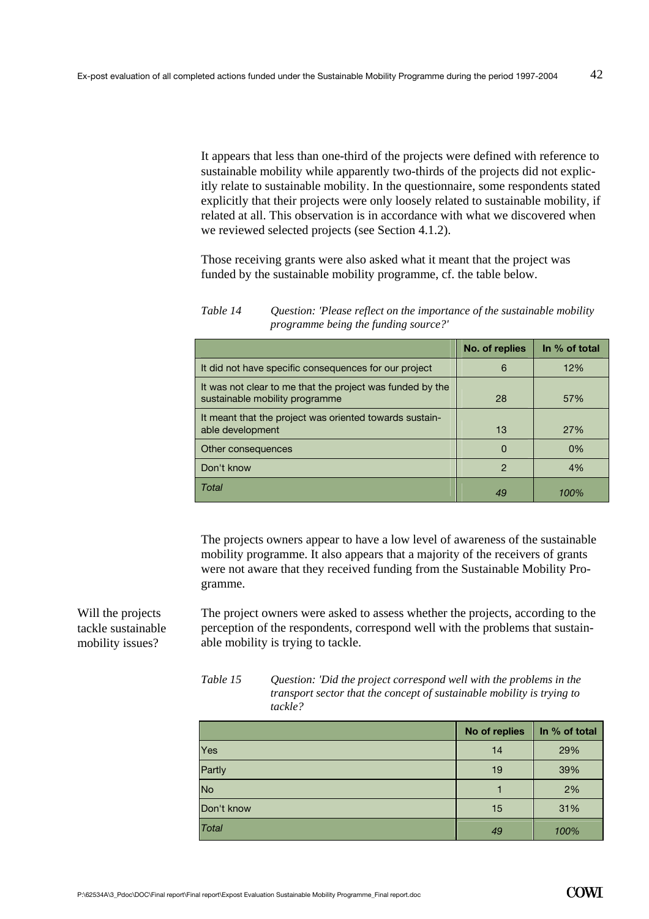It appears that less than one-third of the projects were defined with reference to sustainable mobility while apparently two-thirds of the projects did not explicitly relate to sustainable mobility. In the questionnaire, some respondents stated explicitly that their projects were only loosely related to sustainable mobility, if related at all. This observation is in accordance with what we discovered when we reviewed selected projects (see Section 4.1.2).

Those receiving grants were also asked what it meant that the project was funded by the sustainable mobility programme, cf. the table below.

*Table 14 Question: 'Please reflect on the importance of the sustainable mobility programme being the funding source?'*

| | No. of replies | In % of total |
|---|---|---|
| It did not have specific consequences for our project | 6 | 12% |
| It was not clear to me that the project was funded by the sustainable mobility programme | 28 | 57% |
| It meant that the project was oriented towards sustainable development | 13 | 27% |
| Other consequences | 0 | 0% |
| Don't know | 2 | 4% |
| *Total* | *49* | *100%* |

The projects owners appear to have a low level of awareness of the sustainable mobility programme. It also appears that a majority of the receivers of grants were not aware that they received funding from the Sustainable Mobility Programme.

Will the projects tackle sustainable mobility issues?

The project owners were asked to assess whether the projects, according to the perception of the respondents, correspond well with the problems that sustainable mobility is trying to tackle.

*Table 15 Question: 'Did the project correspond well with the problems in the transport sector that the concept of sustainable mobility is trying to tackle?*

| | No of replies | In % of total |
|---|---|---|
| Yes | 14 | 29% |
| Partly | 19 | 39% |
| No | 1 | 2% |
| Don't know | 15 | 31% |
| *Total* | *49* | *100%* |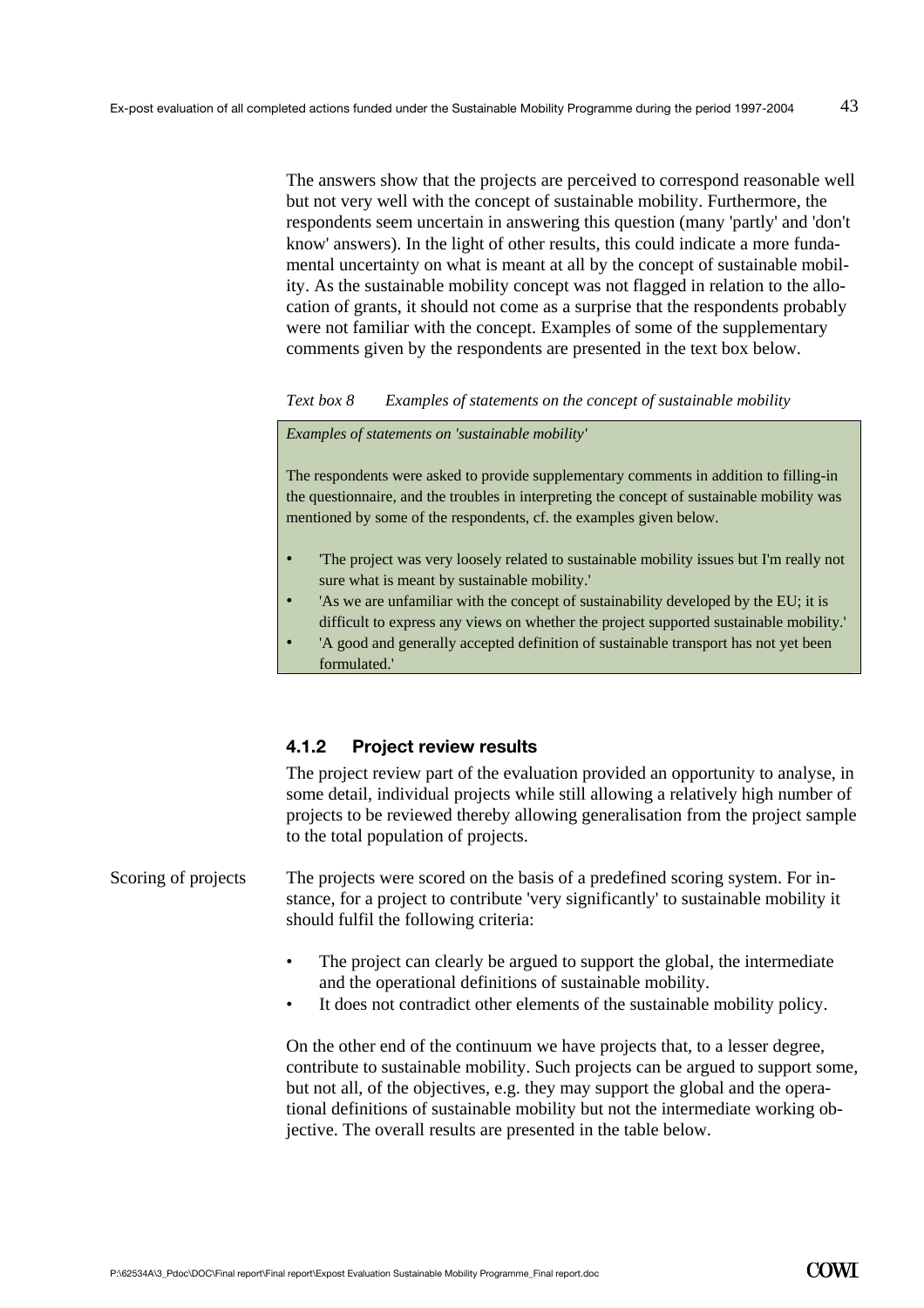The answers show that the projects are perceived to correspond reasonable well but not very well with the concept of sustainable mobility. Furthermore, the respondents seem uncertain in answering this question (many 'partly' and 'don't know' answers). In the light of other results, this could indicate a more fundamental uncertainty on what is meant at all by the concept of sustainable mobility. As the sustainable mobility concept was not flagged in relation to the allocation of grants, it should not come as a surprise that the respondents probably were not familiar with the concept. Examples of some of the supplementary comments given by the respondents are presented in the text box below.

*Text box 8 Examples of statements on the concept of sustainable mobility*

> *Examples of statements on 'sustainable mobility'*
>
> The respondents were asked to provide supplementary comments in addition to filling-in the questionnaire, and the troubles in interpreting the concept of sustainable mobility was mentioned by some of the respondents, cf. the examples given below.
>
> - 'The project was very loosely related to sustainable mobility issues but I'm really not sure what is meant by sustainable mobility.'
> - 'As we are unfamiliar with the concept of sustainability developed by the EU; it is difficult to express any views on whether the project supported sustainable mobility.'
> - 'A good and generally accepted definition of sustainable transport has not yet been formulated.'

### 4.1.2 Project review results

The project review part of the evaluation provided an opportunity to analyse, in some detail, individual projects while still allowing a relatively high number of projects to be reviewed thereby allowing generalisation from the project sample to the total population of projects.

Scoring of projects

The projects were scored on the basis of a predefined scoring system. For instance, for a project to contribute 'very significantly' to sustainable mobility it should fulfil the following criteria:

- The project can clearly be argued to support the global, the intermediate and the operational definitions of sustainable mobility.
- It does not contradict other elements of the sustainable mobility policy.

On the other end of the continuum we have projects that, to a lesser degree, contribute to sustainable mobility. Such projects can be argued to support some, but not all, of the objectives, e.g. they may support the global and the operational definitions of sustainable mobility but not the intermediate working objective. The overall results are presented in the table below.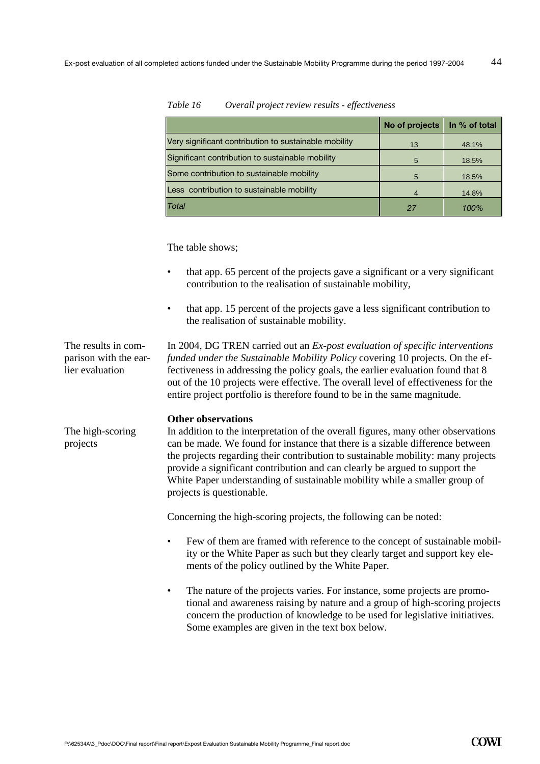*Table 16 Overall project review results - effectiveness*

| | No of projects | In % of total |
|---|---|---|
| Very significant contribution to sustainable mobility | 13 | 48.1% |
| Significant contribution to sustainable mobility | 5 | 18.5% |
| Some contribution to sustainable mobility | 5 | 18.5% |
| Less contribution to sustainable mobility | 4 | 14.8% |
| *Total* | *27* | *100%* |

The table shows;

- that app. 65 percent of the projects gave a significant or a very significant contribution to the realisation of sustainable mobility,
- that app. 15 percent of the projects gave a less significant contribution to the realisation of sustainable mobility.

The results in comparison with the earlier evaluation

In 2004, DG TREN carried out an *Ex-post evaluation of specific interventions funded under the Sustainable Mobility Policy* covering 10 projects. On the effectiveness in addressing the policy goals, the earlier evaluation found that 8 out of the 10 projects were effective. The overall level of effectiveness for the entire project portfolio is therefore found to be in the same magnitude.

**Other observations**

The high-scoring projects

In addition to the interpretation of the overall figures, many other observations can be made. We found for instance that there is a sizable difference between the projects regarding their contribution to sustainable mobility: many projects provide a significant contribution and can clearly be argued to support the White Paper understanding of sustainable mobility while a smaller group of projects is questionable.

Concerning the high-scoring projects, the following can be noted:

- Few of them are framed with reference to the concept of sustainable mobility or the White Paper as such but they clearly target and support key elements of the policy outlined by the White Paper.
- The nature of the projects varies. For instance, some projects are promotional and awareness raising by nature and a group of high-scoring projects concern the production of knowledge to be used for legislative initiatives. Some examples are given in the text box below.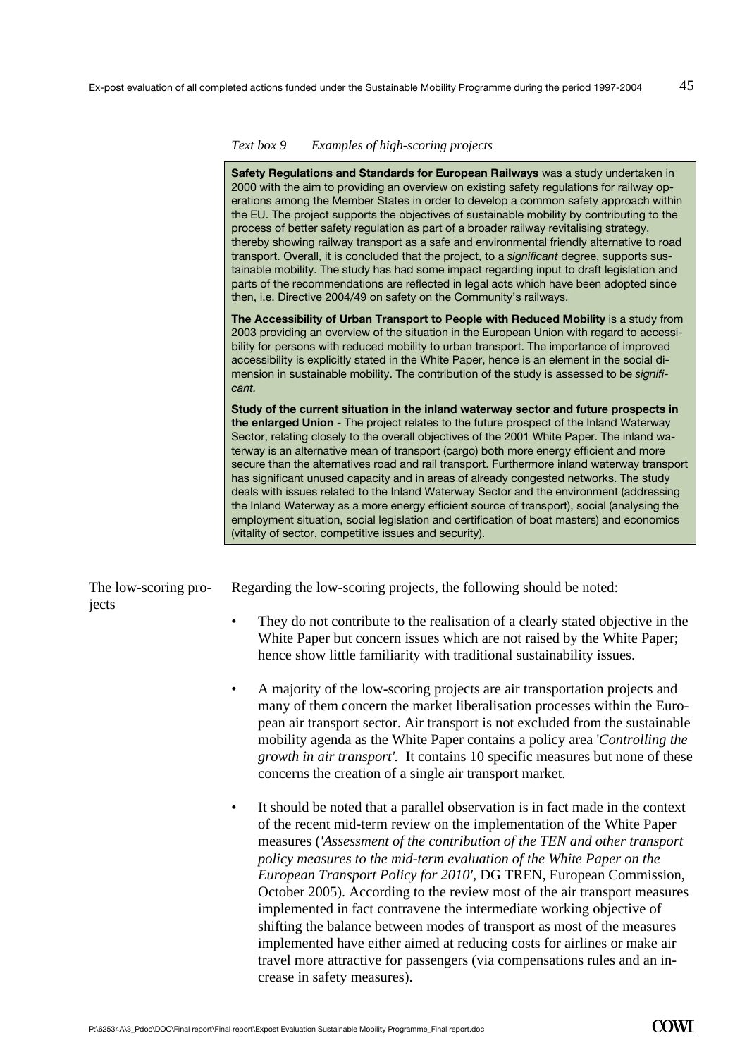*Text box 9 Examples of high-scoring projects*

**Safety Regulations and Standards for European Railways** was a study undertaken in 2000 with the aim to providing an overview on existing safety regulations for railway operations among the Member States in order to develop a common safety approach within the EU. The project supports the objectives of sustainable mobility by contributing to the process of better safety regulation as part of a broader railway revitalising strategy, thereby showing railway transport as a safe and environmental friendly alternative to road transport. Overall, it is concluded that the project, to a *significant* degree, supports sustainable mobility. The study has had some impact regarding input to draft legislation and parts of the recommendations are reflected in legal acts which have been adopted since then, i.e. Directive 2004/49 on safety on the Community's railways.

**The Accessibility of Urban Transport to People with Reduced Mobility** is a study from 2003 providing an overview of the situation in the European Union with regard to accessibility for persons with reduced mobility to urban transport. The importance of improved accessibility is explicitly stated in the White Paper, hence is an element in the social dimension in sustainable mobility. The contribution of the study is assessed to be *significant*.

**Study of the current situation in the inland waterway sector and future prospects in the enlarged Union** - The project relates to the future prospect of the Inland Waterway Sector, relating closely to the overall objectives of the 2001 White Paper. The inland waterway is an alternative mean of transport (cargo) both more energy efficient and more secure than the alternatives road and rail transport. Furthermore inland waterway transport has significant unused capacity and in areas of already congested networks. The study deals with issues related to the Inland Waterway Sector and the environment (addressing the Inland Waterway as a more energy efficient source of transport), social (analysing the employment situation, social legislation and certification of boat masters) and economics (vitality of sector, competitive issues and security).

The low-scoring projects

Regarding the low-scoring projects, the following should be noted:

- They do not contribute to the realisation of a clearly stated objective in the White Paper but concern issues which are not raised by the White Paper; hence show little familiarity with traditional sustainability issues.
- A majority of the low-scoring projects are air transportation projects and many of them concern the market liberalisation processes within the European air transport sector. Air transport is not excluded from the sustainable mobility agenda as the White Paper contains a policy area '*Controlling the growth in air transport'*. It contains 10 specific measures but none of these concerns the creation of a single air transport market.
- It should be noted that a parallel observation is in fact made in the context of the recent mid-term review on the implementation of the White Paper measures (*'Assessment of the contribution of the TEN and other transport policy measures to the mid-term evaluation of the White Paper on the European Transport Policy for 2010'*, DG TREN, European Commission, October 2005). According to the review most of the air transport measures implemented in fact contravene the intermediate working objective of shifting the balance between modes of transport as most of the measures implemented have either aimed at reducing costs for airlines or make air travel more attractive for passengers (via compensations rules and an increase in safety measures).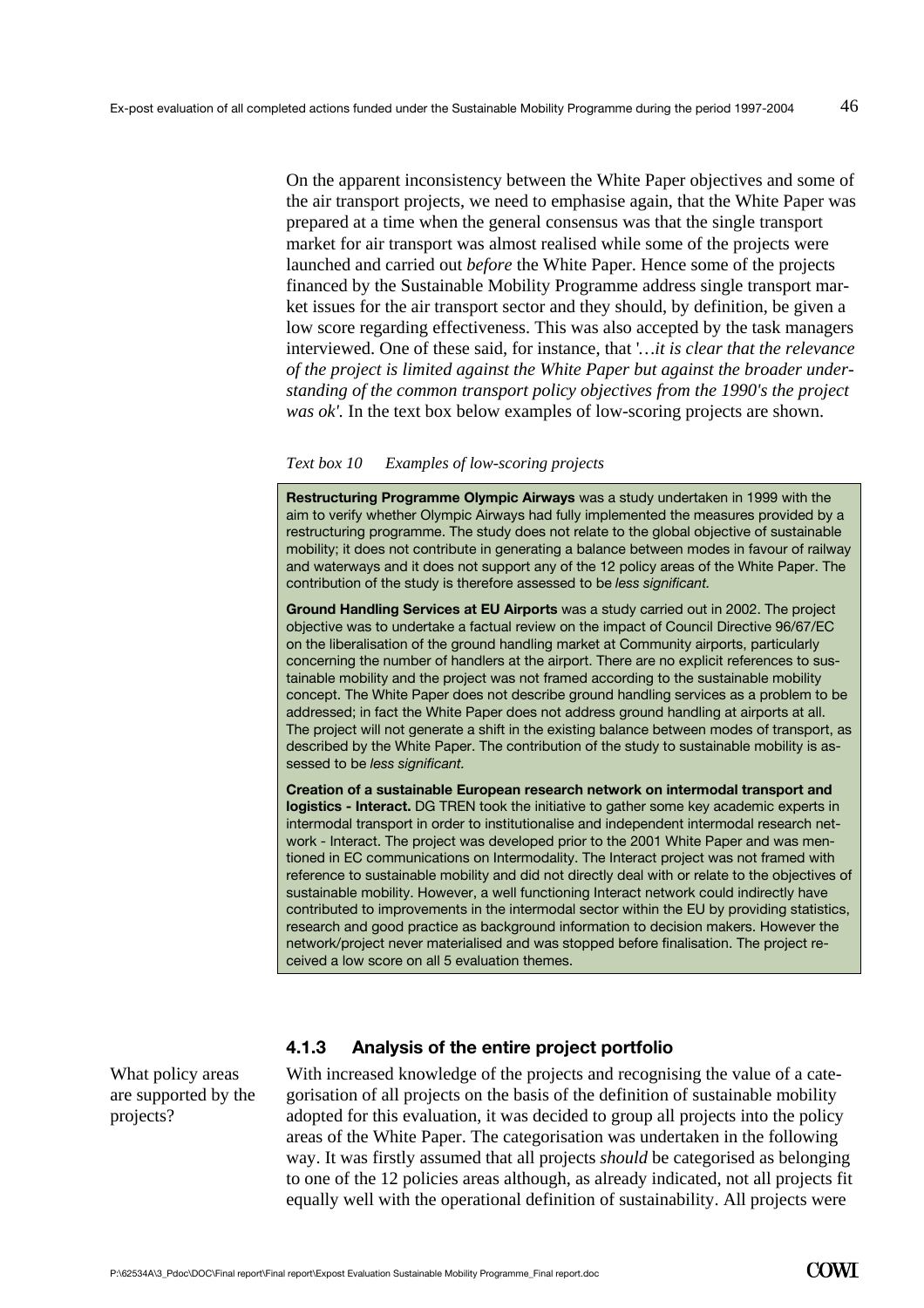On the apparent inconsistency between the White Paper objectives and some of the air transport projects, we need to emphasise again, that the White Paper was prepared at a time when the general consensus was that the single transport market for air transport was almost realised while some of the projects were launched and carried out *before* the White Paper. Hence some of the projects financed by the Sustainable Mobility Programme address single transport market issues for the air transport sector and they should, by definition, be given a low score regarding effectiveness. This was also accepted by the task managers interviewed. One of these said, for instance, that '*…it is clear that the relevance of the project is limited against the White Paper but against the broader understanding of the common transport policy objectives from the 1990's the project was ok'.* In the text box below examples of low-scoring projects are shown.

*Text box 10 Examples of low-scoring projects*

**Restructuring Programme Olympic Airways** was a study undertaken in 1999 with the aim to verify whether Olympic Airways had fully implemented the measures provided by a restructuring programme. The study does not relate to the global objective of sustainable mobility; it does not contribute in generating a balance between modes in favour of railway and waterways and it does not support any of the 12 policy areas of the White Paper. The contribution of the study is therefore assessed to be *less significant.*

**Ground Handling Services at EU Airports** was a study carried out in 2002. The project objective was to undertake a factual review on the impact of Council Directive 96/67/EC on the liberalisation of the ground handling market at Community airports, particularly concerning the number of handlers at the airport. There are no explicit references to sustainable mobility and the project was not framed according to the sustainable mobility concept. The White Paper does not describe ground handling services as a problem to be addressed; in fact the White Paper does not address ground handling at airports at all. The project will not generate a shift in the existing balance between modes of transport, as described by the White Paper. The contribution of the study to sustainable mobility is assessed to be *less significant.*

**Creation of a sustainable European research network on intermodal transport and logistics - Interact.** DG TREN took the initiative to gather some key academic experts in intermodal transport in order to institutionalise and independent intermodal research network - Interact. The project was developed prior to the 2001 White Paper and was mentioned in EC communications on Intermodality. The Interact project was not framed with reference to sustainable mobility and did not directly deal with or relate to the objectives of sustainable mobility. However, a well functioning Interact network could indirectly have contributed to improvements in the intermodal sector within the EU by providing statistics, research and good practice as background information to decision makers. However the network/project never materialised and was stopped before finalisation. The project received a low score on all 5 evaluation themes.

### 4.1.3 Analysis of the entire project portfolio

What policy areas are supported by the projects?

With increased knowledge of the projects and recognising the value of a categorisation of all projects on the basis of the definition of sustainable mobility adopted for this evaluation, it was decided to group all projects into the policy areas of the White Paper. The categorisation was undertaken in the following way. It was firstly assumed that all projects *should* be categorised as belonging to one of the 12 policies areas although, as already indicated, not all projects fit equally well with the operational definition of sustainability. All projects were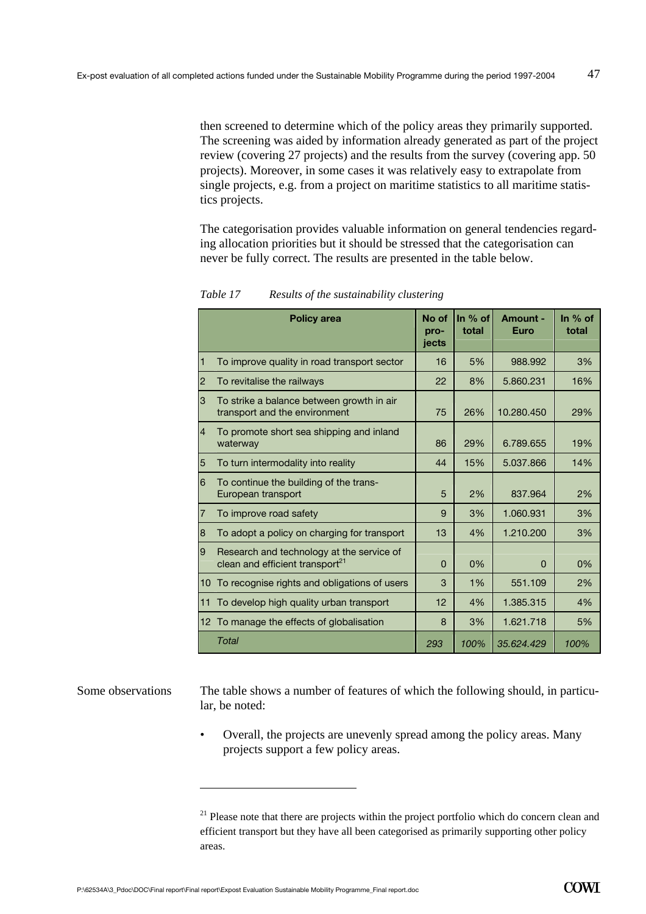then screened to determine which of the policy areas they primarily supported. The screening was aided by information already generated as part of the project review (covering 27 projects) and the results from the survey (covering app. 50 projects). Moreover, in some cases it was relatively easy to extrapolate from single projects, e.g. from a project on maritime statistics to all maritime statistics projects.

The categorisation provides valuable information on general tendencies regarding allocation priorities but it should be stressed that the categorisation can never be fully correct. The results are presented in the table below.

*Table 17 Results of the sustainability clustering*

| | Policy area | No of projects | In % of total | Amount - Euro | In % of total |
|---|---|---|---|---|---|
| 1 | To improve quality in road transport sector | 16 | 5% | 988.992 | 3% |
| 2 | To revitalise the railways | 22 | 8% | 5.860.231 | 16% |
| 3 | To strike a balance between growth in air transport and the environment | 75 | 26% | 10.280.450 | 29% |
| 4 | To promote short sea shipping and inland waterway | 86 | 29% | 6.789.655 | 19% |
| 5 | To turn intermodality into reality | 44 | 15% | 5.037.866 | 14% |
| 6 | To continue the building of the trans-European transport | 5 | 2% | 837.964 | 2% |
| 7 | To improve road safety | 9 | 3% | 1.060.931 | 3% |
| 8 | To adopt a policy on charging for transport | 13 | 4% | 1.210.200 | 3% |
| 9 | Research and technology at the service of clean and efficient transport[21] | 0 | 0% | 0 | 0% |
| 10 | To recognise rights and obligations of users | 3 | 1% | 551.109 | 2% |
| 11 | To develop high quality urban transport | 12 | 4% | 1.385.315 | 4% |
| 12 | To manage the effects of globalisation | 8 | 3% | 1.621.718 | 5% |
| | *Total* | *293* | *100%* | *35.624.429* | *100%* |

Some observations

The table shows a number of features of which the following should, in particular, be noted:

- Overall, the projects are unevenly spread among the policy areas. Many projects support a few policy areas.

---

[21] Please note that there are projects within the project portfolio which do concern clean and efficient transport but they have all been categorised as primarily supporting other policy areas.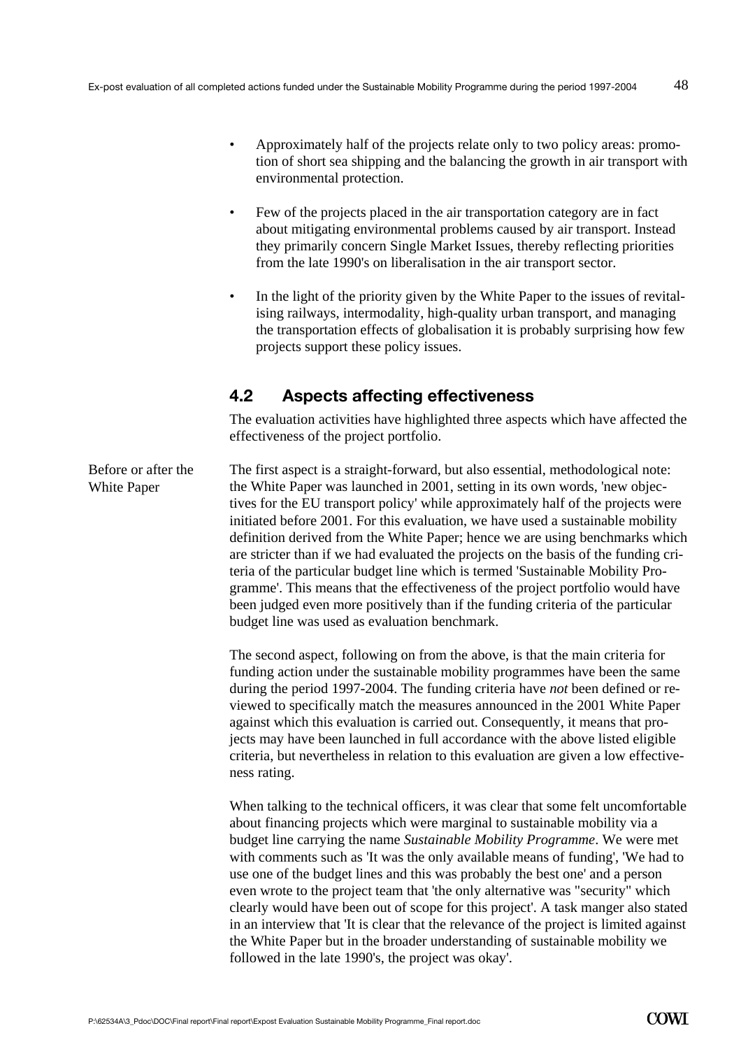- Approximately half of the projects relate only to two policy areas: promotion of short sea shipping and the balancing the growth in air transport with environmental protection.
- Few of the projects placed in the air transportation category are in fact about mitigating environmental problems caused by air transport. Instead they primarily concern Single Market Issues, thereby reflecting priorities from the late 1990's on liberalisation in the air transport sector.
- In the light of the priority given by the White Paper to the issues of revitalising railways, intermodality, high-quality urban transport, and managing the transportation effects of globalisation it is probably surprising how few projects support these policy issues.

## 4.2 Aspects affecting effectiveness

The evaluation activities have highlighted three aspects which have affected the effectiveness of the project portfolio.

Before or after the White Paper

The first aspect is a straight-forward, but also essential, methodological note: the White Paper was launched in 2001, setting in its own words, 'new objectives for the EU transport policy' while approximately half of the projects were initiated before 2001. For this evaluation, we have used a sustainable mobility definition derived from the White Paper; hence we are using benchmarks which are stricter than if we had evaluated the projects on the basis of the funding criteria of the particular budget line which is termed 'Sustainable Mobility Programme'. This means that the effectiveness of the project portfolio would have been judged even more positively than if the funding criteria of the particular budget line was used as evaluation benchmark.

The second aspect, following on from the above, is that the main criteria for funding action under the sustainable mobility programmes have been the same during the period 1997-2004. The funding criteria have *not* been defined or reviewed to specifically match the measures announced in the 2001 White Paper against which this evaluation is carried out. Consequently, it means that projects may have been launched in full accordance with the above listed eligible criteria, but nevertheless in relation to this evaluation are given a low effectiveness rating.

When talking to the technical officers, it was clear that some felt uncomfortable about financing projects which were marginal to sustainable mobility via a budget line carrying the name *Sustainable Mobility Programme*. We were met with comments such as 'It was the only available means of funding', 'We had to use one of the budget lines and this was probably the best one' and a person even wrote to the project team that 'the only alternative was "security" which clearly would have been out of scope for this project'. A task manger also stated in an interview that 'It is clear that the relevance of the project is limited against the White Paper but in the broader understanding of sustainable mobility we followed in the late 1990's, the project was okay'.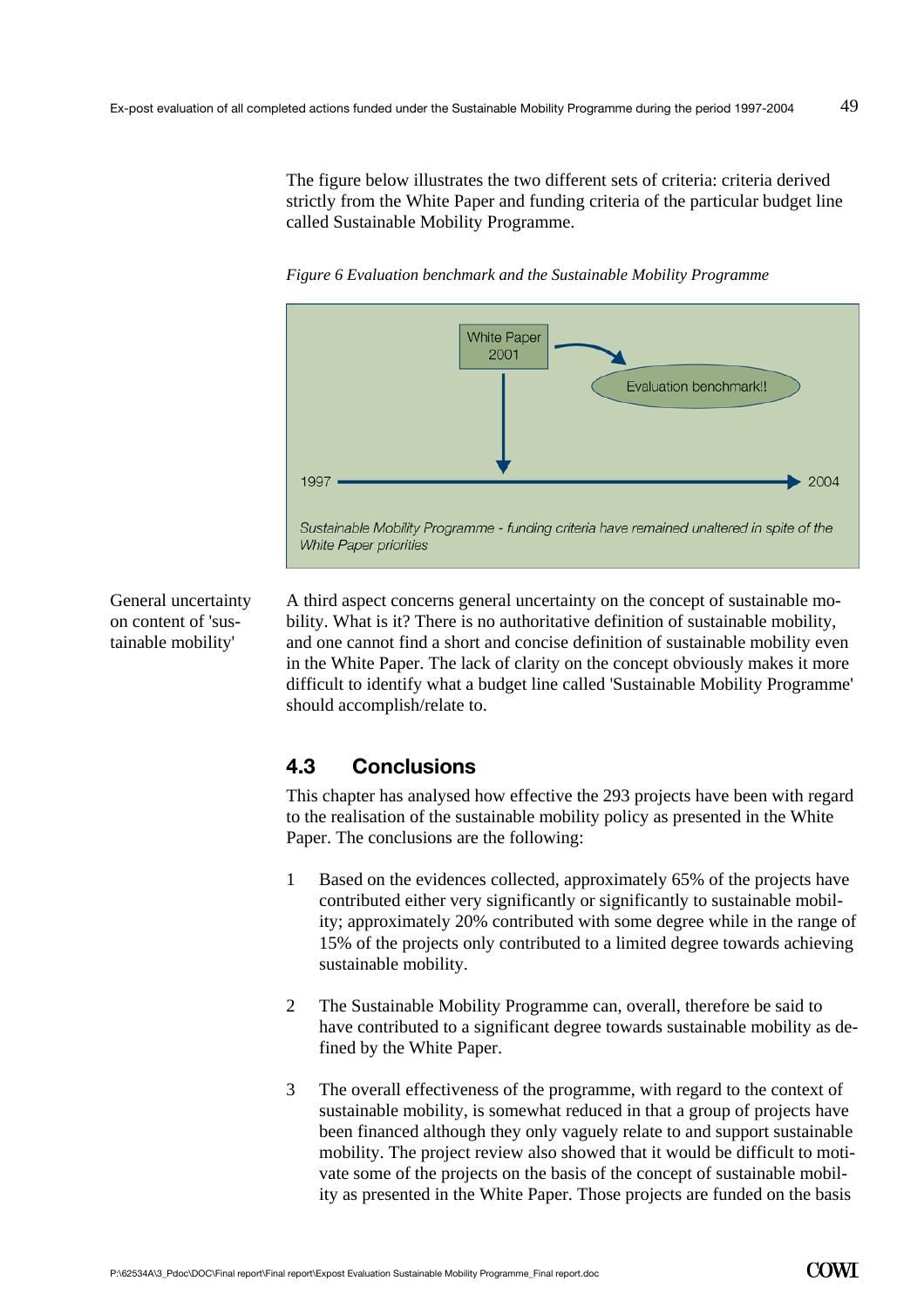The figure below illustrates the two different sets of criteria: criteria derived strictly from the White Paper and funding criteria of the particular budget line called Sustainable Mobility Programme.

*Figure 6 Evaluation benchmark and the Sustainable Mobility Programme*

White Paper 2001

Evaluation benchmark!!

1997 → 2004

*Sustainable Mobility Programme - funding criteria have remained unaltered in spite of the White Paper priorities*

General uncertainty on content of 'sustainable mobility'

A third aspect concerns general uncertainty on the concept of sustainable mobility. What is it? There is no authoritative definition of sustainable mobility, and one cannot find a short and concise definition of sustainable mobility even in the White Paper. The lack of clarity on the concept obviously makes it more difficult to identify what a budget line called 'Sustainable Mobility Programme' should accomplish/relate to.

## 4.3 Conclusions

This chapter has analysed how effective the 293 projects have been with regard to the realisation of the sustainable mobility policy as presented in the White Paper. The conclusions are the following:

1. Based on the evidences collected, approximately 65% of the projects have contributed either very significantly or significantly to sustainable mobility; approximately 20% contributed with some degree while in the range of 15% of the projects only contributed to a limited degree towards achieving sustainable mobility.

2. The Sustainable Mobility Programme can, overall, therefore be said to have contributed to a significant degree towards sustainable mobility as defined by the White Paper.

3. The overall effectiveness of the programme, with regard to the context of sustainable mobility, is somewhat reduced in that a group of projects have been financed although they only vaguely relate to and support sustainable mobility. The project review also showed that it would be difficult to motivate some of the projects on the basis of the concept of sustainable mobility as presented in the White Paper. Those projects are funded on the basis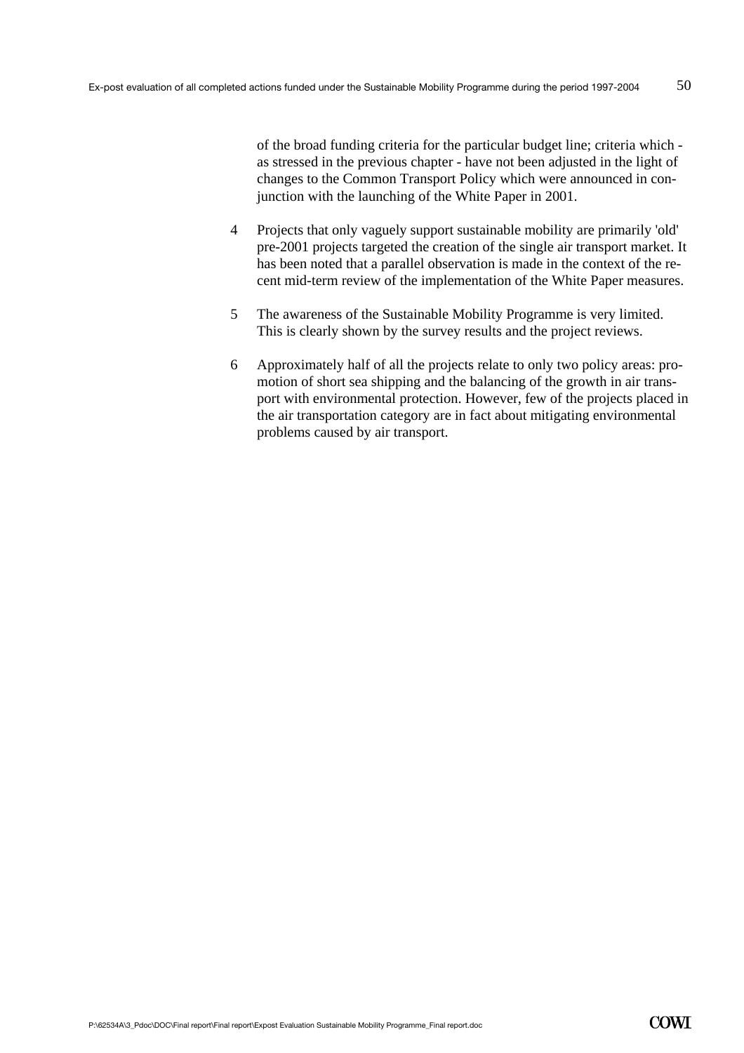of the broad funding criteria for the particular budget line; criteria which - as stressed in the previous chapter - have not been adjusted in the light of changes to the Common Transport Policy which were announced in conjunction with the launching of the White Paper in 2001.

4 Projects that only vaguely support sustainable mobility are primarily 'old' pre-2001 projects targeted the creation of the single air transport market. It has been noted that a parallel observation is made in the context of the recent mid-term review of the implementation of the White Paper measures.

5 The awareness of the Sustainable Mobility Programme is very limited. This is clearly shown by the survey results and the project reviews.

6 Approximately half of all the projects relate to only two policy areas: promotion of short sea shipping and the balancing of the growth in air transport with environmental protection. However, few of the projects placed in the air transportation category are in fact about mitigating environmental problems caused by air transport.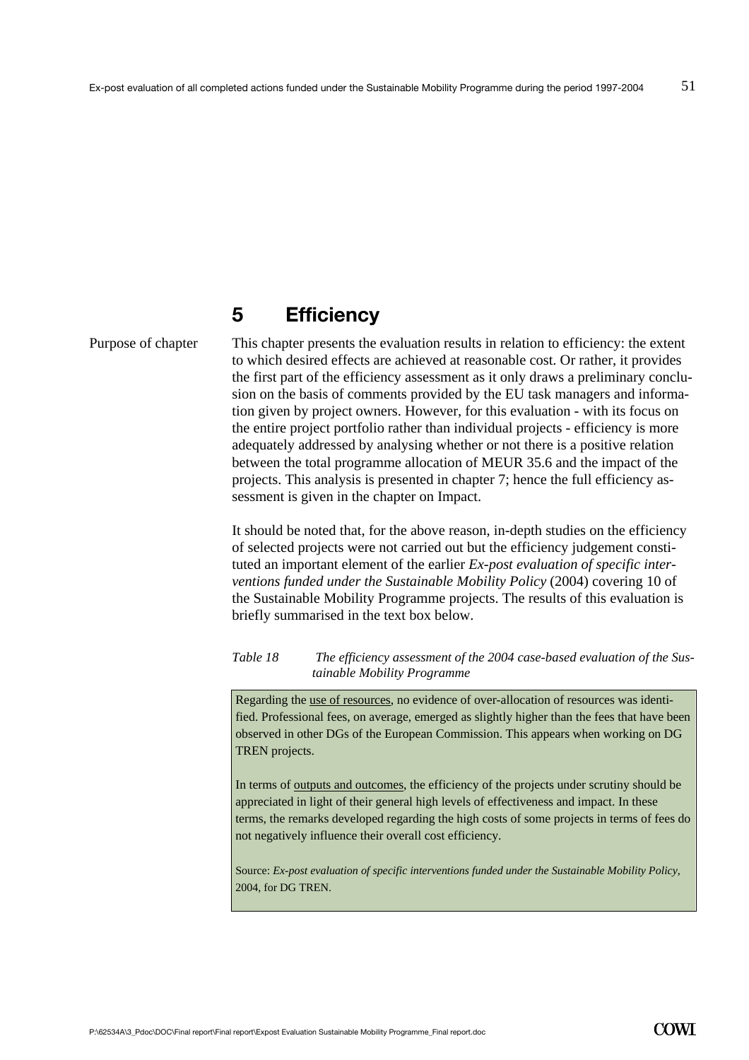# 5 Efficiency

Purpose of chapter

This chapter presents the evaluation results in relation to efficiency: the extent to which desired effects are achieved at reasonable cost. Or rather, it provides the first part of the efficiency assessment as it only draws a preliminary conclusion on the basis of comments provided by the EU task managers and information given by project owners. However, for this evaluation - with its focus on the entire project portfolio rather than individual projects - efficiency is more adequately addressed by analysing whether or not there is a positive relation between the total programme allocation of MEUR 35.6 and the impact of the projects. This analysis is presented in chapter 7; hence the full efficiency assessment is given in the chapter on Impact.

It should be noted that, for the above reason, in-depth studies on the efficiency of selected projects were not carried out but the efficiency judgement constituted an important element of the earlier *Ex-post evaluation of specific interventions funded under the Sustainable Mobility Policy* (2004) covering 10 of the Sustainable Mobility Programme projects. The results of this evaluation is briefly summarised in the text box below.

*Table 18 The efficiency assessment of the 2004 case-based evaluation of the Sustainable Mobility Programme*

Regarding the use of resources, no evidence of over-allocation of resources was identified. Professional fees, on average, emerged as slightly higher than the fees that have been observed in other DGs of the European Commission. This appears when working on DG TREN projects.

In terms of outputs and outcomes, the efficiency of the projects under scrutiny should be appreciated in light of their general high levels of effectiveness and impact. In these terms, the remarks developed regarding the high costs of some projects in terms of fees do not negatively influence their overall cost efficiency.

Source: *Ex-post evaluation of specific interventions funded under the Sustainable Mobility Policy*, 2004, for DG TREN.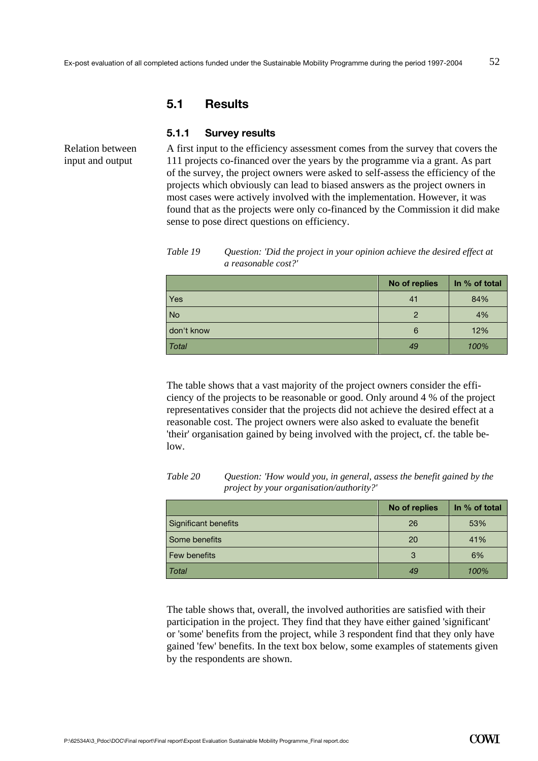## 5.1 Results

### 5.1.1 Survey results

Relation between input and output

A first input to the efficiency assessment comes from the survey that covers the 111 projects co-financed over the years by the programme via a grant. As part of the survey, the project owners were asked to self-assess the efficiency of the projects which obviously can lead to biased answers as the project owners in most cases were actively involved with the implementation. However, it was found that as the projects were only co-financed by the Commission it did make sense to pose direct questions on efficiency.

*Table 19 Question: 'Did the project in your opinion achieve the desired effect at a reasonable cost?'*

| | No of replies | In % of total |
|---|---|---|
| Yes | 41 | 84% |
| No | 2 | 4% |
| don't know | 6 | 12% |
| *Total* | *49* | *100%* |

The table shows that a vast majority of the project owners consider the efficiency of the projects to be reasonable or good. Only around 4 % of the project representatives consider that the projects did not achieve the desired effect at a reasonable cost. The project owners were also asked to evaluate the benefit 'their' organisation gained by being involved with the project, cf. the table below.

*Table 20 Question: 'How would you, in general, assess the benefit gained by the project by your organisation/authority?'*

| | No of replies | In % of total |
|---|---|---|
| Significant benefits | 26 | 53% |
| Some benefits | 20 | 41% |
| Few benefits | 3 | 6% |
| *Total* | *49* | *100%* |

The table shows that, overall, the involved authorities are satisfied with their participation in the project. They find that they have either gained 'significant' or 'some' benefits from the project, while 3 respondent find that they only have gained 'few' benefits. In the text box below, some examples of statements given by the respondents are shown.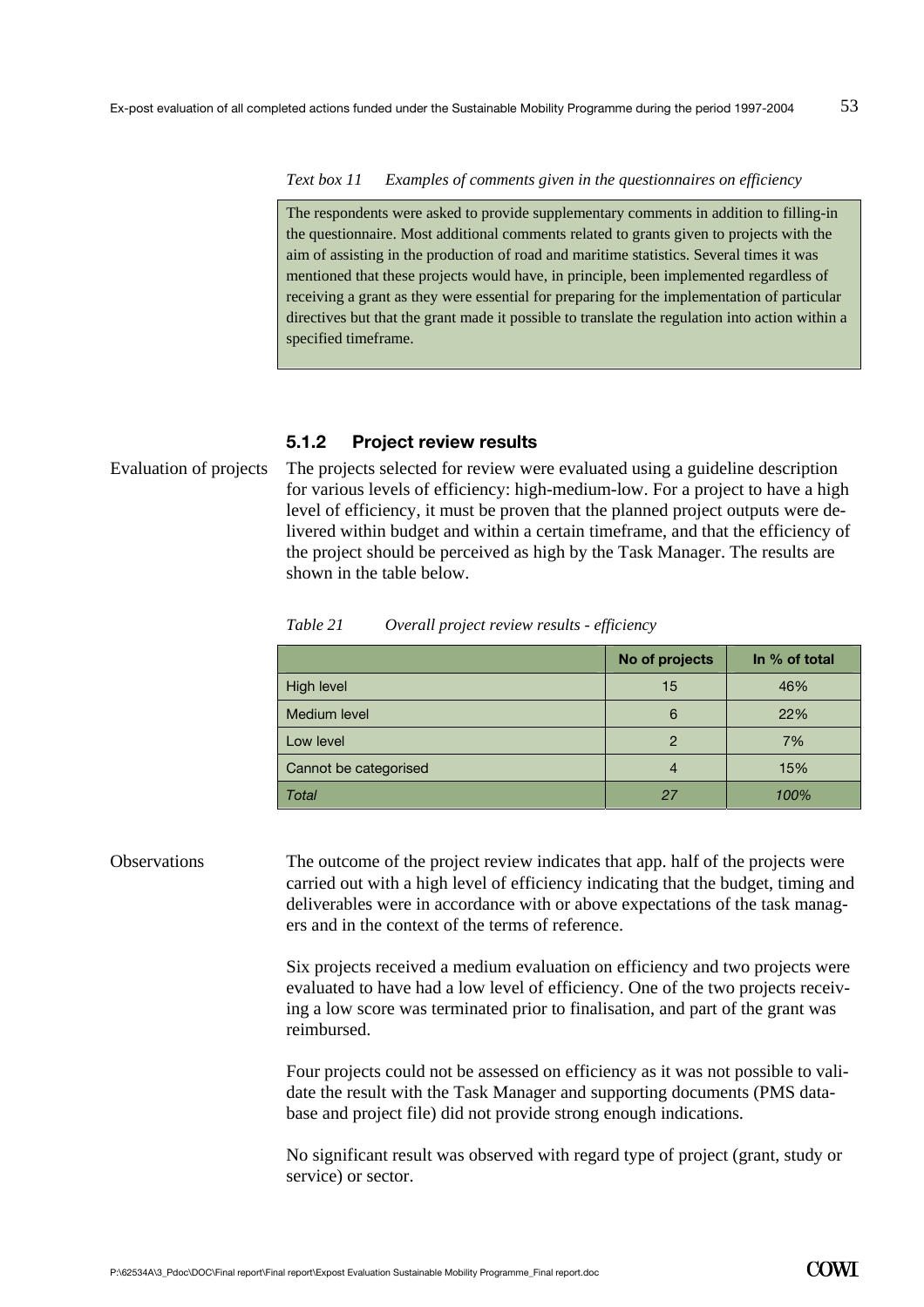*Text box 11 Examples of comments given in the questionnaires on efficiency*

The respondents were asked to provide supplementary comments in addition to filling-in the questionnaire. Most additional comments related to grants given to projects with the aim of assisting in the production of road and maritime statistics. Several times it was mentioned that these projects would have, in principle, been implemented regardless of receiving a grant as they were essential for preparing for the implementation of particular directives but that the grant made it possible to translate the regulation into action within a specified timeframe.

### 5.1.2 Project review results

Evaluation of projects

The projects selected for review were evaluated using a guideline description for various levels of efficiency: high-medium-low. For a project to have a high level of efficiency, it must be proven that the planned project outputs were delivered within budget and within a certain timeframe, and that the efficiency of the project should be perceived as high by the Task Manager. The results are shown in the table below.

*Table 21 Overall project review results - efficiency*

| | No of projects | In % of total |
|---|---|---|
| High level | 15 | 46% |
| Medium level | 6 | 22% |
| Low level | 2 | 7% |
| Cannot be categorised | 4 | 15% |
| *Total* | *27* | *100%* |

Observations

The outcome of the project review indicates that app. half of the projects were carried out with a high level of efficiency indicating that the budget, timing and deliverables were in accordance with or above expectations of the task managers and in the context of the terms of reference.

Six projects received a medium evaluation on efficiency and two projects were evaluated to have had a low level of efficiency. One of the two projects receiving a low score was terminated prior to finalisation, and part of the grant was reimbursed.

Four projects could not be assessed on efficiency as it was not possible to validate the result with the Task Manager and supporting documents (PMS database and project file) did not provide strong enough indications.

No significant result was observed with regard type of project (grant, study or service) or sector.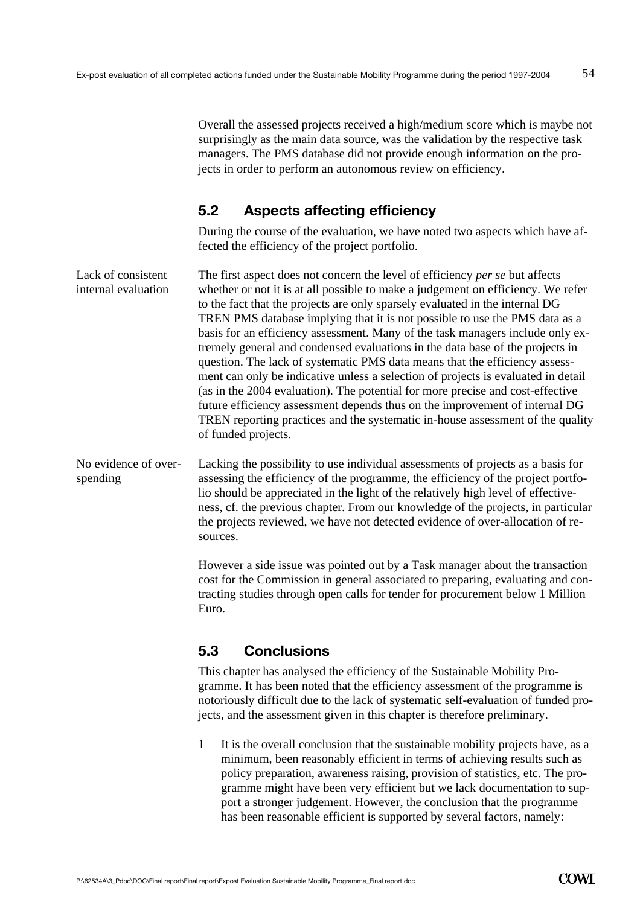Overall the assessed projects received a high/medium score which is maybe not surprisingly as the main data source, was the validation by the respective task managers. The PMS database did not provide enough information on the projects in order to perform an autonomous review on efficiency.

## 5.2 Aspects affecting efficiency

During the course of the evaluation, we have noted two aspects which have affected the efficiency of the project portfolio.

**Lack of consistent internal evaluation**

The first aspect does not concern the level of efficiency *per se* but affects whether or not it is at all possible to make a judgement on efficiency. We refer to the fact that the projects are only sparsely evaluated in the internal DG TREN PMS database implying that it is not possible to use the PMS data as a basis for an efficiency assessment. Many of the task managers include only extremely general and condensed evaluations in the data base of the projects in question. The lack of systematic PMS data means that the efficiency assessment can only be indicative unless a selection of projects is evaluated in detail (as in the 2004 evaluation). The potential for more precise and cost-effective future efficiency assessment depends thus on the improvement of internal DG TREN reporting practices and the systematic in-house assessment of the quality of funded projects.

**No evidence of over-spending**

Lacking the possibility to use individual assessments of projects as a basis for assessing the efficiency of the programme, the efficiency of the project portfolio should be appreciated in the light of the relatively high level of effectiveness, cf. the previous chapter. From our knowledge of the projects, in particular the projects reviewed, we have not detected evidence of over-allocation of resources.

However a side issue was pointed out by a Task manager about the transaction cost for the Commission in general associated to preparing, evaluating and contracting studies through open calls for tender for procurement below 1 Million Euro.

## 5.3 Conclusions

This chapter has analysed the efficiency of the Sustainable Mobility Programme. It has been noted that the efficiency assessment of the programme is notoriously difficult due to the lack of systematic self-evaluation of funded projects, and the assessment given in this chapter is therefore preliminary.

1. It is the overall conclusion that the sustainable mobility projects have, as a minimum, been reasonably efficient in terms of achieving results such as policy preparation, awareness raising, provision of statistics, etc. The programme might have been very efficient but we lack documentation to support a stronger judgement. However, the conclusion that the programme has been reasonable efficient is supported by several factors, namely: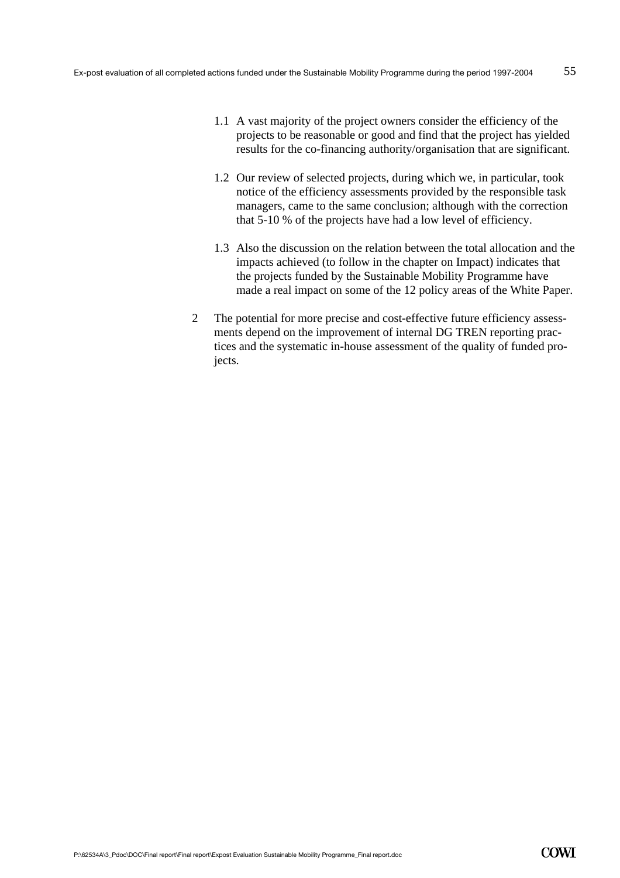1.1 A vast majority of the project owners consider the efficiency of the projects to be reasonable or good and find that the project has yielded results for the co-financing authority/organisation that are significant.

1.2 Our review of selected projects, during which we, in particular, took notice of the efficiency assessments provided by the responsible task managers, came to the same conclusion; although with the correction that 5-10 % of the projects have had a low level of efficiency.

1.3 Also the discussion on the relation between the total allocation and the impacts achieved (to follow in the chapter on Impact) indicates that the projects funded by the Sustainable Mobility Programme have made a real impact on some of the 12 policy areas of the White Paper.

2 The potential for more precise and cost-effective future efficiency assessments depend on the improvement of internal DG TREN reporting practices and the systematic in-house assessment of the quality of funded projects.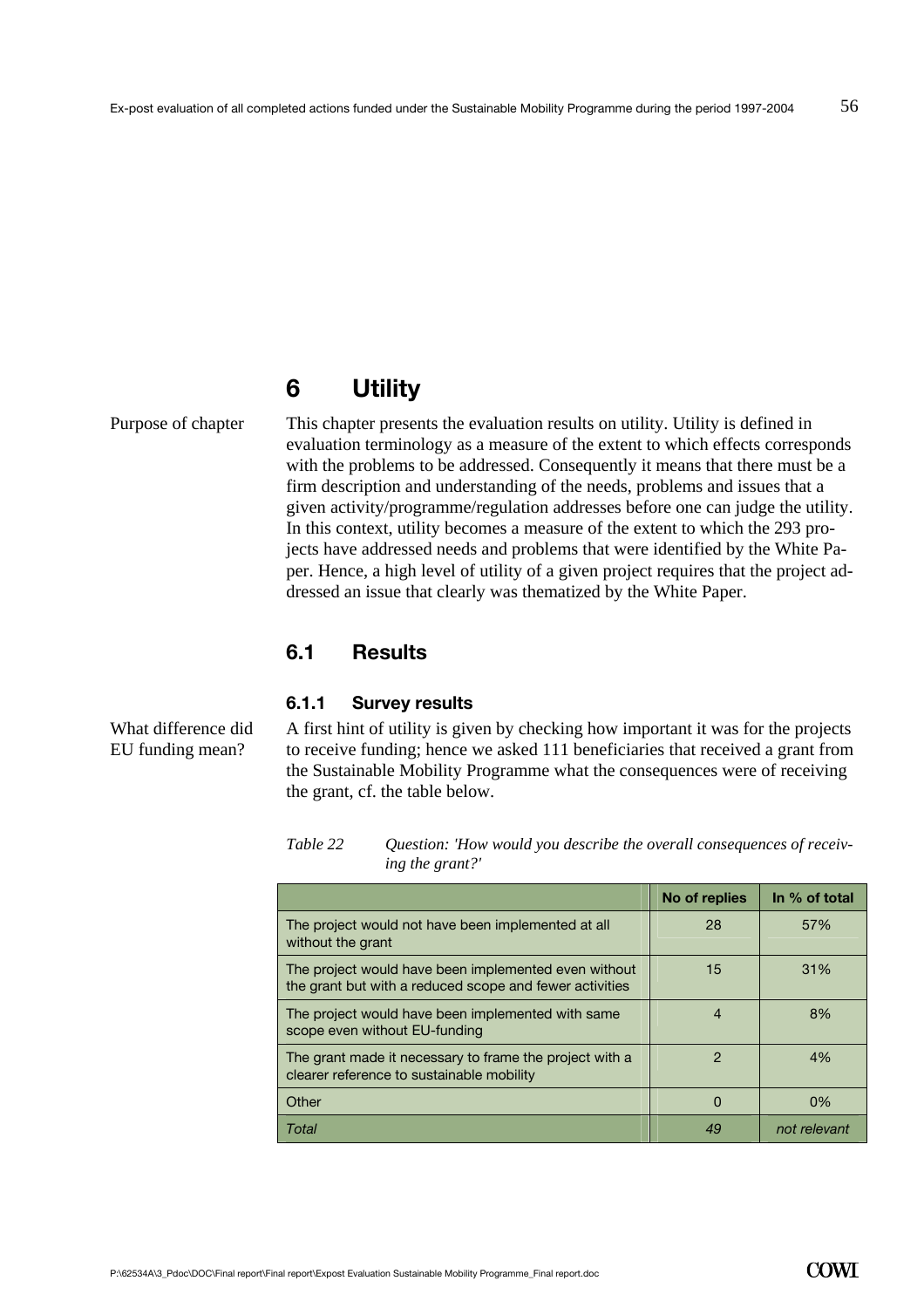# 6 Utility

Purpose of chapter

This chapter presents the evaluation results on utility. Utility is defined in evaluation terminology as a measure of the extent to which effects corresponds with the problems to be addressed. Consequently it means that there must be a firm description and understanding of the needs, problems and issues that a given activity/programme/regulation addresses before one can judge the utility. In this context, utility becomes a measure of the extent to which the 293 projects have addressed needs and problems that were identified by the White Paper. Hence, a high level of utility of a given project requires that the project addressed an issue that clearly was thematized by the White Paper.

## 6.1 Results

### 6.1.1 Survey results

What difference did EU funding mean?

A first hint of utility is given by checking how important it was for the projects to receive funding; hence we asked 111 beneficiaries that received a grant from the Sustainable Mobility Programme what the consequences were of receiving the grant, cf. the table below.

*Table 22 Question: 'How would you describe the overall consequences of receiving the grant?'*

| | No of replies | In % of total |
|---|---|---|
| The project would not have been implemented at all without the grant | 28 | 57% |
| The project would have been implemented even without the grant but with a reduced scope and fewer activities | 15 | 31% |
| The project would have been implemented with same scope even without EU-funding | 4 | 8% |
| The grant made it necessary to frame the project with a clearer reference to sustainable mobility | 2 | 4% |
| Other | 0 | 0% |
| *Total* | *49* | *not relevant* |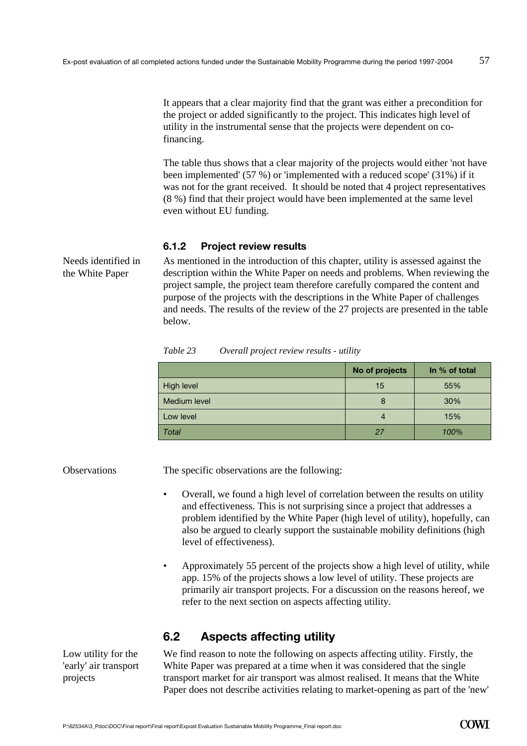It appears that a clear majority find that the grant was either a precondition for the project or added significantly to the project. This indicates high level of utility in the instrumental sense that the projects were dependent on co-financing.

The table thus shows that a clear majority of the projects would either 'not have been implemented' (57 %) or 'implemented with a reduced scope' (31%) if it was not for the grant received. It should be noted that 4 project representatives (8 %) find that their project would have been implemented at the same level even without EU funding.

### 6.1.2 Project review results

Needs identified in the White Paper

As mentioned in the introduction of this chapter, utility is assessed against the description within the White Paper on needs and problems. When reviewing the project sample, the project team therefore carefully compared the content and purpose of the projects with the descriptions in the White Paper of challenges and needs. The results of the review of the 27 projects are presented in the table below.

*Table 23 Overall project review results - utility*

| | No of projects | In % of total |
|---|---|---|
| High level | 15 | 55% |
| Medium level | 8 | 30% |
| Low level | 4 | 15% |
| *Total* | *27* | *100%* |

Observations

The specific observations are the following:

- Overall, we found a high level of correlation between the results on utility and effectiveness. This is not surprising since a project that addresses a problem identified by the White Paper (high level of utility), hopefully, can also be argued to clearly support the sustainable mobility definitions (high level of effectiveness).
- Approximately 55 percent of the projects show a high level of utility, while app. 15% of the projects shows a low level of utility. These projects are primarily air transport projects. For a discussion on the reasons hereof, we refer to the next section on aspects affecting utility.

## 6.2 Aspects affecting utility

Low utility for the 'early' air transport projects

We find reason to note the following on aspects affecting utility. Firstly, the White Paper was prepared at a time when it was considered that the single transport market for air transport was almost realised. It means that the White Paper does not describe activities relating to market-opening as part of the 'new'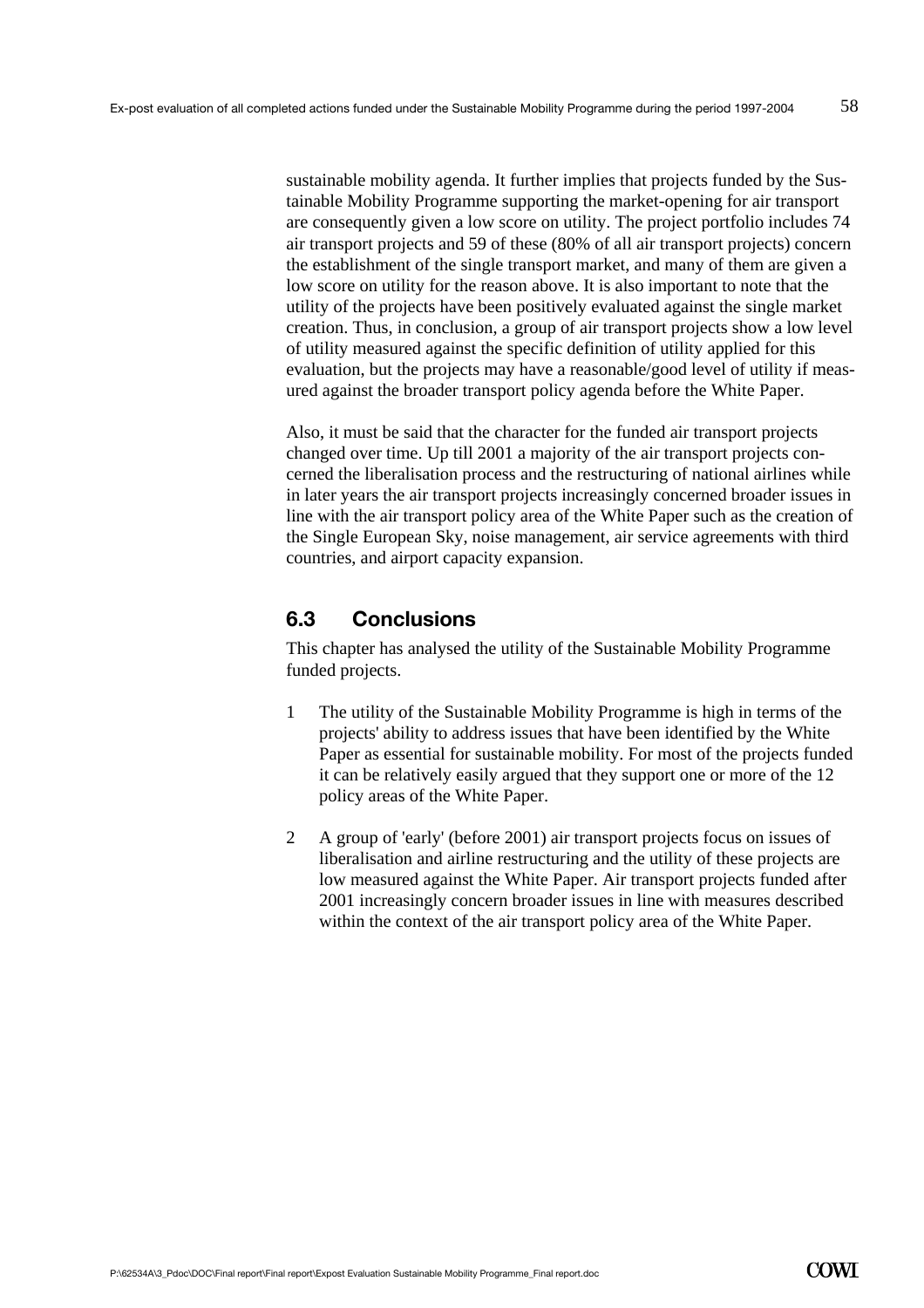sustainable mobility agenda. It further implies that projects funded by the Sustainable Mobility Programme supporting the market-opening for air transport are consequently given a low score on utility. The project portfolio includes 74 air transport projects and 59 of these (80% of all air transport projects) concern the establishment of the single transport market, and many of them are given a low score on utility for the reason above. It is also important to note that the utility of the projects have been positively evaluated against the single market creation. Thus, in conclusion, a group of air transport projects show a low level of utility measured against the specific definition of utility applied for this evaluation, but the projects may have a reasonable/good level of utility if measured against the broader transport policy agenda before the White Paper.

Also, it must be said that the character for the funded air transport projects changed over time. Up till 2001 a majority of the air transport projects concerned the liberalisation process and the restructuring of national airlines while in later years the air transport projects increasingly concerned broader issues in line with the air transport policy area of the White Paper such as the creation of the Single European Sky, noise management, air service agreements with third countries, and airport capacity expansion.

## 6.3 Conclusions

This chapter has analysed the utility of the Sustainable Mobility Programme funded projects.

1. The utility of the Sustainable Mobility Programme is high in terms of the projects' ability to address issues that have been identified by the White Paper as essential for sustainable mobility. For most of the projects funded it can be relatively easily argued that they support one or more of the 12 policy areas of the White Paper.

2. A group of 'early' (before 2001) air transport projects focus on issues of liberalisation and airline restructuring and the utility of these projects are low measured against the White Paper. Air transport projects funded after 2001 increasingly concern broader issues in line with measures described within the context of the air transport policy area of the White Paper.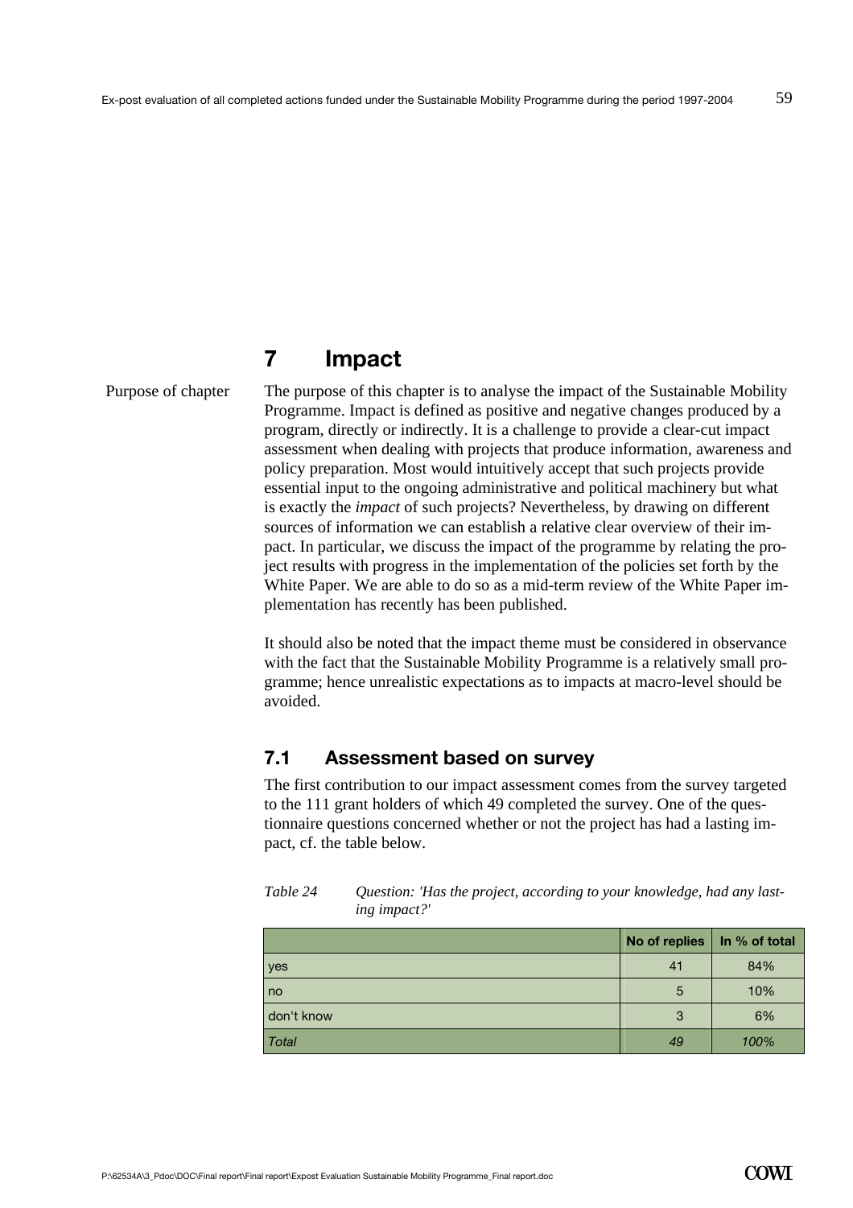# 7 Impact

Purpose of chapter

The purpose of this chapter is to analyse the impact of the Sustainable Mobility Programme. Impact is defined as positive and negative changes produced by a program, directly or indirectly. It is a challenge to provide a clear-cut impact assessment when dealing with projects that produce information, awareness and policy preparation. Most would intuitively accept that such projects provide essential input to the ongoing administrative and political machinery but what is exactly the *impact* of such projects? Nevertheless, by drawing on different sources of information we can establish a relative clear overview of their impact. In particular, we discuss the impact of the programme by relating the project results with progress in the implementation of the policies set forth by the White Paper. We are able to do so as a mid-term review of the White Paper implementation has recently has been published.

It should also be noted that the impact theme must be considered in observance with the fact that the Sustainable Mobility Programme is a relatively small programme; hence unrealistic expectations as to impacts at macro-level should be avoided.

## 7.1 Assessment based on survey

The first contribution to our impact assessment comes from the survey targeted to the 111 grant holders of which 49 completed the survey. One of the questionnaire questions concerned whether or not the project has had a lasting impact, cf. the table below.

*Table 24 Question: 'Has the project, according to your knowledge, had any lasting impact?'*

| | No of replies | In % of total |
|---|---|---|
| yes | 41 | 84% |
| no | 5 | 10% |
| don't know | 3 | 6% |
| *Total* | *49* | *100%* |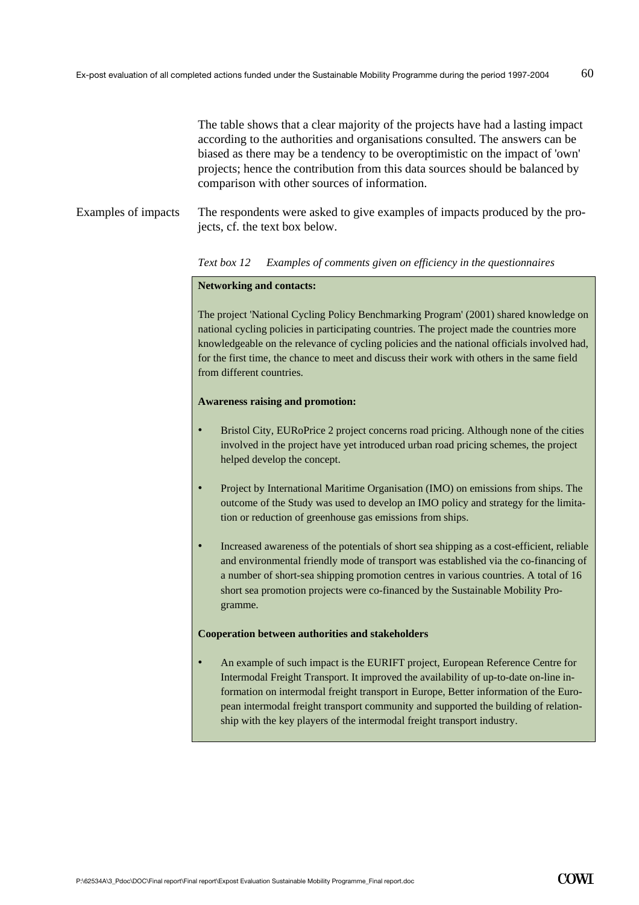The table shows that a clear majority of the projects have had a lasting impact according to the authorities and organisations consulted. The answers can be biased as there may be a tendency to be overoptimistic on the impact of 'own' projects; hence the contribution from this data sources should be balanced by comparison with other sources of information.

Examples of impacts

The respondents were asked to give examples of impacts produced by the projects, cf. the text box below.

*Text box 12 Examples of comments given on efficiency in the questionnaires*

**Networking and contacts:**

The project 'National Cycling Policy Benchmarking Program' (2001) shared knowledge on national cycling policies in participating countries. The project made the countries more knowledgeable on the relevance of cycling policies and the national officials involved had, for the first time, the chance to meet and discuss their work with others in the same field from different countries.

**Awareness raising and promotion:**

- Bristol City, EURoPrice 2 project concerns road pricing. Although none of the cities involved in the project have yet introduced urban road pricing schemes, the project helped develop the concept.
- Project by International Maritime Organisation (IMO) on emissions from ships. The outcome of the Study was used to develop an IMO policy and strategy for the limitation or reduction of greenhouse gas emissions from ships.
- Increased awareness of the potentials of short sea shipping as a cost-efficient, reliable and environmental friendly mode of transport was established via the co-financing of a number of short-sea shipping promotion centres in various countries. A total of 16 short sea promotion projects were co-financed by the Sustainable Mobility Programme.

**Cooperation between authorities and stakeholders**

- An example of such impact is the EURIFT project, European Reference Centre for Intermodal Freight Transport. It improved the availability of up-to-date on-line information on intermodal freight transport in Europe, Better information of the European intermodal freight transport community and supported the building of relationship with the key players of the intermodal freight transport industry.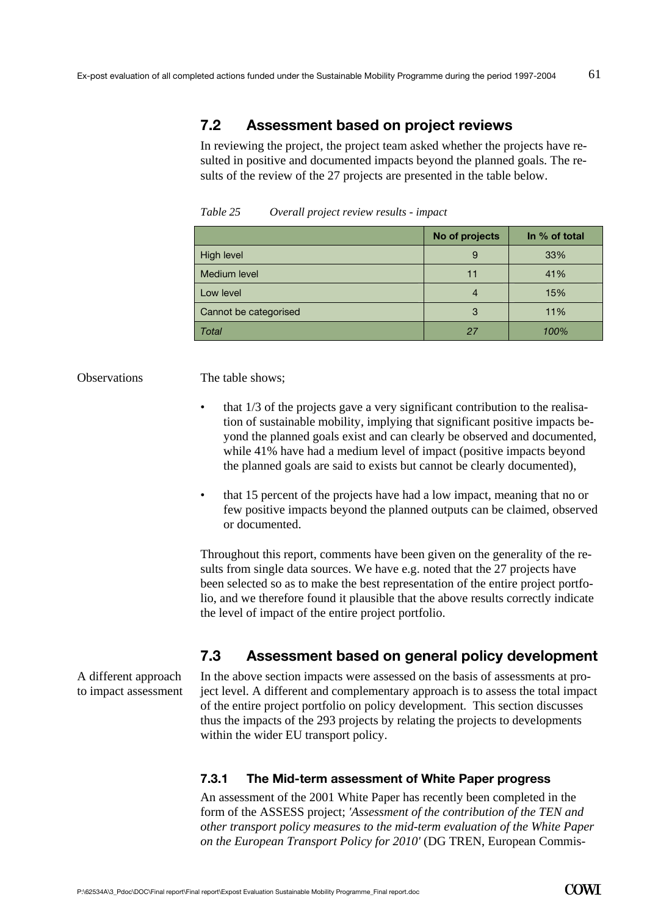## 7.2 Assessment based on project reviews

In reviewing the project, the project team asked whether the projects have resulted in positive and documented impacts beyond the planned goals. The results of the review of the 27 projects are presented in the table below.

*Table 25 Overall project review results - impact*

| | No of projects | In % of total |
|---|---|---|
| High level | 9 | 33% |
| Medium level | 11 | 41% |
| Low level | 4 | 15% |
| Cannot be categorised | 3 | 11% |
| *Total* | *27* | *100%* |

Observations

The table shows;

- that 1/3 of the projects gave a very significant contribution to the realisation of sustainable mobility, implying that significant positive impacts beyond the planned goals exist and can clearly be observed and documented, while 41% have had a medium level of impact (positive impacts beyond the planned goals are said to exists but cannot be clearly documented),
- that 15 percent of the projects have had a low impact, meaning that no or few positive impacts beyond the planned outputs can be claimed, observed or documented.

Throughout this report, comments have been given on the generality of the results from single data sources. We have e.g. noted that the 27 projects have been selected so as to make the best representation of the entire project portfolio, and we therefore found it plausible that the above results correctly indicate the level of impact of the entire project portfolio.

## 7.3 Assessment based on general policy development

A different approach to impact assessment

In the above section impacts were assessed on the basis of assessments at project level. A different and complementary approach is to assess the total impact of the entire project portfolio on policy development. This section discusses thus the impacts of the 293 projects by relating the projects to developments within the wider EU transport policy.

### 7.3.1 The Mid-term assessment of White Paper progress

An assessment of the 2001 White Paper has recently been completed in the form of the ASSESS project; *'Assessment of the contribution of the TEN and other transport policy measures to the mid-term evaluation of the White Paper on the European Transport Policy for 2010'* (DG TREN, European Commis-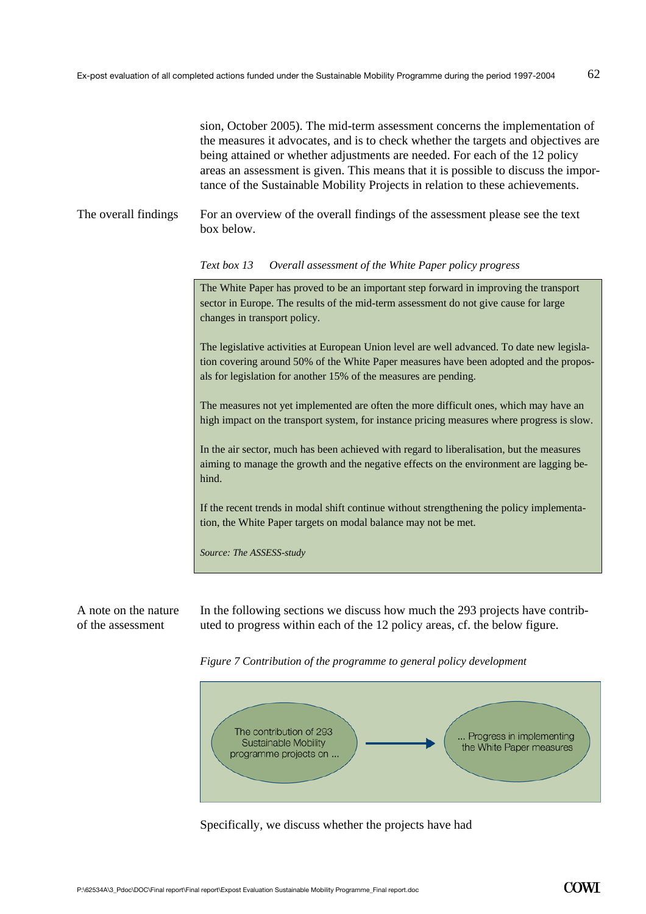sion, October 2005). The mid-term assessment concerns the implementation of the measures it advocates, and is to check whether the targets and objectives are being attained or whether adjustments are needed. For each of the 12 policy areas an assessment is given. This means that it is possible to discuss the importance of the Sustainable Mobility Projects in relation to these achievements.

The overall findings

For an overview of the overall findings of the assessment please see the text box below.

*Text box 13 Overall assessment of the White Paper policy progress*

> The White Paper has proved to be an important step forward in improving the transport sector in Europe. The results of the mid-term assessment do not give cause for large changes in transport policy.
>
> The legislative activities at European Union level are well advanced. To date new legislation covering around 50% of the White Paper measures have been adopted and the proposals for legislation for another 15% of the measures are pending.
>
> The measures not yet implemented are often the more difficult ones, which may have an high impact on the transport system, for instance pricing measures where progress is slow.
>
> In the air sector, much has been achieved with regard to liberalisation, but the measures aiming to manage the growth and the negative effects on the environment are lagging behind.
>
> If the recent trends in modal shift continue without strengthening the policy implementation, the White Paper targets on modal balance may not be met.
>
> *Source: The ASSESS-study*

A note on the nature of the assessment

In the following sections we discuss how much the 293 projects have contributed to progress within each of the 12 policy areas, cf. the below figure.

*Figure 7 Contribution of the programme to general policy development*

The contribution of 293 Sustainable Mobility programme projects on ... → ... Progress in implementing the White Paper measures

Specifically, we discuss whether the projects have had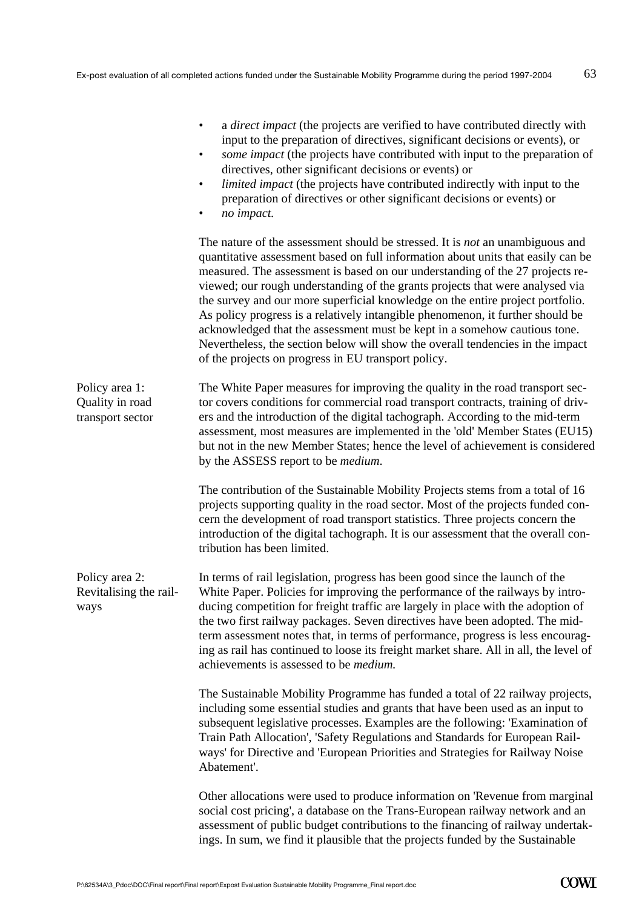- a *direct impact* (the projects are verified to have contributed directly with input to the preparation of directives, significant decisions or events), or
- *some impact* (the projects have contributed with input to the preparation of directives, other significant decisions or events) or
- *limited impact* (the projects have contributed indirectly with input to the preparation of directives or other significant decisions or events) or
- *no impact.*

The nature of the assessment should be stressed. It is *not* an unambiguous and quantitative assessment based on full information about units that easily can be measured. The assessment is based on our understanding of the 27 projects reviewed; our rough understanding of the grants projects that were analysed via the survey and our more superficial knowledge on the entire project portfolio. As policy progress is a relatively intangible phenomenon, it further should be acknowledged that the assessment must be kept in a somehow cautious tone. Nevertheless, the section below will show the overall tendencies in the impact of the projects on progress in EU transport policy.

**Policy area 1: Quality in road transport sector**

The White Paper measures for improving the quality in the road transport sector covers conditions for commercial road transport contracts, training of drivers and the introduction of the digital tachograph. According to the mid-term assessment, most measures are implemented in the 'old' Member States (EU15) but not in the new Member States; hence the level of achievement is considered by the ASSESS report to be *medium*.

The contribution of the Sustainable Mobility Projects stems from a total of 16 projects supporting quality in the road sector. Most of the projects funded concern the development of road transport statistics. Three projects concern the introduction of the digital tachograph. It is our assessment that the overall contribution has been limited.

**Policy area 2: Revitalising the railways**

In terms of rail legislation, progress has been good since the launch of the White Paper. Policies for improving the performance of the railways by introducing competition for freight traffic are largely in place with the adoption of the two first railway packages. Seven directives have been adopted. The mid-term assessment notes that, in terms of performance, progress is less encouraging as rail has continued to loose its freight market share. All in all, the level of achievements is assessed to be *medium.*

The Sustainable Mobility Programme has funded a total of 22 railway projects, including some essential studies and grants that have been used as an input to subsequent legislative processes. Examples are the following: 'Examination of Train Path Allocation', 'Safety Regulations and Standards for European Railways' for Directive and 'European Priorities and Strategies for Railway Noise Abatement'.

Other allocations were used to produce information on 'Revenue from marginal social cost pricing', a database on the Trans-European railway network and an assessment of public budget contributions to the financing of railway undertakings. In sum, we find it plausible that the projects funded by the Sustainable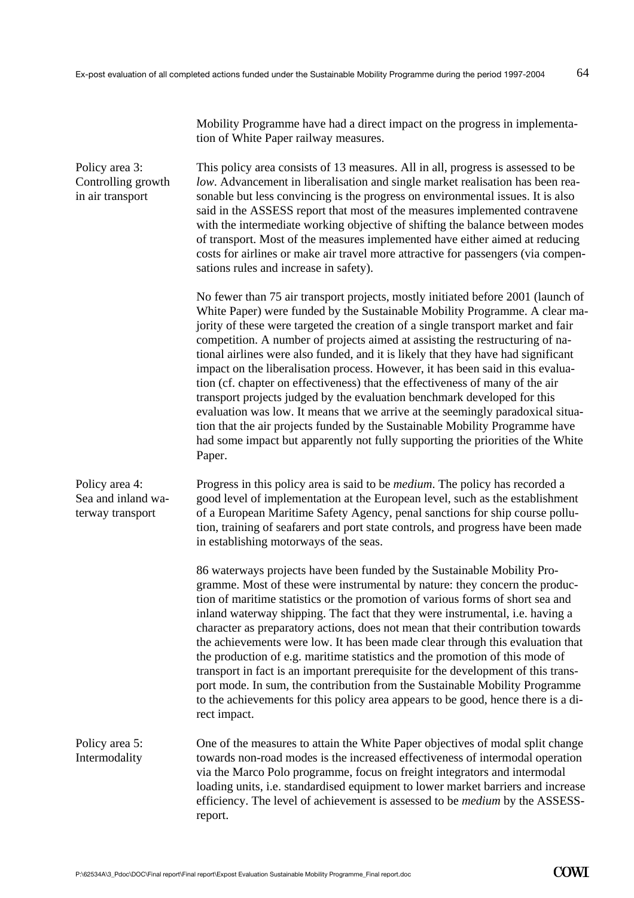Mobility Programme have had a direct impact on the progress in implementation of White Paper railway measures.

**Policy area 3: Controlling growth in air transport**

This policy area consists of 13 measures. All in all, progress is assessed to be *low*. Advancement in liberalisation and single market realisation has been reasonable but less convincing is the progress on environmental issues. It is also said in the ASSESS report that most of the measures implemented contravene with the intermediate working objective of shifting the balance between modes of transport. Most of the measures implemented have either aimed at reducing costs for airlines or make air travel more attractive for passengers (via compensations rules and increase in safety).

No fewer than 75 air transport projects, mostly initiated before 2001 (launch of White Paper) were funded by the Sustainable Mobility Programme. A clear majority of these were targeted the creation of a single transport market and fair competition. A number of projects aimed at assisting the restructuring of national airlines were also funded, and it is likely that they have had significant impact on the liberalisation process. However, it has been said in this evaluation (cf. chapter on effectiveness) that the effectiveness of many of the air transport projects judged by the evaluation benchmark developed for this evaluation was low. It means that we arrive at the seemingly paradoxical situation that the air projects funded by the Sustainable Mobility Programme have had some impact but apparently not fully supporting the priorities of the White Paper.

**Policy area 4: Sea and inland waterway transport**

Progress in this policy area is said to be *medium*. The policy has recorded a good level of implementation at the European level, such as the establishment of a European Maritime Safety Agency, penal sanctions for ship course pollution, training of seafarers and port state controls, and progress have been made in establishing motorways of the seas.

86 waterways projects have been funded by the Sustainable Mobility Programme. Most of these were instrumental by nature: they concern the production of maritime statistics or the promotion of various forms of short sea and inland waterway shipping. The fact that they were instrumental, i.e. having a character as preparatory actions, does not mean that their contribution towards the achievements were low. It has been made clear through this evaluation that the production of e.g. maritime statistics and the promotion of this mode of transport in fact is an important prerequisite for the development of this transport mode. In sum, the contribution from the Sustainable Mobility Programme to the achievements for this policy area appears to be good, hence there is a direct impact.

**Policy area 5: Intermodality**

One of the measures to attain the White Paper objectives of modal split change towards non-road modes is the increased effectiveness of intermodal operation via the Marco Polo programme, focus on freight integrators and intermodal loading units, i.e. standardised equipment to lower market barriers and increase efficiency. The level of achievement is assessed to be *medium* by the ASSESS-report.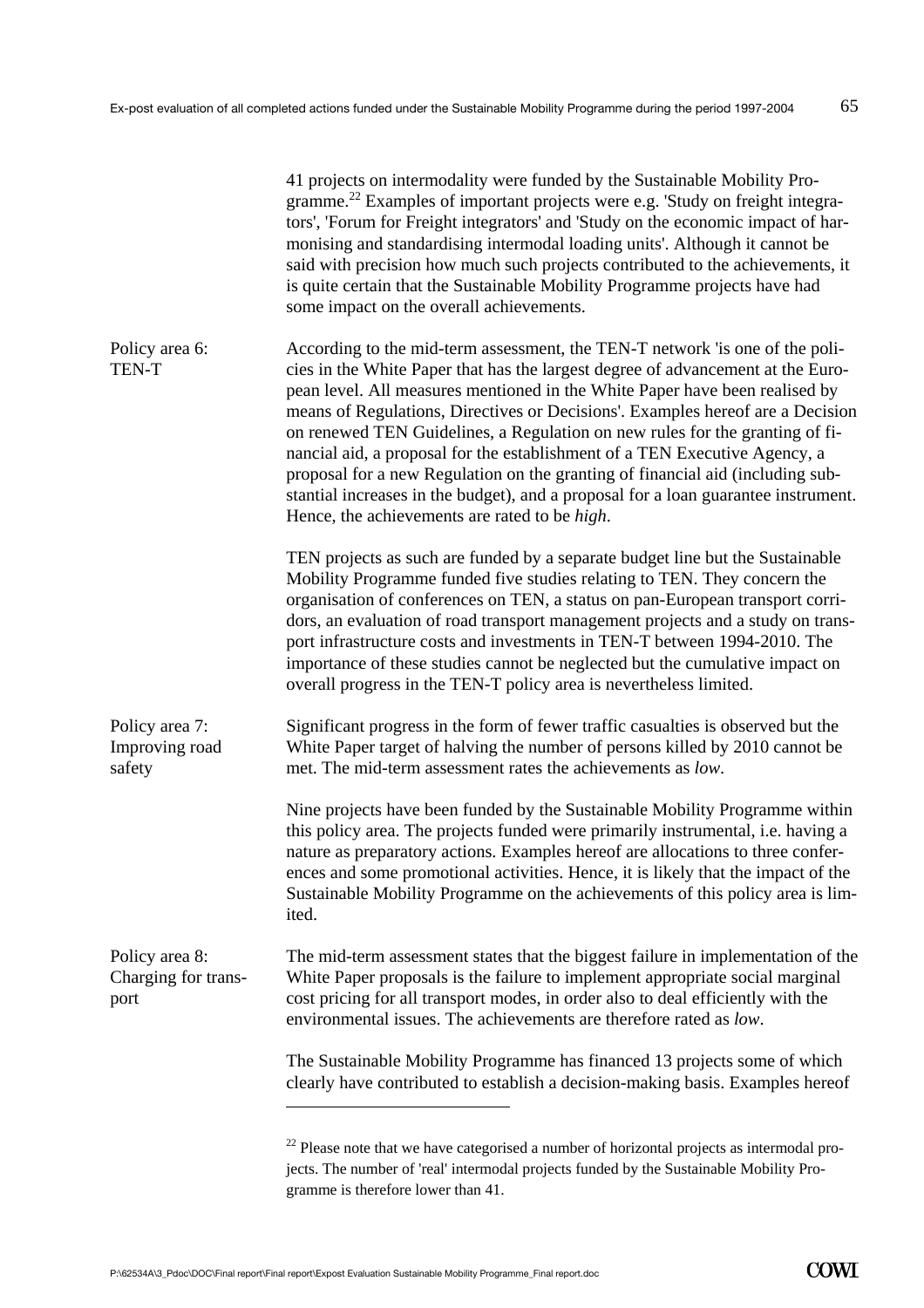41 projects on intermodality were funded by the Sustainable Mobility Programme.[22] Examples of important projects were e.g. 'Study on freight integrators', 'Forum for Freight integrators' and 'Study on the economic impact of harmonising and standardising intermodal loading units'. Although it cannot be said with precision how much such projects contributed to the achievements, it is quite certain that the Sustainable Mobility Programme projects have had some impact on the overall achievements.

**Policy area 6: TEN-T**

According to the mid-term assessment, the TEN-T network 'is one of the policies in the White Paper that has the largest degree of advancement at the European level. All measures mentioned in the White Paper have been realised by means of Regulations, Directives or Decisions'. Examples hereof are a Decision on renewed TEN Guidelines, a Regulation on new rules for the granting of financial aid, a proposal for the establishment of a TEN Executive Agency, a proposal for a new Regulation on the granting of financial aid (including substantial increases in the budget), and a proposal for a loan guarantee instrument. Hence, the achievements are rated to be *high*.

TEN projects as such are funded by a separate budget line but the Sustainable Mobility Programme funded five studies relating to TEN. They concern the organisation of conferences on TEN, a status on pan-European transport corridors, an evaluation of road transport management projects and a study on transport infrastructure costs and investments in TEN-T between 1994-2010. The importance of these studies cannot be neglected but the cumulative impact on overall progress in the TEN-T policy area is nevertheless limited.

**Policy area 7: Improving road safety**

Significant progress in the form of fewer traffic casualties is observed but the White Paper target of halving the number of persons killed by 2010 cannot be met. The mid-term assessment rates the achievements as *low*.

Nine projects have been funded by the Sustainable Mobility Programme within this policy area. The projects funded were primarily instrumental, i.e. having a nature as preparatory actions. Examples hereof are allocations to three conferences and some promotional activities. Hence, it is likely that the impact of the Sustainable Mobility Programme on the achievements of this policy area is limited.

**Policy area 8: Charging for transport**

The mid-term assessment states that the biggest failure in implementation of the White Paper proposals is the failure to implement appropriate social marginal cost pricing for all transport modes, in order also to deal efficiently with the environmental issues. The achievements are therefore rated as *low*.

The Sustainable Mobility Programme has financed 13 projects some of which clearly have contributed to establish a decision-making basis. Examples hereof

[22] Please note that we have categorised a number of horizontal projects as intermodal projects. The number of 'real' intermodal projects funded by the Sustainable Mobility Programme is therefore lower than 41.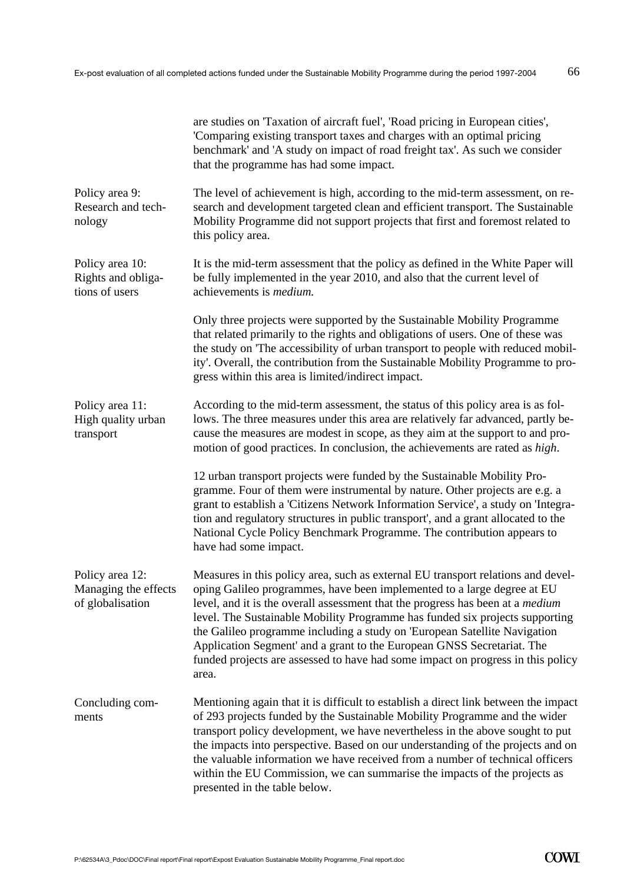are studies on 'Taxation of aircraft fuel', 'Road pricing in European cities', 'Comparing existing transport taxes and charges with an optimal pricing benchmark' and 'A study on impact of road freight tax'. As such we consider that the programme has had some impact.

**Policy area 9: Research and technology**

The level of achievement is high, according to the mid-term assessment, on research and development targeted clean and efficient transport. The Sustainable Mobility Programme did not support projects that first and foremost related to this policy area.

**Policy area 10: Rights and obligations of users**

It is the mid-term assessment that the policy as defined in the White Paper will be fully implemented in the year 2010, and also that the current level of achievements is *medium.*

Only three projects were supported by the Sustainable Mobility Programme that related primarily to the rights and obligations of users. One of these was the study on 'The accessibility of urban transport to people with reduced mobility'. Overall, the contribution from the Sustainable Mobility Programme to progress within this area is limited/indirect impact.

**Policy area 11: High quality urban transport**

According to the mid-term assessment, the status of this policy area is as follows. The three measures under this area are relatively far advanced, partly because the measures are modest in scope, as they aim at the support to and promotion of good practices. In conclusion, the achievements are rated as *high*.

12 urban transport projects were funded by the Sustainable Mobility Programme. Four of them were instrumental by nature. Other projects are e.g. a grant to establish a 'Citizens Network Information Service', a study on 'Integration and regulatory structures in public transport', and a grant allocated to the National Cycle Policy Benchmark Programme. The contribution appears to have had some impact.

**Policy area 12: Managing the effects of globalisation**

Measures in this policy area, such as external EU transport relations and developing Galileo programmes, have been implemented to a large degree at EU level, and it is the overall assessment that the progress has been at a *medium* level. The Sustainable Mobility Programme has funded six projects supporting the Galileo programme including a study on 'European Satellite Navigation Application Segment' and a grant to the European GNSS Secretariat. The funded projects are assessed to have had some impact on progress in this policy area.

**Concluding comments**

Mentioning again that it is difficult to establish a direct link between the impact of 293 projects funded by the Sustainable Mobility Programme and the wider transport policy development, we have nevertheless in the above sought to put the impacts into perspective. Based on our understanding of the projects and on the valuable information we have received from a number of technical officers within the EU Commission, we can summarise the impacts of the projects as presented in the table below.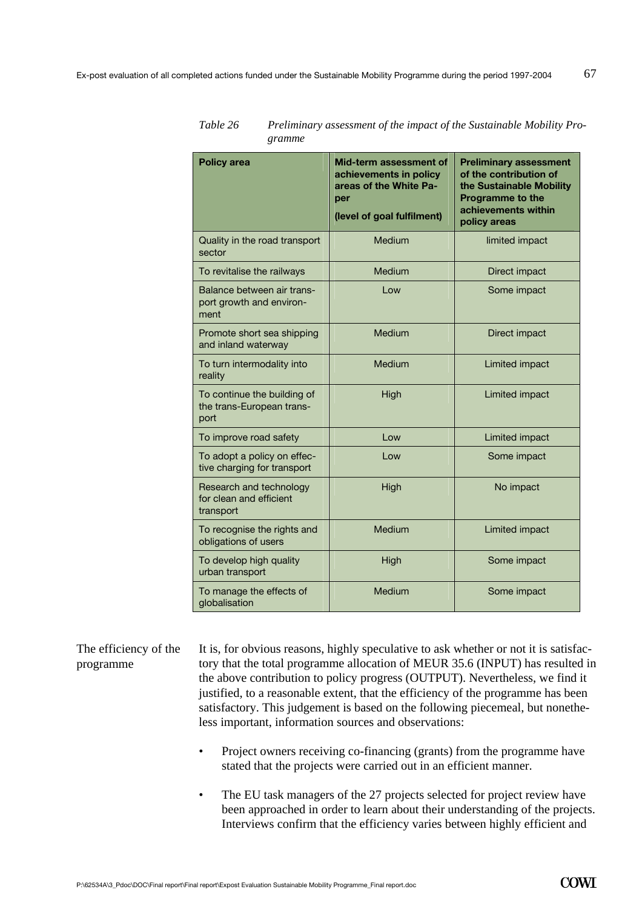*Table 26 Preliminary assessment of the impact of the Sustainable Mobility Programme*

| Policy area | Mid-term assessment of achievements in policy areas of the White Paper (level of goal fulfilment) | Preliminary assessment of the contribution of the Sustainable Mobility Programme to the achievements within policy areas |
|---|---|---|
| Quality in the road transport sector | Medium | limited impact |
| To revitalise the railways | Medium | Direct impact |
| Balance between air transport growth and environment | Low | Some impact |
| Promote short sea shipping and inland waterway | Medium | Direct impact |
| To turn intermodality into reality | Medium | Limited impact |
| To continue the building of the trans-European transport | High | Limited impact |
| To improve road safety | Low | Limited impact |
| To adopt a policy on effective charging for transport | Low | Some impact |
| Research and technology for clean and efficient transport | High | No impact |
| To recognise the rights and obligations of users | Medium | Limited impact |
| To develop high quality urban transport | High | Some impact |
| To manage the effects of globalisation | Medium | Some impact |

The efficiency of the programme

It is, for obvious reasons, highly speculative to ask whether or not it is satisfactory that the total programme allocation of MEUR 35.6 (INPUT) has resulted in the above contribution to policy progress (OUTPUT). Nevertheless, we find it justified, to a reasonable extent, that the efficiency of the programme has been satisfactory. This judgement is based on the following piecemeal, but nonetheless important, information sources and observations:

- Project owners receiving co-financing (grants) from the programme have stated that the projects were carried out in an efficient manner.
- The EU task managers of the 27 projects selected for project review have been approached in order to learn about their understanding of the projects. Interviews confirm that the efficiency varies between highly efficient and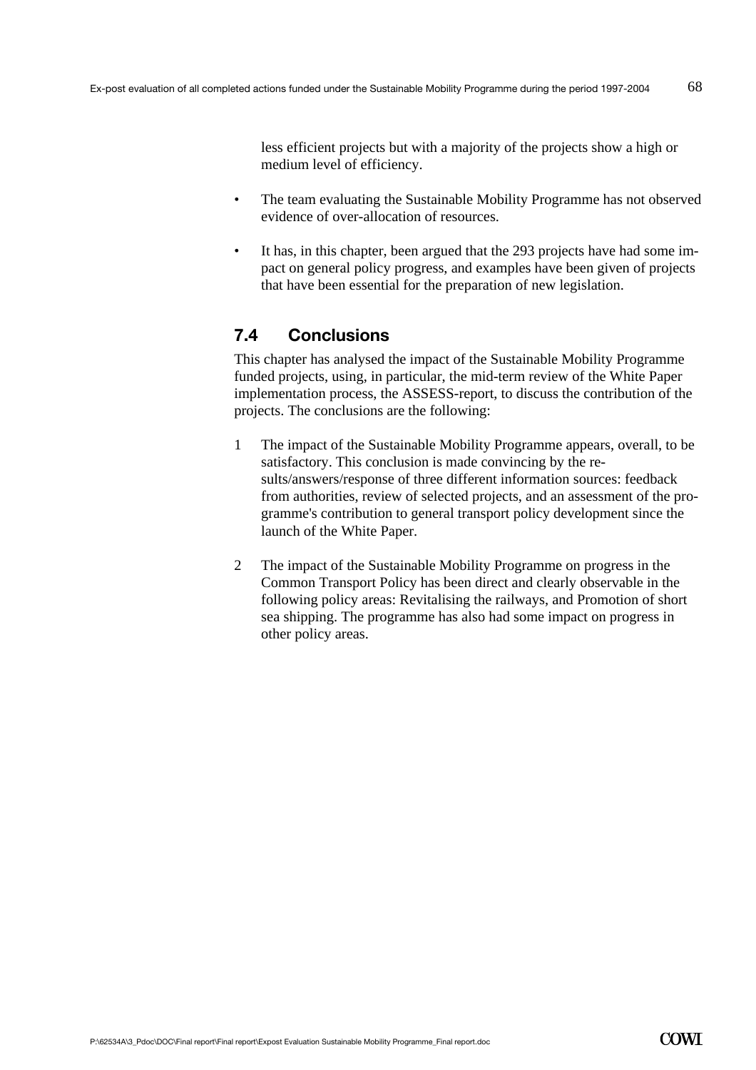less efficient projects but with a majority of the projects show a high or medium level of efficiency.

- The team evaluating the Sustainable Mobility Programme has not observed evidence of over-allocation of resources.
- It has, in this chapter, been argued that the 293 projects have had some impact on general policy progress, and examples have been given of projects that have been essential for the preparation of new legislation.

## 7.4 Conclusions

This chapter has analysed the impact of the Sustainable Mobility Programme funded projects, using, in particular, the mid-term review of the White Paper implementation process, the ASSESS-report, to discuss the contribution of the projects. The conclusions are the following:

1. The impact of the Sustainable Mobility Programme appears, overall, to be satisfactory. This conclusion is made convincing by the results/answers/response of three different information sources: feedback from authorities, review of selected projects, and an assessment of the programme's contribution to general transport policy development since the launch of the White Paper.
2. The impact of the Sustainable Mobility Programme on progress in the Common Transport Policy has been direct and clearly observable in the following policy areas: Revitalising the railways, and Promotion of short sea shipping. The programme has also had some impact on progress in other policy areas.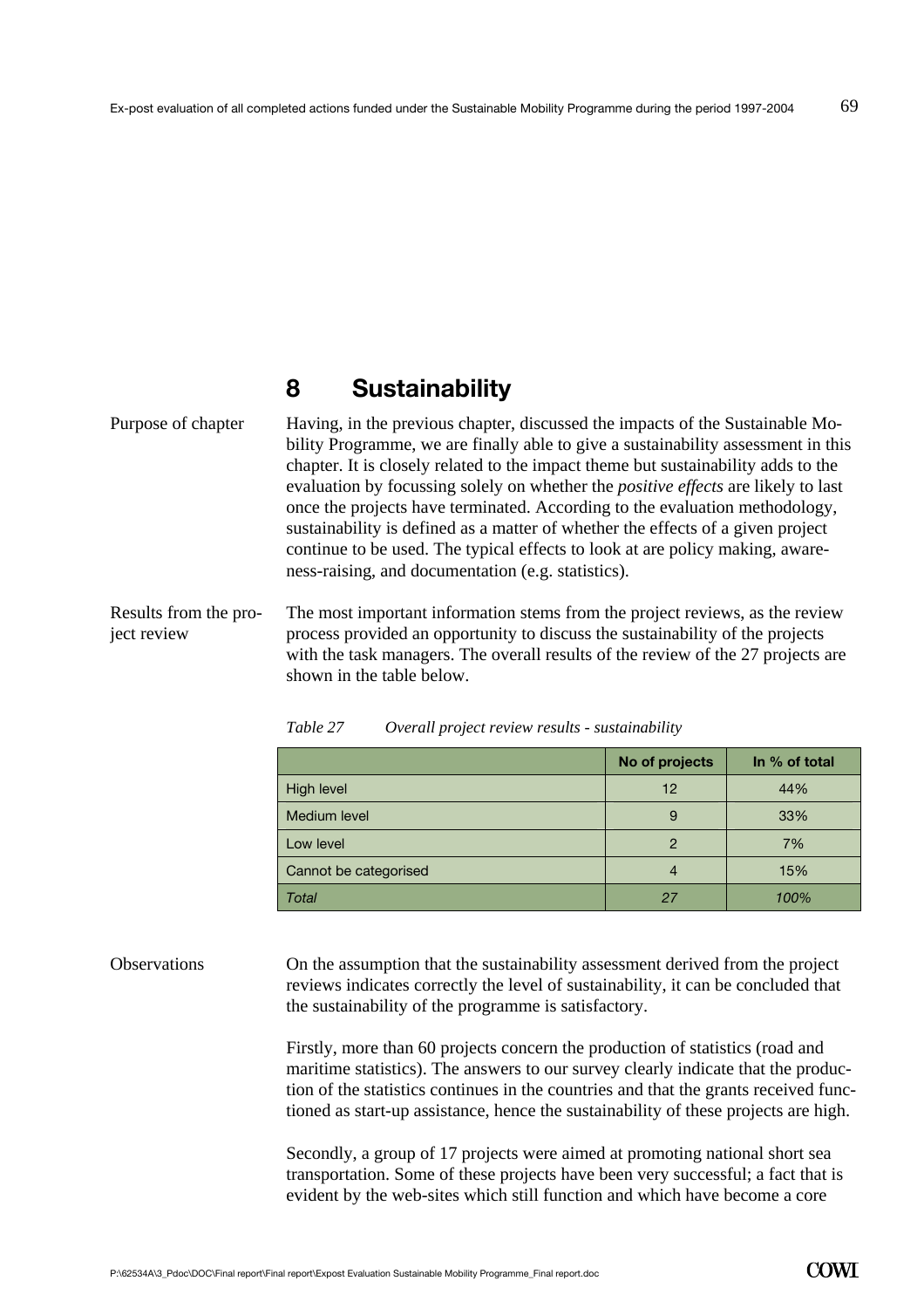# 8 Sustainability

Purpose of chapter

Having, in the previous chapter, discussed the impacts of the Sustainable Mobility Programme, we are finally able to give a sustainability assessment in this chapter. It is closely related to the impact theme but sustainability adds to the evaluation by focussing solely on whether the *positive effects* are likely to last once the projects have terminated. According to the evaluation methodology, sustainability is defined as a matter of whether the effects of a given project continue to be used. The typical effects to look at are policy making, awareness-raising, and documentation (e.g. statistics).

Results from the project review

The most important information stems from the project reviews, as the review process provided an opportunity to discuss the sustainability of the projects with the task managers. The overall results of the review of the 27 projects are shown in the table below.

*Table 27 Overall project review results - sustainability*

| | No of projects | In % of total |
|---|---|---|
| High level | 12 | 44% |
| Medium level | 9 | 33% |
| Low level | 2 | 7% |
| Cannot be categorised | 4 | 15% |
| *Total* | *27* | *100%* |

Observations

On the assumption that the sustainability assessment derived from the project reviews indicates correctly the level of sustainability, it can be concluded that the sustainability of the programme is satisfactory.

Firstly, more than 60 projects concern the production of statistics (road and maritime statistics). The answers to our survey clearly indicate that the production of the statistics continues in the countries and that the grants received functioned as start-up assistance, hence the sustainability of these projects are high.

Secondly, a group of 17 projects were aimed at promoting national short sea transportation. Some of these projects have been very successful; a fact that is evident by the web-sites which still function and which have become a core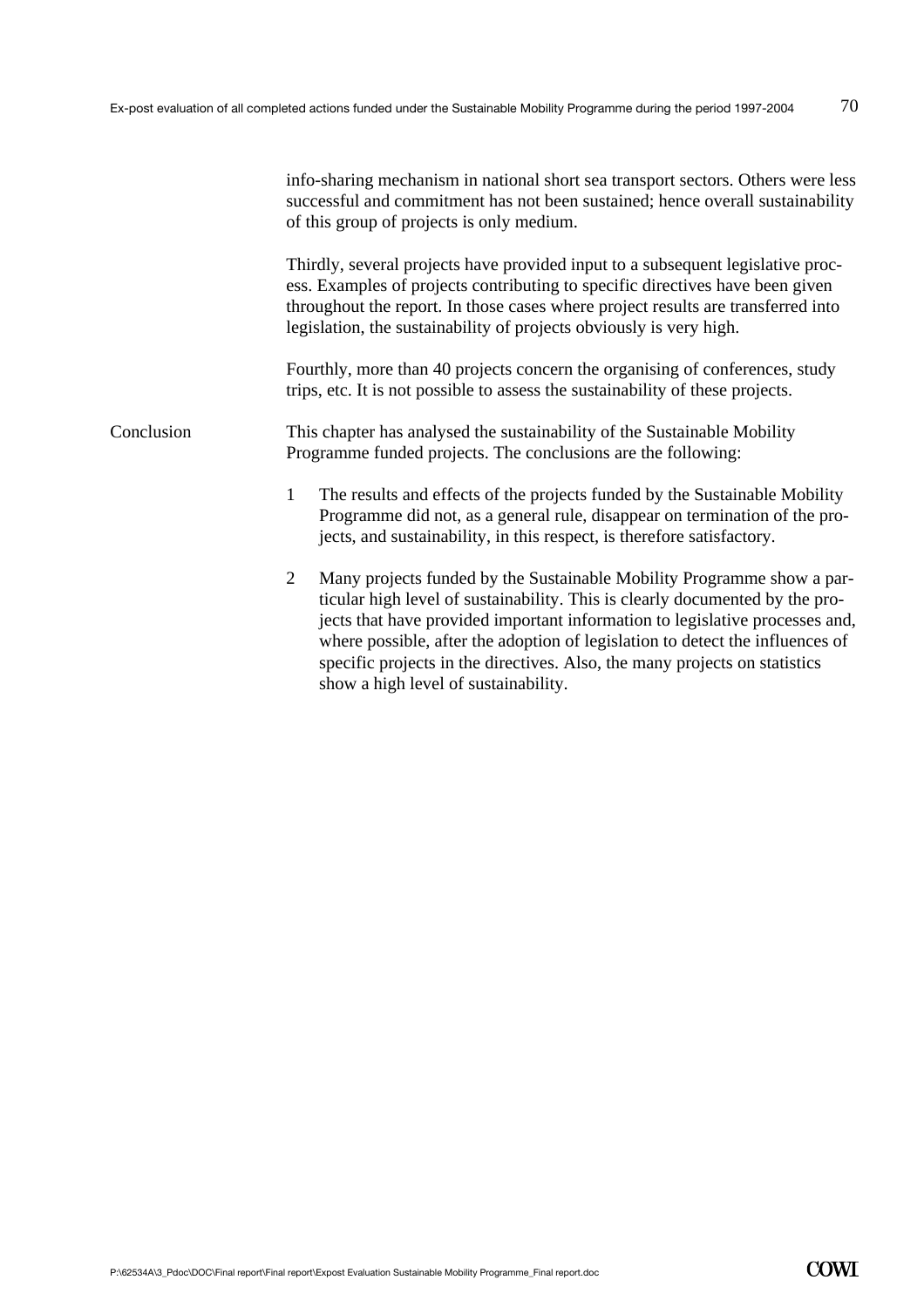info-sharing mechanism in national short sea transport sectors. Others were less successful and commitment has not been sustained; hence overall sustainability of this group of projects is only medium.

Thirdly, several projects have provided input to a subsequent legislative process. Examples of projects contributing to specific directives have been given throughout the report. In those cases where project results are transferred into legislation, the sustainability of projects obviously is very high.

Fourthly, more than 40 projects concern the organising of conferences, study trips, etc. It is not possible to assess the sustainability of these projects.

**Conclusion**

This chapter has analysed the sustainability of the Sustainable Mobility Programme funded projects. The conclusions are the following:

1. The results and effects of the projects funded by the Sustainable Mobility Programme did not, as a general rule, disappear on termination of the projects, and sustainability, in this respect, is therefore satisfactory.

2. Many projects funded by the Sustainable Mobility Programme show a particular high level of sustainability. This is clearly documented by the projects that have provided important information to legislative processes and, where possible, after the adoption of legislation to detect the influences of specific projects in the directives. Also, the many projects on statistics show a high level of sustainability.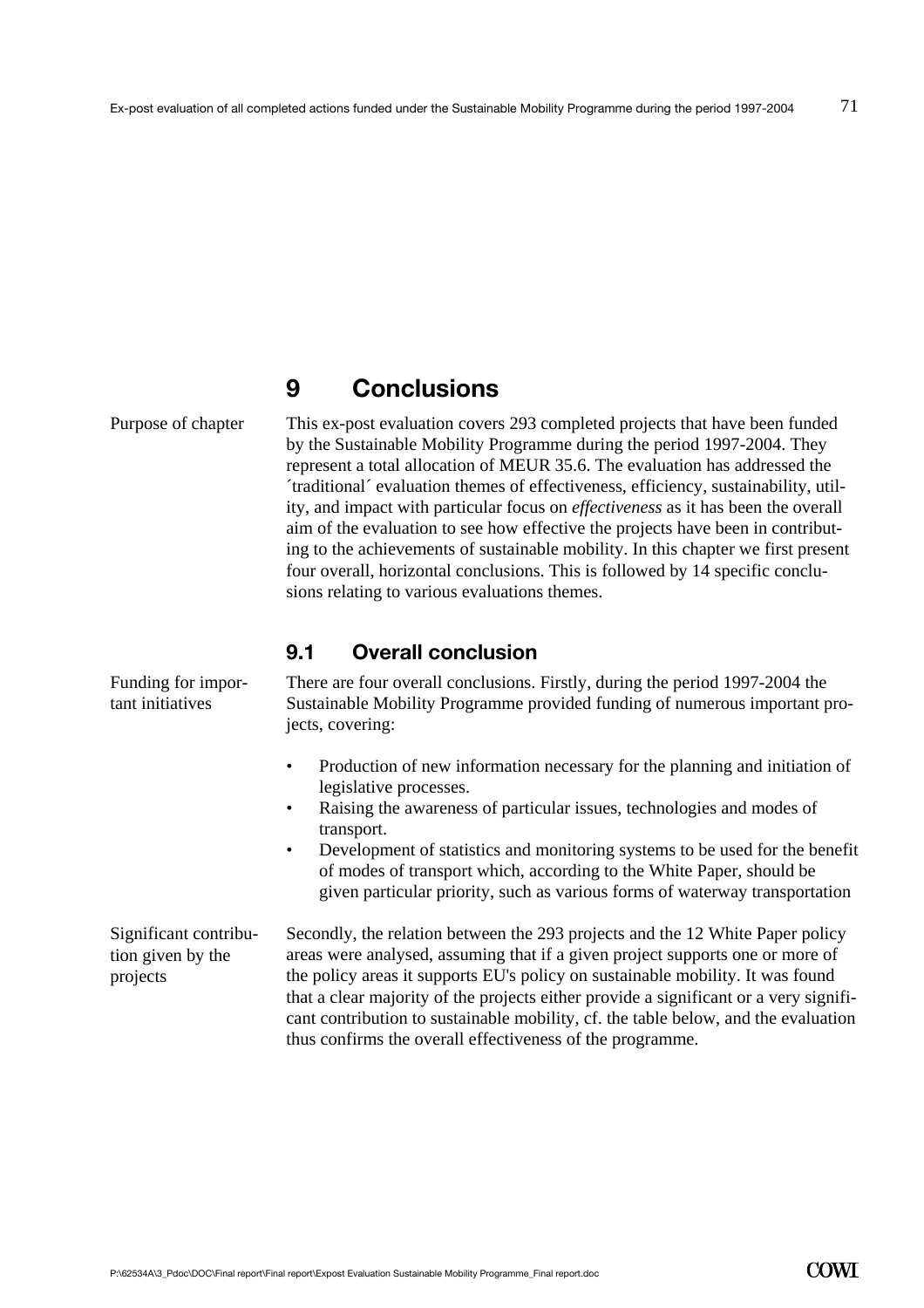# 9 Conclusions

Purpose of chapter

This ex-post evaluation covers 293 completed projects that have been funded by the Sustainable Mobility Programme during the period 1997-2004. They represent a total allocation of MEUR 35.6. The evaluation has addressed the ´traditional´ evaluation themes of effectiveness, efficiency, sustainability, utility, and impact with particular focus on *effectiveness* as it has been the overall aim of the evaluation to see how effective the projects have been in contributing to the achievements of sustainable mobility. In this chapter we first present four overall, horizontal conclusions. This is followed by 14 specific conclusions relating to various evaluations themes.

## 9.1 Overall conclusion

Funding for important initiatives

There are four overall conclusions. Firstly, during the period 1997-2004 the Sustainable Mobility Programme provided funding of numerous important projects, covering:

- Production of new information necessary for the planning and initiation of legislative processes.
- Raising the awareness of particular issues, technologies and modes of transport.
- Development of statistics and monitoring systems to be used for the benefit of modes of transport which, according to the White Paper, should be given particular priority, such as various forms of waterway transportation

Significant contribution given by the projects

Secondly, the relation between the 293 projects and the 12 White Paper policy areas were analysed, assuming that if a given project supports one or more of the policy areas it supports EU's policy on sustainable mobility. It was found that a clear majority of the projects either provide a significant or a very significant contribution to sustainable mobility, cf. the table below, and the evaluation thus confirms the overall effectiveness of the programme.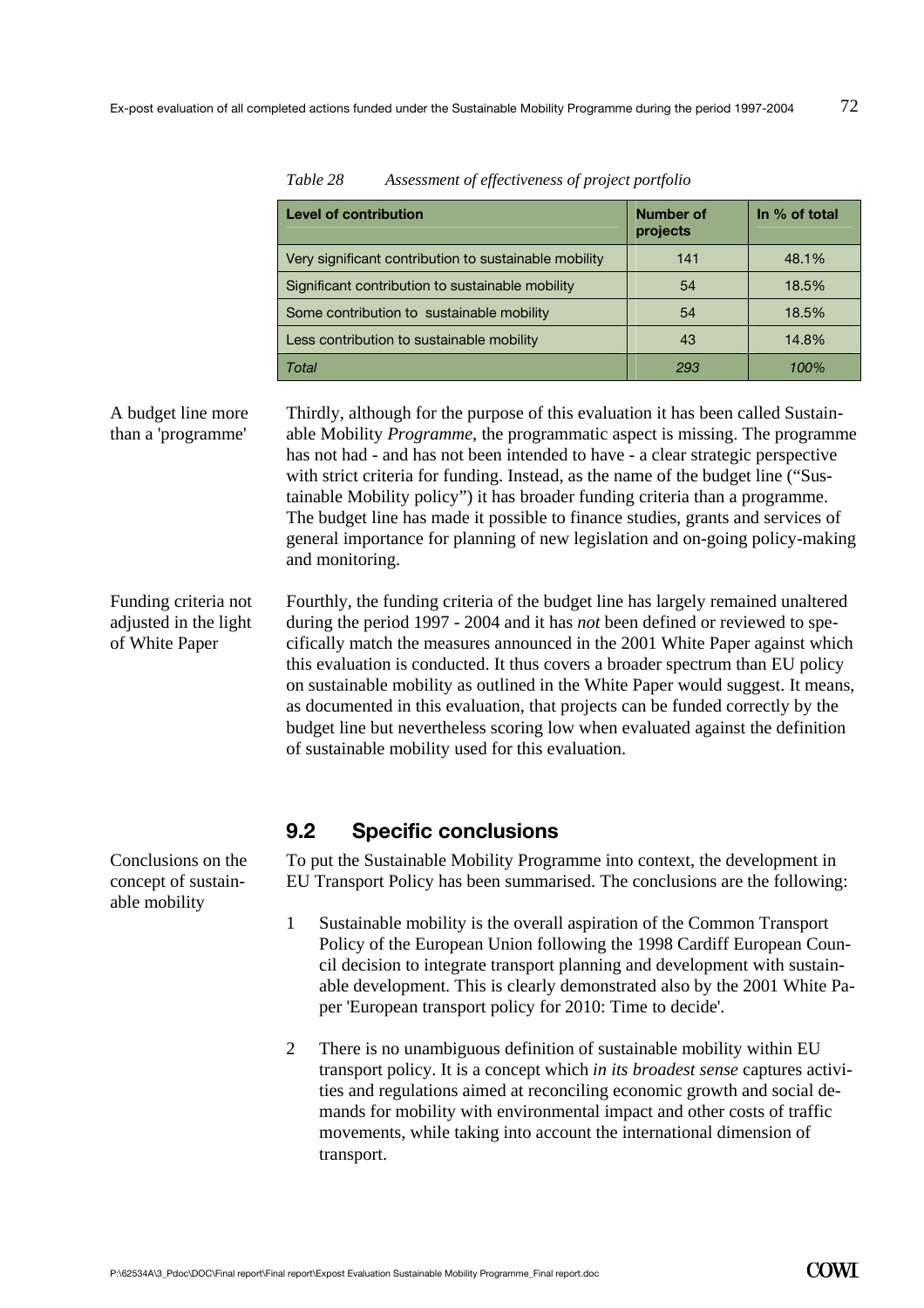*Table 28 Assessment of effectiveness of project portfolio*

| Level of contribution | Number of projects | In % of total |
| --- | --- | --- |
| Very significant contribution to sustainable mobility | 141 | 48.1% |
| Significant contribution to sustainable mobility | 54 | 18.5% |
| Some contribution to sustainable mobility | 54 | 18.5% |
| Less contribution to sustainable mobility | 43 | 14.8% |
| *Total* | *293* | *100%* |

A budget line more than a 'programme'

Thirdly, although for the purpose of this evaluation it has been called Sustainable Mobility *Programme*, the programmatic aspect is missing. The programme has not had - and has not been intended to have - a clear strategic perspective with strict criteria for funding. Instead, as the name of the budget line ("Sustainable Mobility policy") it has broader funding criteria than a programme. The budget line has made it possible to finance studies, grants and services of general importance for planning of new legislation and on-going policy-making and monitoring.

Funding criteria not adjusted in the light of White Paper

Fourthly, the funding criteria of the budget line has largely remained unaltered during the period 1997 - 2004 and it has *not* been defined or reviewed to specifically match the measures announced in the 2001 White Paper against which this evaluation is conducted. It thus covers a broader spectrum than EU policy on sustainable mobility as outlined in the White Paper would suggest. It means, as documented in this evaluation, that projects can be funded correctly by the budget line but nevertheless scoring low when evaluated against the definition of sustainable mobility used for this evaluation.

## 9.2 Specific conclusions

Conclusions on the concept of sustainable mobility

To put the Sustainable Mobility Programme into context, the development in EU Transport Policy has been summarised. The conclusions are the following:

1. Sustainable mobility is the overall aspiration of the Common Transport Policy of the European Union following the 1998 Cardiff European Council decision to integrate transport planning and development with sustainable development. This is clearly demonstrated also by the 2001 White Paper 'European transport policy for 2010: Time to decide'.

2. There is no unambiguous definition of sustainable mobility within EU transport policy. It is a concept which *in its broadest sense* captures activities and regulations aimed at reconciling economic growth and social demands for mobility with environmental impact and other costs of traffic movements, while taking into account the international dimension of transport.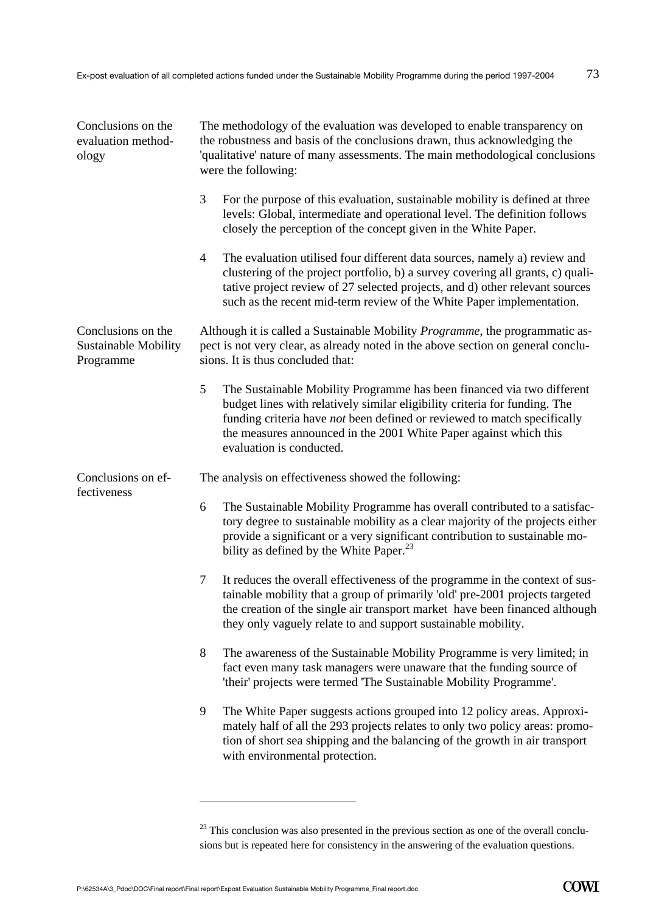**Conclusions on the evaluation methodology**

The methodology of the evaluation was developed to enable transparency on the robustness and basis of the conclusions drawn, thus acknowledging the 'qualitative' nature of many assessments. The main methodological conclusions were the following:

3 For the purpose of this evaluation, sustainable mobility is defined at three levels: Global, intermediate and operational level. The definition follows closely the perception of the concept given in the White Paper.

4 The evaluation utilised four different data sources, namely a) review and clustering of the project portfolio, b) a survey covering all grants, c) qualitative project review of 27 selected projects, and d) other relevant sources such as the recent mid-term review of the White Paper implementation.

**Conclusions on the Sustainable Mobility Programme**

Although it is called a Sustainable Mobility *Programme*, the programmatic aspect is not very clear, as already noted in the above section on general conclusions. It is thus concluded that:

5 The Sustainable Mobility Programme has been financed via two different budget lines with relatively similar eligibility criteria for funding. The funding criteria have *not* been defined or reviewed to match specifically the measures announced in the 2001 White Paper against which this evaluation is conducted.

**Conclusions on effectiveness**

The analysis on effectiveness showed the following:

6 The Sustainable Mobility Programme has overall contributed to a satisfactory degree to sustainable mobility as a clear majority of the projects either provide a significant or a very significant contribution to sustainable mobility as defined by the White Paper.[23]

7 It reduces the overall effectiveness of the programme in the context of sustainable mobility that a group of primarily 'old' pre-2001 projects targeted the creation of the single air transport market have been financed although they only vaguely relate to and support sustainable mobility.

8 The awareness of the Sustainable Mobility Programme is very limited; in fact even many task managers were unaware that the funding source of 'their' projects were termed 'The Sustainable Mobility Programme'.

9 The White Paper suggests actions grouped into 12 policy areas. Approximately half of all the 293 projects relates to only two policy areas: promotion of short sea shipping and the balancing of the growth in air transport with environmental protection.

---

[23] This conclusion was also presented in the previous section as one of the overall conclusions but is repeated here for consistency in the answering of the evaluation questions.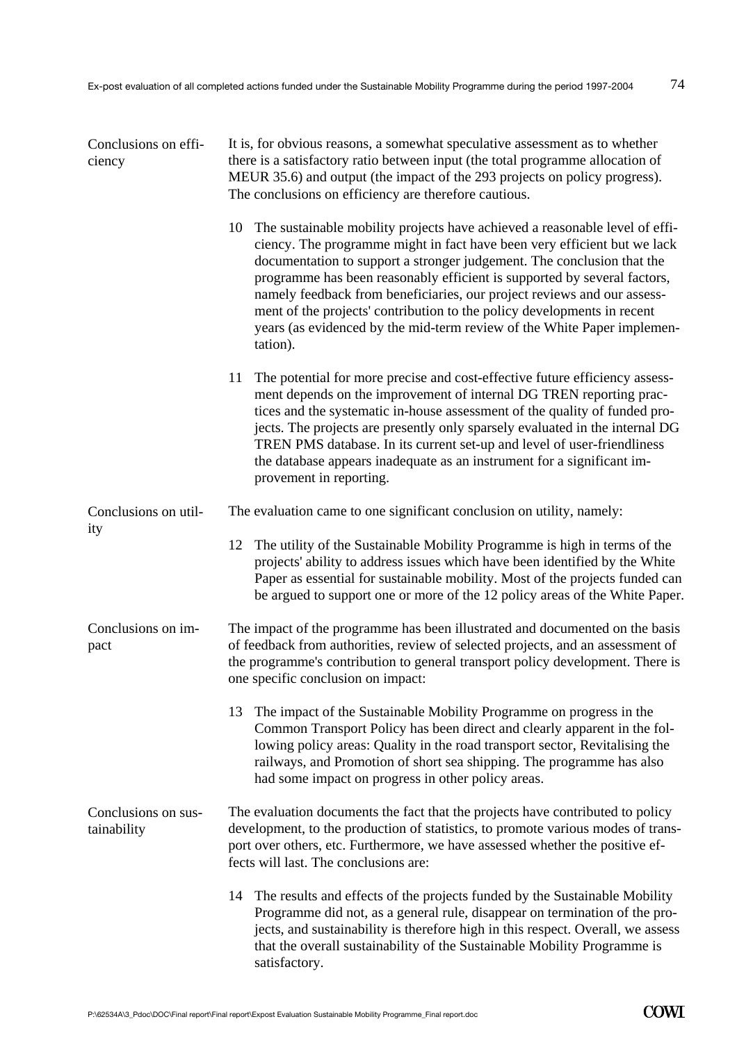**Conclusions on efficiency**

It is, for obvious reasons, a somewhat speculative assessment as to whether there is a satisfactory ratio between input (the total programme allocation of MEUR 35.6) and output (the impact of the 293 projects on policy progress). The conclusions on efficiency are therefore cautious.

10 The sustainable mobility projects have achieved a reasonable level of efficiency. The programme might in fact have been very efficient but we lack documentation to support a stronger judgement. The conclusion that the programme has been reasonably efficient is supported by several factors, namely feedback from beneficiaries, our project reviews and our assessment of the projects' contribution to the policy developments in recent years (as evidenced by the mid-term review of the White Paper implementation).

11 The potential for more precise and cost-effective future efficiency assessment depends on the improvement of internal DG TREN reporting practices and the systematic in-house assessment of the quality of funded projects. The projects are presently only sparsely evaluated in the internal DG TREN PMS database. In its current set-up and level of user-friendliness the database appears inadequate as an instrument for a significant improvement in reporting.

**Conclusions on utility**

The evaluation came to one significant conclusion on utility, namely:

12 The utility of the Sustainable Mobility Programme is high in terms of the projects' ability to address issues which have been identified by the White Paper as essential for sustainable mobility. Most of the projects funded can be argued to support one or more of the 12 policy areas of the White Paper.

**Conclusions on impact**

The impact of the programme has been illustrated and documented on the basis of feedback from authorities, review of selected projects, and an assessment of the programme's contribution to general transport policy development. There is one specific conclusion on impact:

13 The impact of the Sustainable Mobility Programme on progress in the Common Transport Policy has been direct and clearly apparent in the following policy areas: Quality in the road transport sector, Revitalising the railways, and Promotion of short sea shipping. The programme has also had some impact on progress in other policy areas.

**Conclusions on sustainability**

The evaluation documents the fact that the projects have contributed to policy development, to the production of statistics, to promote various modes of transport over others, etc. Furthermore, we have assessed whether the positive effects will last. The conclusions are:

14 The results and effects of the projects funded by the Sustainable Mobility Programme did not, as a general rule, disappear on termination of the projects, and sustainability is therefore high in this respect. Overall, we assess that the overall sustainability of the Sustainable Mobility Programme is satisfactory.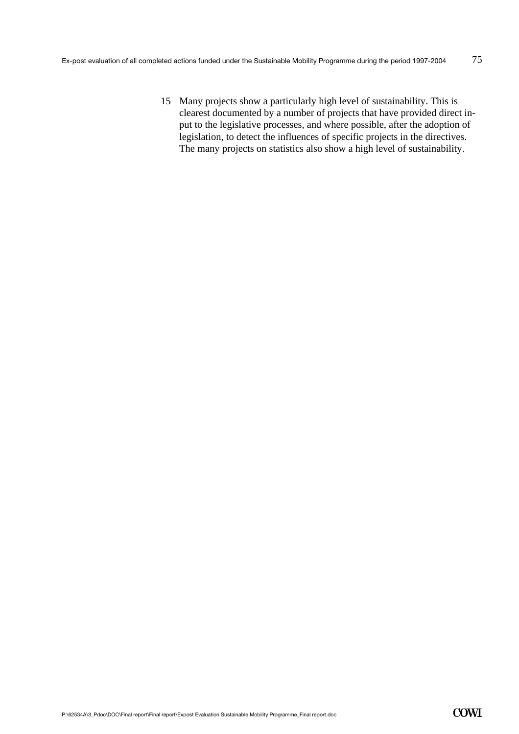15 Many projects show a particularly high level of sustainability. This is clearest documented by a number of projects that have provided direct input to the legislative processes, and where possible, after the adoption of legislation, to detect the influences of specific projects in the directives. The many projects on statistics also show a high level of sustainability.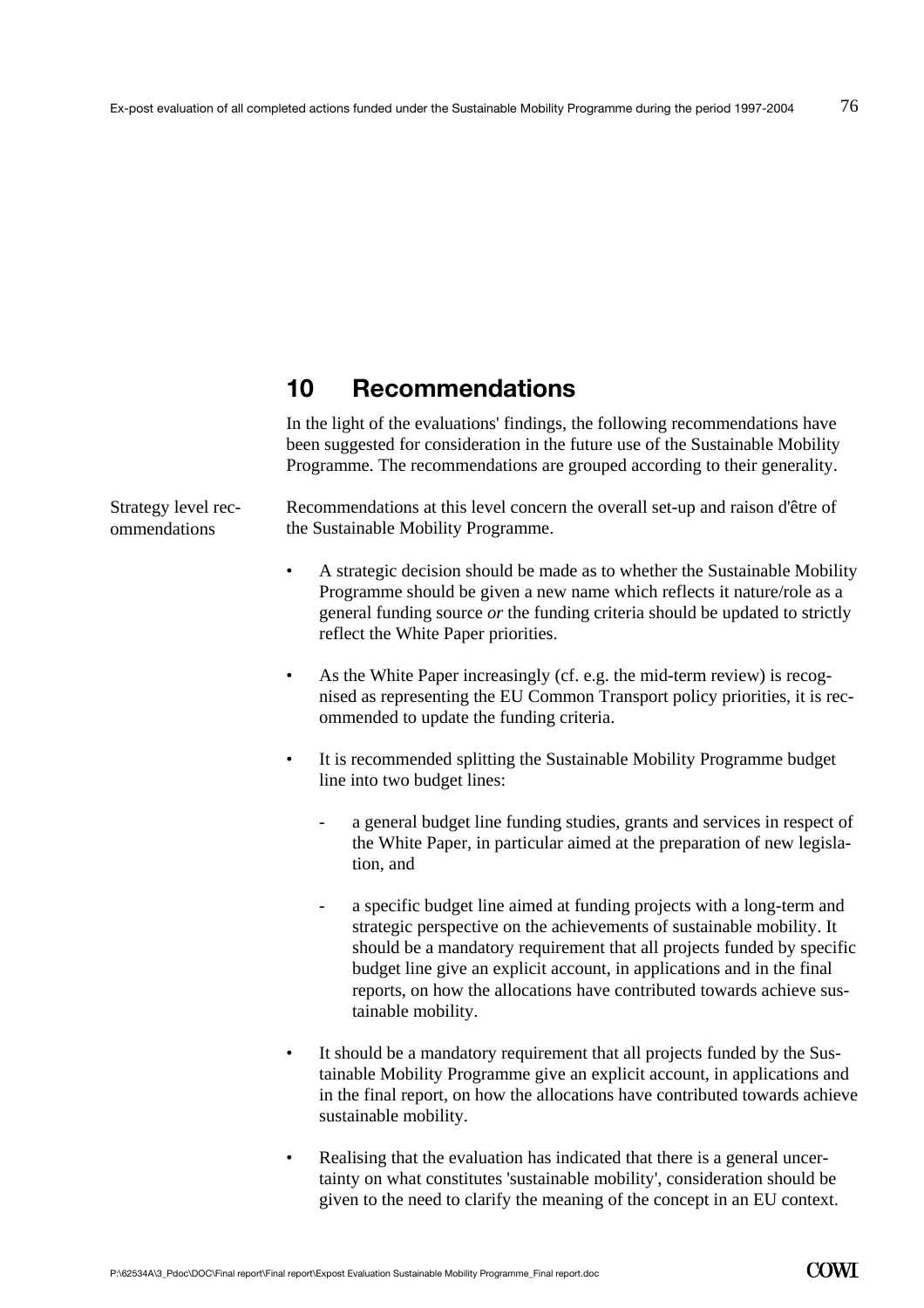# 10 Recommendations

In the light of the evaluations' findings, the following recommendations have been suggested for consideration in the future use of the Sustainable Mobility Programme. The recommendations are grouped according to their generality.

Strategy level recommendations

Recommendations at this level concern the overall set-up and raison d'être of the Sustainable Mobility Programme.

- A strategic decision should be made as to whether the Sustainable Mobility Programme should be given a new name which reflects it nature/role as a general funding source *or* the funding criteria should be updated to strictly reflect the White Paper priorities.

- As the White Paper increasingly (cf. e.g. the mid-term review) is recognised as representing the EU Common Transport policy priorities, it is recommended to update the funding criteria.

- It is recommended splitting the Sustainable Mobility Programme budget line into two budget lines:

  - a general budget line funding studies, grants and services in respect of the White Paper, in particular aimed at the preparation of new legislation, and

  - a specific budget line aimed at funding projects with a long-term and strategic perspective on the achievements of sustainable mobility. It should be a mandatory requirement that all projects funded by specific budget line give an explicit account, in applications and in the final reports, on how the allocations have contributed towards achieve sustainable mobility.

- It should be a mandatory requirement that all projects funded by the Sustainable Mobility Programme give an explicit account, in applications and in the final report, on how the allocations have contributed towards achieve sustainable mobility.

- Realising that the evaluation has indicated that there is a general uncertainty on what constitutes 'sustainable mobility', consideration should be given to the need to clarify the meaning of the concept in an EU context.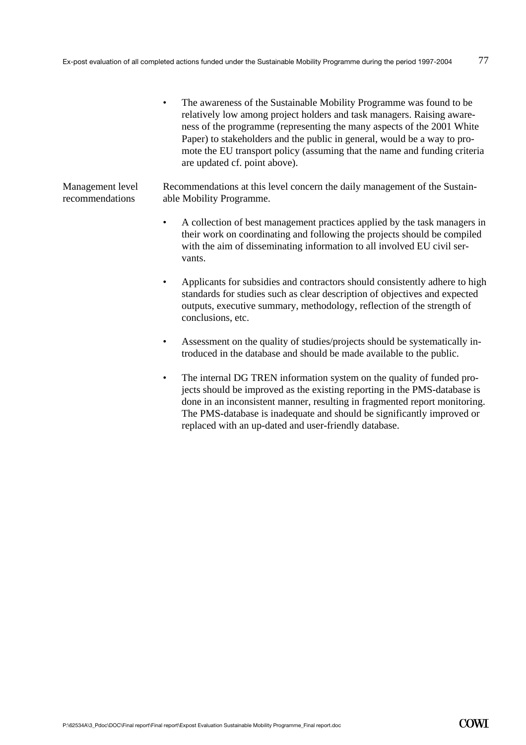- The awareness of the Sustainable Mobility Programme was found to be relatively low among project holders and task managers. Raising awareness of the programme (representing the many aspects of the 2001 White Paper) to stakeholders and the public in general, would be a way to promote the EU transport policy (assuming that the name and funding criteria are updated cf. point above).

**Management level recommendations**

Recommendations at this level concern the daily management of the Sustainable Mobility Programme.

- A collection of best management practices applied by the task managers in their work on coordinating and following the projects should be compiled with the aim of disseminating information to all involved EU civil servants.
- Applicants for subsidies and contractors should consistently adhere to high standards for studies such as clear description of objectives and expected outputs, executive summary, methodology, reflection of the strength of conclusions, etc.
- Assessment on the quality of studies/projects should be systematically introduced in the database and should be made available to the public.
- The internal DG TREN information system on the quality of funded projects should be improved as the existing reporting in the PMS-database is done in an inconsistent manner, resulting in fragmented report monitoring. The PMS-database is inadequate and should be significantly improved or replaced with an up-dated and user-friendly database.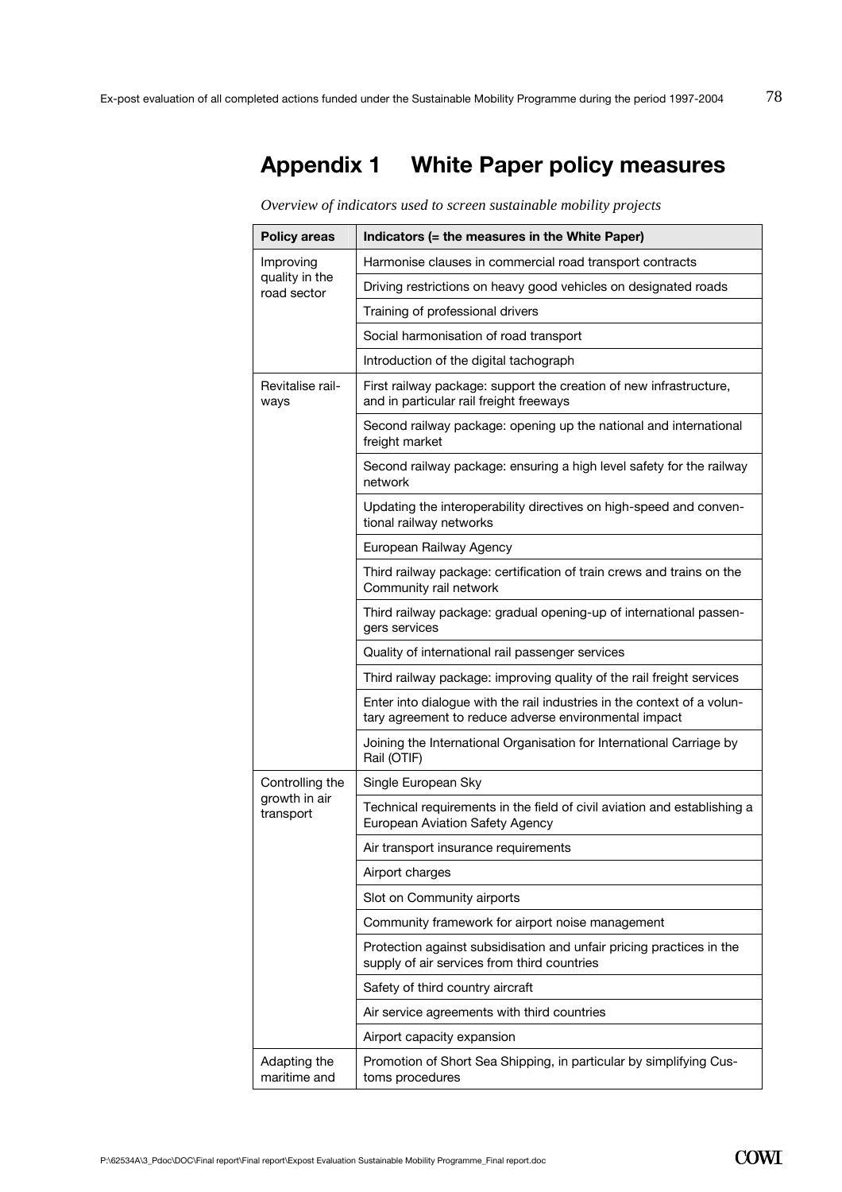# Appendix 1 White Paper policy measures

*Overview of indicators used to screen sustainable mobility projects*

| Policy areas | Indicators (= the measures in the White Paper) |
|---|---|
| Improving quality in the road sector | Harmonise clauses in commercial road transport contracts |
| | Driving restrictions on heavy good vehicles on designated roads |
| | Training of professional drivers |
| | Social harmonisation of road transport |
| | Introduction of the digital tachograph |
| Revitalise railways | First railway package: support the creation of new infrastructure, and in particular rail freight freeways |
| | Second railway package: opening up the national and international freight market |
| | Second railway package: ensuring a high level safety for the railway network |
| | Updating the interoperability directives on high-speed and conventional railway networks |
| | European Railway Agency |
| | Third railway package: certification of train crews and trains on the Community rail network |
| | Third railway package: gradual opening-up of international passengers services |
| | Quality of international rail passenger services |
| | Third railway package: improving quality of the rail freight services |
| | Enter into dialogue with the rail industries in the context of a voluntary agreement to reduce adverse environmental impact |
| | Joining the International Organisation for International Carriage by Rail (OTIF) |
| Controlling the growth in air transport | Single European Sky |
| | Technical requirements in the field of civil aviation and establishing a European Aviation Safety Agency |
| | Air transport insurance requirements |
| | Airport charges |
| | Slot on Community airports |
| | Community framework for airport noise management |
| | Protection against subsidisation and unfair pricing practices in the supply of air services from third countries |
| | Safety of third country aircraft |
| | Air service agreements with third countries |
| | Airport capacity expansion |
| Adapting the maritime and | Promotion of Short Sea Shipping, in particular by simplifying Customs procedures |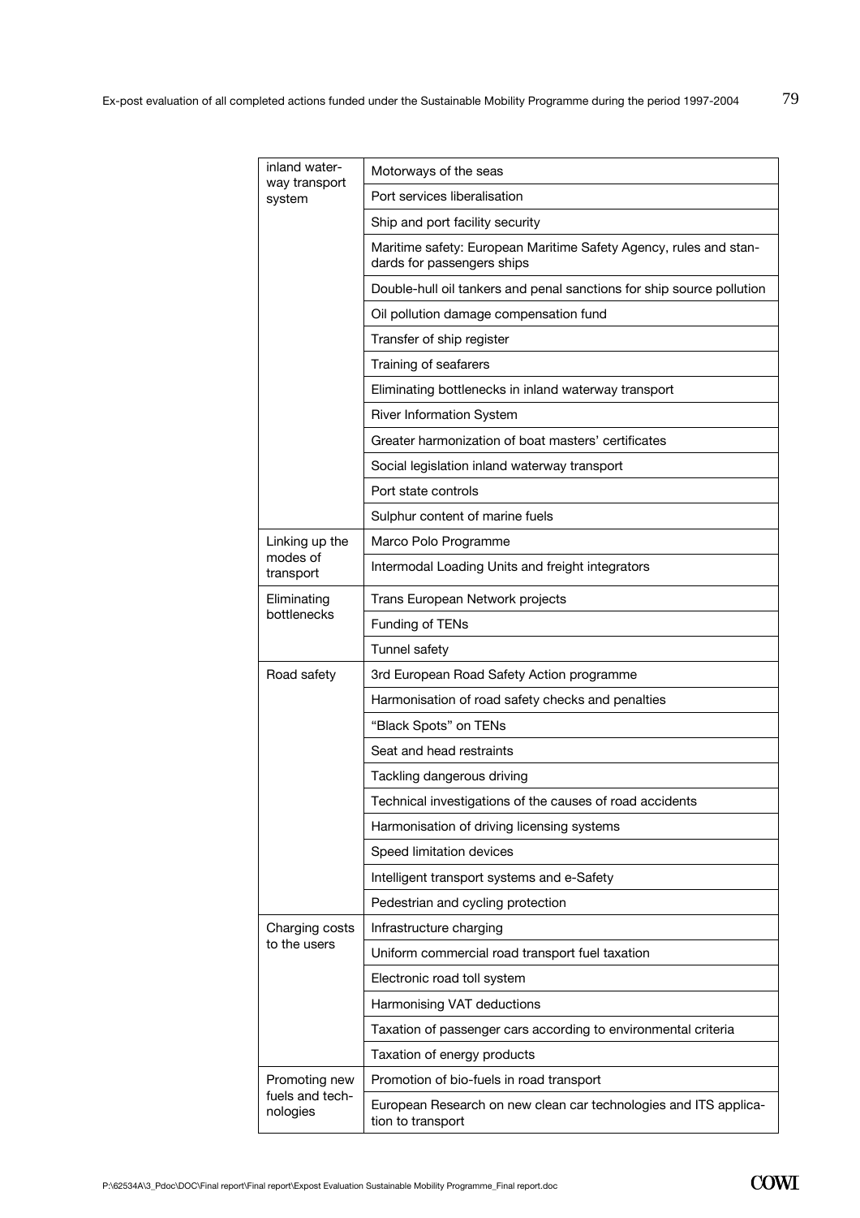| | |
|---|---|
| inland waterway transport system | Motorways of the seas |
| | Port services liberalisation |
| | Ship and port facility security |
| | Maritime safety: European Maritime Safety Agency, rules and standards for passengers ships |
| | Double-hull oil tankers and penal sanctions for ship source pollution |
| | Oil pollution damage compensation fund |
| | Transfer of ship register |
| | Training of seafarers |
| | Eliminating bottlenecks in inland waterway transport |
| | River Information System |
| | Greater harmonization of boat masters' certificates |
| | Social legislation inland waterway transport |
| | Port state controls |
| | Sulphur content of marine fuels |
| Linking up the modes of transport | Marco Polo Programme |
| | Intermodal Loading Units and freight integrators |
| Eliminating bottlenecks | Trans European Network projects |
| | Funding of TENs |
| | Tunnel safety |
| Road safety | 3rd European Road Safety Action programme |
| | Harmonisation of road safety checks and penalties |
| | "Black Spots" on TENs |
| | Seat and head restraints |
| | Tackling dangerous driving |
| | Technical investigations of the causes of road accidents |
| | Harmonisation of driving licensing systems |
| | Speed limitation devices |
| | Intelligent transport systems and e-Safety |
| | Pedestrian and cycling protection |
| Charging costs to the users | Infrastructure charging |
| | Uniform commercial road transport fuel taxation |
| | Electronic road toll system |
| | Harmonising VAT deductions |
| | Taxation of passenger cars according to environmental criteria |
| | Taxation of energy products |
| Promoting new fuels and technologies | Promotion of bio-fuels in road transport |
| | European Research on new clean car technologies and ITS application to transport |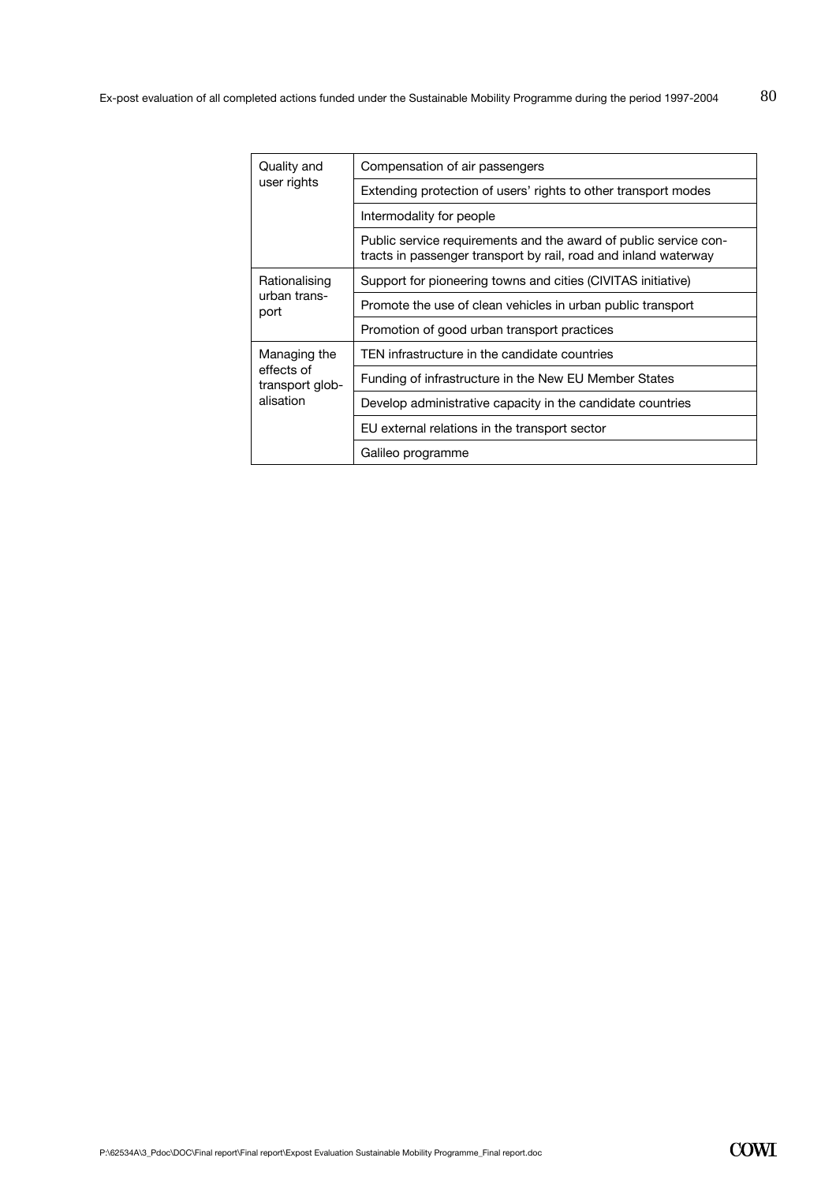| | |
|---|---|
| Quality and user rights | Compensation of air passengers |
| | Extending protection of users' rights to other transport modes |
| | Intermodality for people |
| | Public service requirements and the award of public service contracts in passenger transport by rail, road and inland waterway |
| Rationalising urban transport | Support for pioneering towns and cities (CIVITAS initiative) |
| | Promote the use of clean vehicles in urban public transport |
| | Promotion of good urban transport practices |
| Managing the effects of transport globalisation | TEN infrastructure in the candidate countries |
| | Funding of infrastructure in the New EU Member States |
| | Develop administrative capacity in the candidate countries |
| | EU external relations in the transport sector |
| | Galileo programme |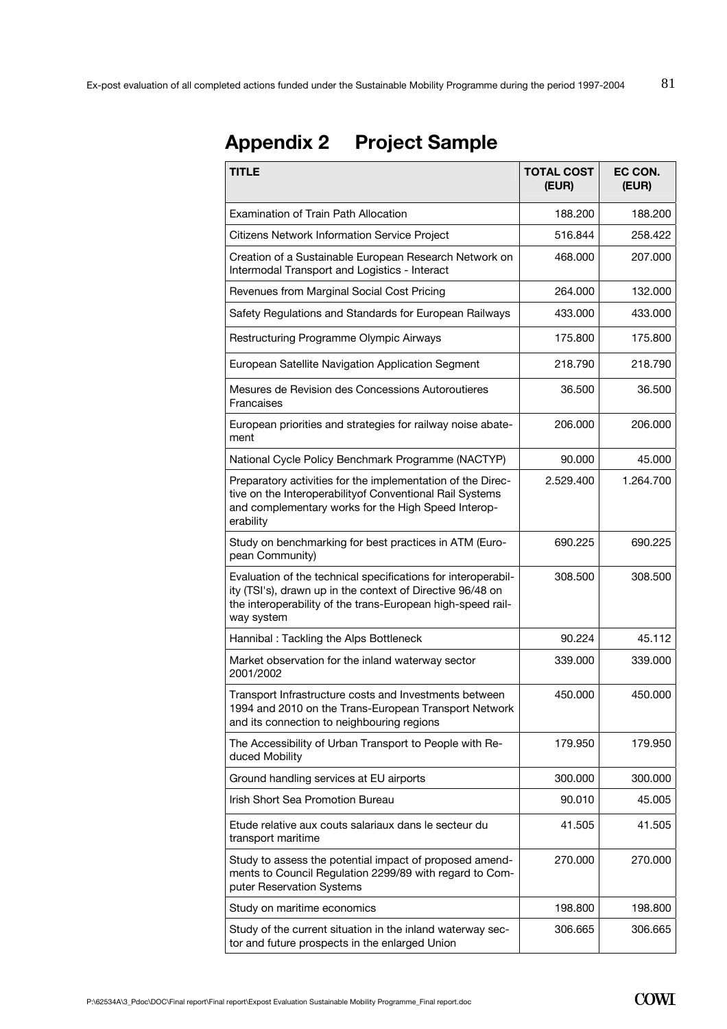# Appendix 2 Project Sample

| TITLE | TOTAL COST (EUR) | EC CON. (EUR) |
|---|---|---|
| Examination of Train Path Allocation | 188.200 | 188.200 |
| Citizens Network Information Service Project | 516.844 | 258.422 |
| Creation of a Sustainable European Research Network on Intermodal Transport and Logistics - Interact | 468.000 | 207.000 |
| Revenues from Marginal Social Cost Pricing | 264.000 | 132.000 |
| Safety Regulations and Standards for European Railways | 433.000 | 433.000 |
| Restructuring Programme Olympic Airways | 175.800 | 175.800 |
| European Satellite Navigation Application Segment | 218.790 | 218.790 |
| Mesures de Revision des Concessions Autoroutieres Francaises | 36.500 | 36.500 |
| European priorities and strategies for railway noise abatement | 206.000 | 206.000 |
| National Cycle Policy Benchmark Programme (NACTYP) | 90.000 | 45.000 |
| Preparatory activities for the implementation of the Directive on the Interoperabilityof Conventional Rail Systems and complementary works for the High Speed Interoperability | 2.529.400 | 1.264.700 |
| Study on benchmarking for best practices in ATM (European Community) | 690.225 | 690.225 |
| Evaluation of the technical specifications for interoperability (TSI's), drawn up in the context of Directive 96/48 on the interoperability of the trans-European high-speed railway system | 308.500 | 308.500 |
| Hannibal : Tackling the Alps Bottleneck | 90.224 | 45.112 |
| Market observation for the inland waterway sector 2001/2002 | 339.000 | 339.000 |
| Transport Infrastructure costs and Investments between 1994 and 2010 on the Trans-European Transport Network and its connection to neighbouring regions | 450.000 | 450.000 |
| The Accessibility of Urban Transport to People with Reduced Mobility | 179.950 | 179.950 |
| Ground handling services at EU airports | 300.000 | 300.000 |
| Irish Short Sea Promotion Bureau | 90.010 | 45.005 |
| Etude relative aux couts salariaux dans le secteur du transport maritime | 41.505 | 41.505 |
| Study to assess the potential impact of proposed amendments to Council Regulation 2299/89 with regard to Computer Reservation Systems | 270.000 | 270.000 |
| Study on maritime economics | 198.800 | 198.800 |
| Study of the current situation in the inland waterway sector and future prospects in the enlarged Union | 306.665 | 306.665 |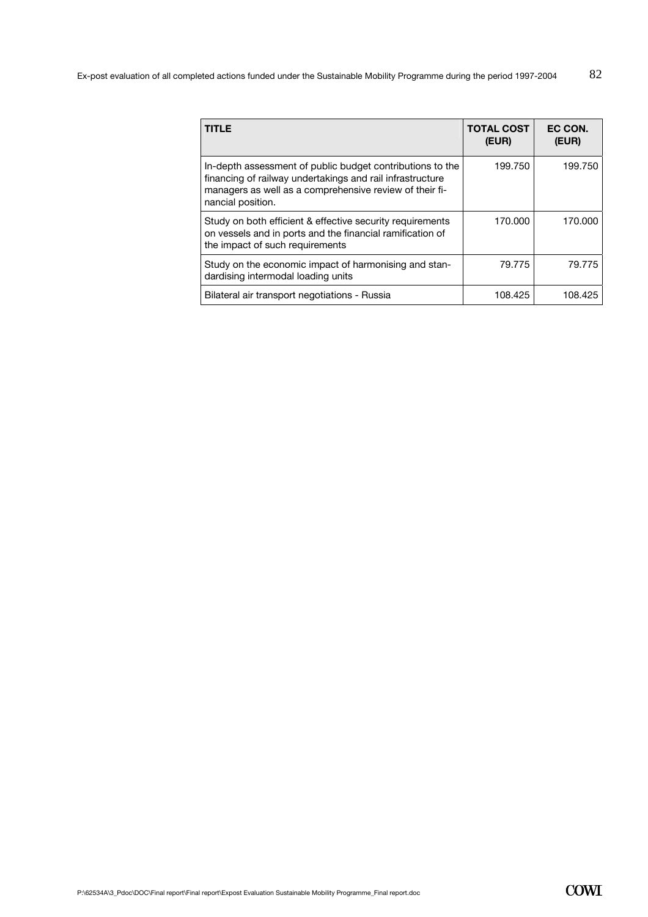| TITLE | TOTAL COST (EUR) | EC CON. (EUR) |
|---|---|---|
| In-depth assessment of public budget contributions to the financing of railway undertakings and rail infrastructure managers as well as a comprehensive review of their financial position. | 199.750 | 199.750 |
| Study on both efficient & effective security requirements on vessels and in ports and the financial ramification of the impact of such requirements | 170.000 | 170.000 |
| Study on the economic impact of harmonising and standardising intermodal loading units | 79.775 | 79.775 |
| Bilateral air transport negotiations - Russia | 108.425 | 108.425 |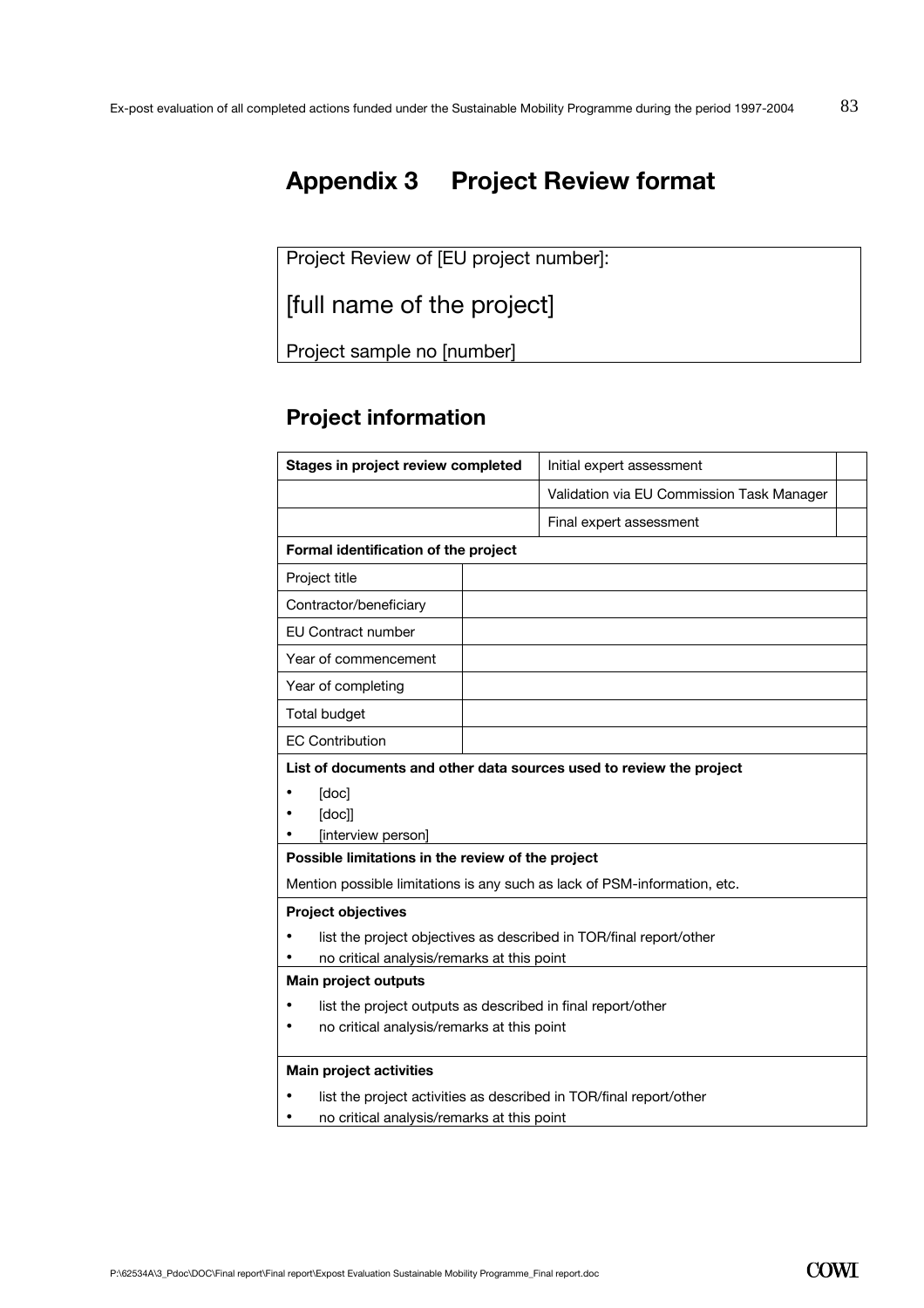# Appendix 3 Project Review format

| Project Review of [EU project number]: |
|---|
| [full name of the project] |
| Project sample no [number] |

## Project information

| Stages in project review completed | Initial expert assessment | |
|---|---|---|
| | Validation via EU Commission Task Manager | |
| | Final expert assessment | |

**Formal identification of the project**

| Project title | |
|---|---|
| Contractor/beneficiary | |
| EU Contract number | |
| Year of commencement | |
| Year of completing | |
| Total budget | |
| EC Contribution | |

**List of documents and other data sources used to review the project**

- [doc]
- [doc]]
- [interview person]

**Possible limitations in the review of the project**

Mention possible limitations is any such as lack of PSM-information, etc.

**Project objectives**

- list the project objectives as described in TOR/final report/other
- no critical analysis/remarks at this point

**Main project outputs**

- list the project outputs as described in final report/other
- no critical analysis/remarks at this point

**Main project activities**

- list the project activities as described in TOR/final report/other
- no critical analysis/remarks at this point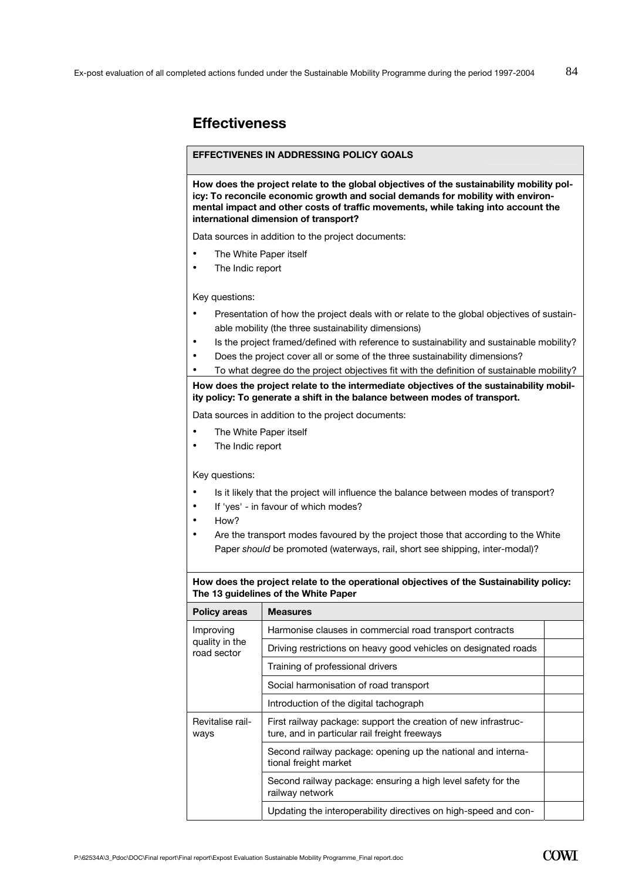## Effectiveness

**EFFECTIVENES IN ADDRESSING POLICY GOALS**

**How does the project relate to the global objectives of the sustainability mobility policy: To reconcile economic growth and social demands for mobility with environmental impact and other costs of traffic movements, while taking into account the international dimension of transport?**

Data sources in addition to the project documents:

- The White Paper itself
- The Indic report

Key questions:

- Presentation of how the project deals with or relate to the global objectives of sustainable mobility (the three sustainability dimensions)
- Is the project framed/defined with reference to sustainability and sustainable mobility?
- Does the project cover all or some of the three sustainability dimensions?
- To what degree do the project objectives fit with the definition of sustainable mobility?

**How does the project relate to the intermediate objectives of the sustainability mobility policy: To generate a shift in the balance between modes of transport.**

Data sources in addition to the project documents:

- The White Paper itself
- The Indic report

Key questions:

- Is it likely that the project will influence the balance between modes of transport?
- If 'yes' - in favour of which modes?
- How?
- Are the transport modes favoured by the project those that according to the White Paper *should* be promoted (waterways, rail, short see shipping, inter-modal)?

**How does the project relate to the operational objectives of the Sustainability policy: The 13 guidelines of the White Paper**

| Policy areas | Measures | |
|---|---|---|
| Improving quality in the road sector | Harmonise clauses in commercial road transport contracts | |
| | Driving restrictions on heavy good vehicles on designated roads | |
| | Training of professional drivers | |
| | Social harmonisation of road transport | |
| | Introduction of the digital tachograph | |
| Revitalise railways | First railway package: support the creation of new infrastructure, and in particular rail freight freeways | |
| | Second railway package: opening up the national and international freight market | |
| | Second railway package: ensuring a high level safety for the railway network | |
| | Updating the interoperability directives on high-speed and con- | |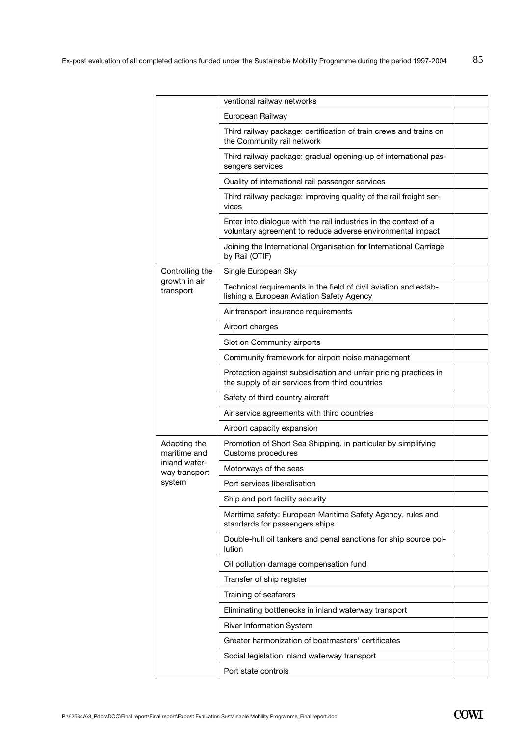| | | |
|---|---|---|
| | ventional railway networks | |
| | European Railway | |
| | Third railway package: certification of train crews and trains on the Community rail network | |
| | Third railway package: gradual opening-up of international passengers services | |
| | Quality of international rail passenger services | |
| | Third railway package: improving quality of the rail freight services | |
| | Enter into dialogue with the rail industries in the context of a voluntary agreement to reduce adverse environmental impact | |
| | Joining the International Organisation for International Carriage by Rail (OTIF) | |
| Controlling the growth in air transport | Single European Sky | |
| | Technical requirements in the field of civil aviation and establishing a European Aviation Safety Agency | |
| | Air transport insurance requirements | |
| | Airport charges | |
| | Slot on Community airports | |
| | Community framework for airport noise management | |
| | Protection against subsidisation and unfair pricing practices in the supply of air services from third countries | |
| | Safety of third country aircraft | |
| | Air service agreements with third countries | |
| | Airport capacity expansion | |
| Adapting the maritime and inland waterway transport system | Promotion of Short Sea Shipping, in particular by simplifying Customs procedures | |
| | Motorways of the seas | |
| | Port services liberalisation | |
| | Ship and port facility security | |
| | Maritime safety: European Maritime Safety Agency, rules and standards for passengers ships | |
| | Double-hull oil tankers and penal sanctions for ship source pollution | |
| | Oil pollution damage compensation fund | |
| | Transfer of ship register | |
| | Training of seafarers | |
| | Eliminating bottlenecks in inland waterway transport | |
| | River Information System | |
| | Greater harmonization of boatmasters' certificates | |
| | Social legislation inland waterway transport | |
| | Port state controls | |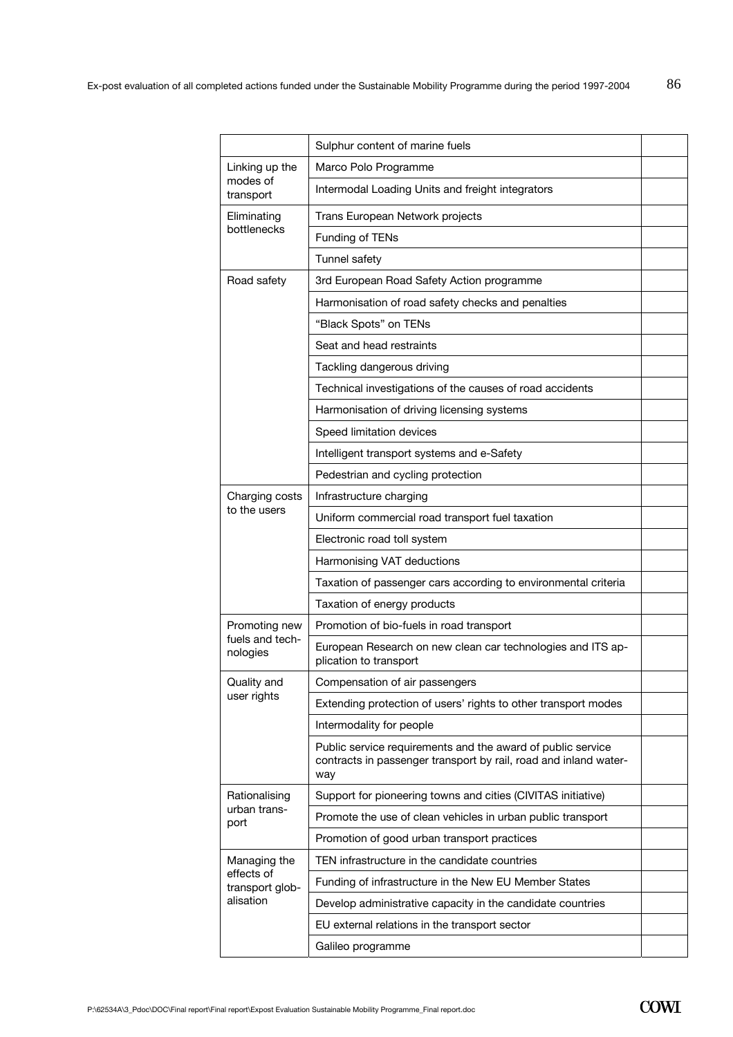| | | |
|---|---|---|
| | Sulphur content of marine fuels | |
| Linking up the modes of transport | Marco Polo Programme | |
| | Intermodal Loading Units and freight integrators | |
| Eliminating bottlenecks | Trans European Network projects | |
| | Funding of TENs | |
| | Tunnel safety | |
| Road safety | 3rd European Road Safety Action programme | |
| | Harmonisation of road safety checks and penalties | |
| | "Black Spots" on TENs | |
| | Seat and head restraints | |
| | Tackling dangerous driving | |
| | Technical investigations of the causes of road accidents | |
| | Harmonisation of driving licensing systems | |
| | Speed limitation devices | |
| | Intelligent transport systems and e-Safety | |
| | Pedestrian and cycling protection | |
| Charging costs to the users | Infrastructure charging | |
| | Uniform commercial road transport fuel taxation | |
| | Electronic road toll system | |
| | Harmonising VAT deductions | |
| | Taxation of passenger cars according to environmental criteria | |
| | Taxation of energy products | |
| Promoting new fuels and technologies | Promotion of bio-fuels in road transport | |
| | European Research on new clean car technologies and ITS application to transport | |
| Quality and user rights | Compensation of air passengers | |
| | Extending protection of users' rights to other transport modes | |
| | Intermodality for people | |
| | Public service requirements and the award of public service contracts in passenger transport by rail, road and inland waterway | |
| Rationalising urban transport | Support for pioneering towns and cities (CIVITAS initiative) | |
| | Promote the use of clean vehicles in urban public transport | |
| | Promotion of good urban transport practices | |
| Managing the effects of transport globalisation | TEN infrastructure in the candidate countries | |
| | Funding of infrastructure in the New EU Member States | |
| | Develop administrative capacity in the candidate countries | |
| | EU external relations in the transport sector | |
| | Galileo programme | |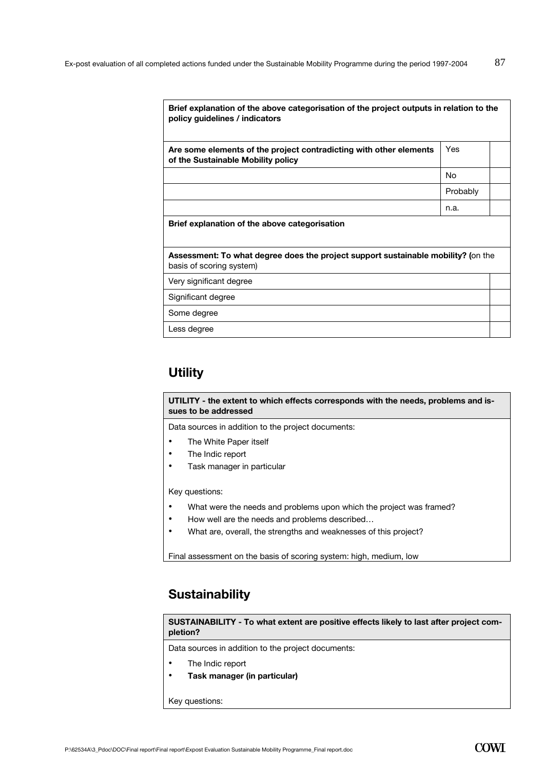| Brief explanation of the above categorisation of the project outputs in relation to the policy guidelines / indicators | | |
|---|---|---|
| **Are some elements of the project contradicting with other elements of the Sustainable Mobility policy** | Yes | |
| | No | |
| | Probably | |
| | n.a. | |
| **Brief explanation of the above categorisation** | | |
| **Assessment: To what degree does the project support sustainable mobility? (**on the basis of scoring system) | | |
| Very significant degree | | |
| Significant degree | | |
| Some degree | | |
| Less degree | | |

## Utility

**UTILITY - the extent to which effects corresponds with the needs, problems and issues to be addressed**

Data sources in addition to the project documents:

- The White Paper itself
- The Indic report
- Task manager in particular

Key questions:

- What were the needs and problems upon which the project was framed?
- How well are the needs and problems described…
- What are, overall, the strengths and weaknesses of this project?

Final assessment on the basis of scoring system: high, medium, low

## Sustainability

**SUSTAINABILITY - To what extent are positive effects likely to last after project completion?**

Data sources in addition to the project documents:

- The Indic report
- **Task manager (in particular)**

Key questions: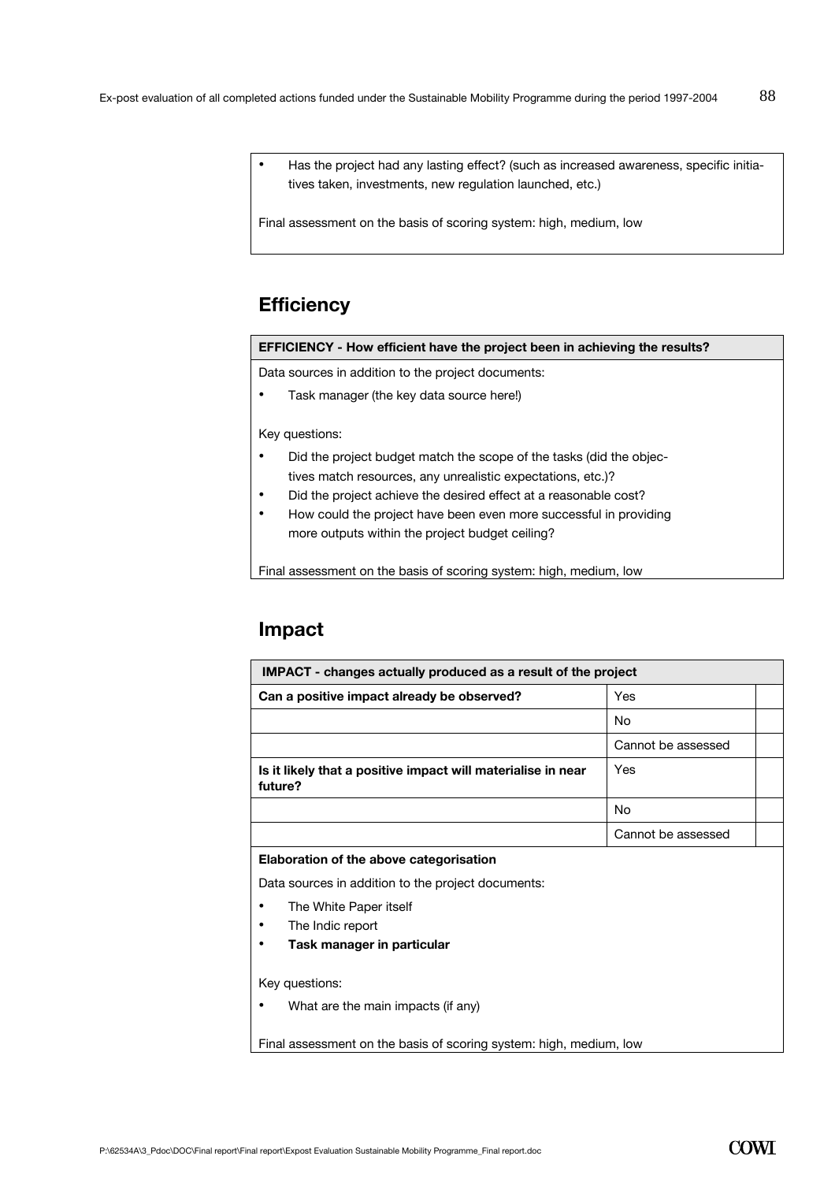- Has the project had any lasting effect? (such as increased awareness, specific initiatives taken, investments, new regulation launched, etc.)

Final assessment on the basis of scoring system: high, medium, low

## Efficiency

**EFFICIENCY - How efficient have the project been in achieving the results?**

Data sources in addition to the project documents:

- Task manager (the key data source here!)

Key questions:

- Did the project budget match the scope of the tasks (did the objectives match resources, any unrealistic expectations, etc.)?
- Did the project achieve the desired effect at a reasonable cost?
- How could the project have been even more successful in providing more outputs within the project budget ceiling?

Final assessment on the basis of scoring system: high, medium, low

## Impact

| IMPACT - changes actually produced as a result of the project | | |
|---|---|---|
| **Can a positive impact already be observed?** | Yes | |
| | No | |
| | Cannot be assessed | |
| **Is it likely that a positive impact will materialise in near future?** | Yes | |
| | No | |
| | Cannot be assessed | |

**Elaboration of the above categorisation**

Data sources in addition to the project documents:

- The White Paper itself
- The Indic report
- **Task manager in particular**

Key questions:

- What are the main impacts (if any)

Final assessment on the basis of scoring system: high, medium, low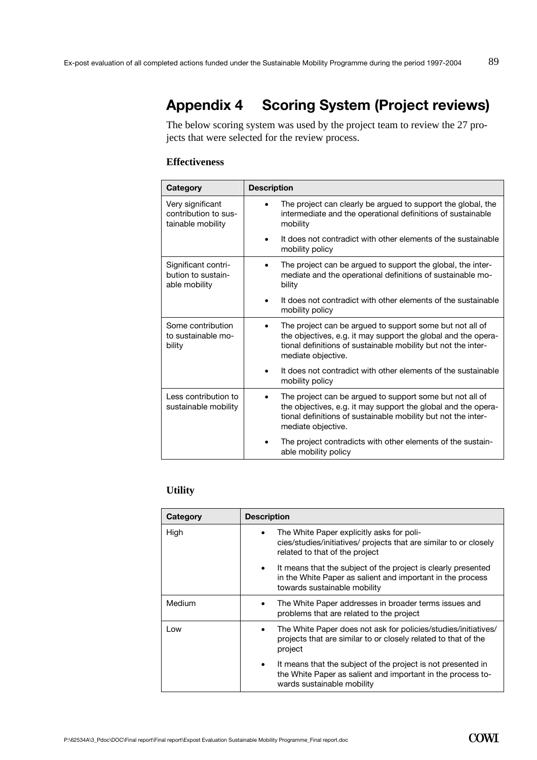# Appendix 4 Scoring System (Project reviews)

The below scoring system was used by the project team to review the 27 projects that were selected for the review process.

### Effectiveness

| Category | Description |
|---|---|
| Very significant contribution to sustainable mobility | • The project can clearly be argued to support the global, the intermediate and the operational definitions of sustainable mobility<br>• It does not contradict with other elements of the sustainable mobility policy |
| Significant contribution to sustainable mobility | • The project can be argued to support the global, the intermediate and the operational definitions of sustainable mobility<br>• It does not contradict with other elements of the sustainable mobility policy |
| Some contribution to sustainable mobility | • The project can be argued to support some but not all of the objectives, e.g. it may support the global and the operational definitions of sustainable mobility but not the intermediate objective.<br>• It does not contradict with other elements of the sustainable mobility policy |
| Less contribution to sustainable mobility | • The project can be argued to support some but not all of the objectives, e.g. it may support the global and the operational definitions of sustainable mobility but not the intermediate objective.<br>• The project contradicts with other elements of the sustainable mobility policy |

### Utility

| Category | Description |
|---|---|
| High | • The White Paper explicitly asks for policies/studies/initiatives/ projects that are similar to or closely related to that of the project<br>• It means that the subject of the project is clearly presented in the White Paper as salient and important in the process towards sustainable mobility |
| Medium | • The White Paper addresses in broader terms issues and problems that are related to the project |
| Low | • The White Paper does not ask for policies/studies/initiatives/ projects that are similar to or closely related to that of the project<br>• It means that the subject of the project is not presented in the White Paper as salient and important in the process towards sustainable mobility |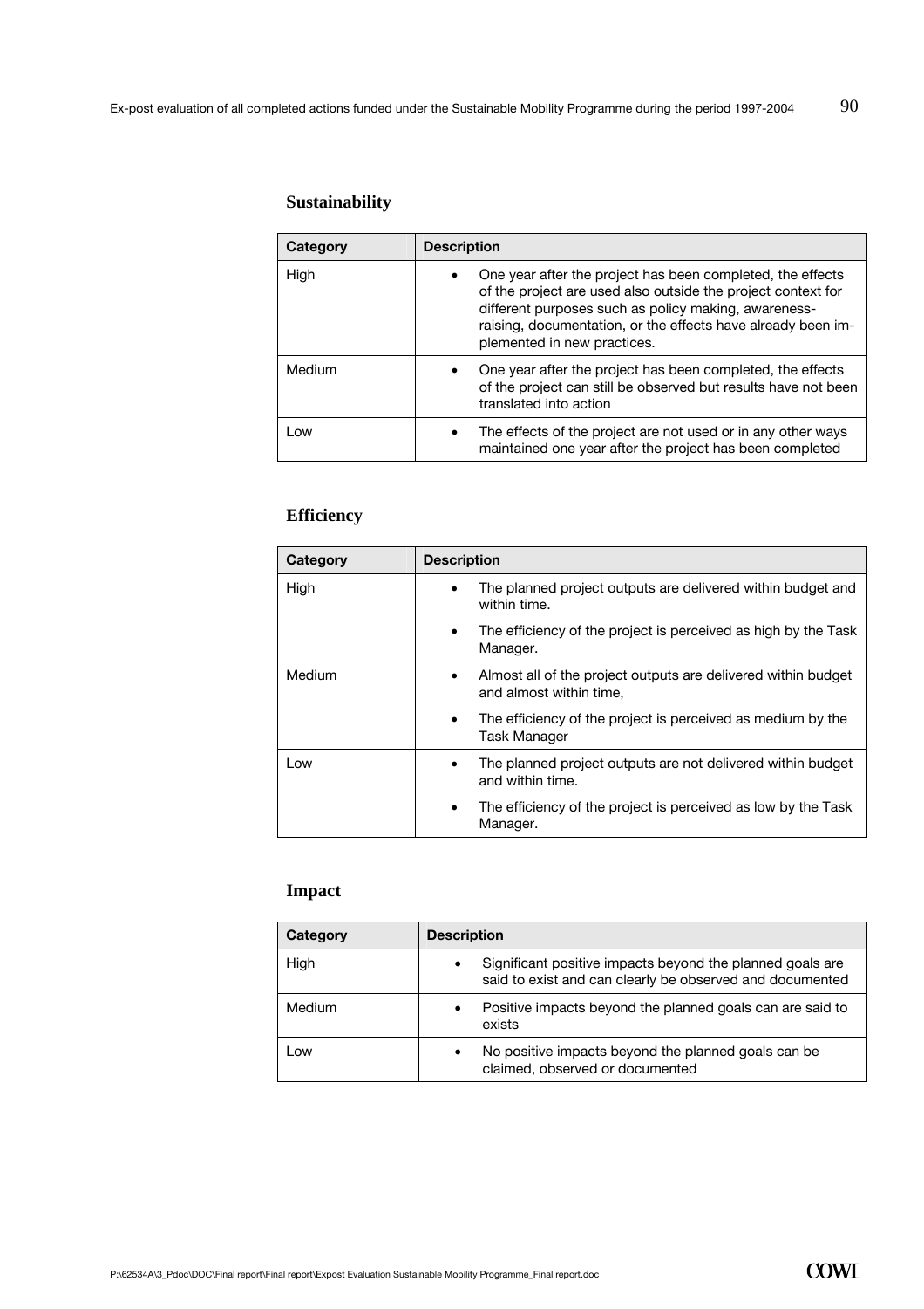## Sustainability

| Category | Description |
|---|---|
| High | • One year after the project has been completed, the effects of the project are used also outside the project context for different purposes such as policy making, awareness-raising, documentation, or the effects have already been implemented in new practices. |
| Medium | • One year after the project has been completed, the effects of the project can still be observed but results have not been translated into action |
| Low | • The effects of the project are not used or in any other ways maintained one year after the project has been completed |

## Efficiency

| Category | Description |
|---|---|
| High | • The planned project outputs are delivered within budget and within time.<br>• The efficiency of the project is perceived as high by the Task Manager. |
| Medium | • Almost all of the project outputs are delivered within budget and almost within time,<br>• The efficiency of the project is perceived as medium by the Task Manager |
| Low | • The planned project outputs are not delivered within budget and within time.<br>• The efficiency of the project is perceived as low by the Task Manager. |

## Impact

| Category | Description |
|---|---|
| High | • Significant positive impacts beyond the planned goals are said to exist and can clearly be observed and documented |
| Medium | • Positive impacts beyond the planned goals can are said to exists |
| Low | • No positive impacts beyond the planned goals can be claimed, observed or documented |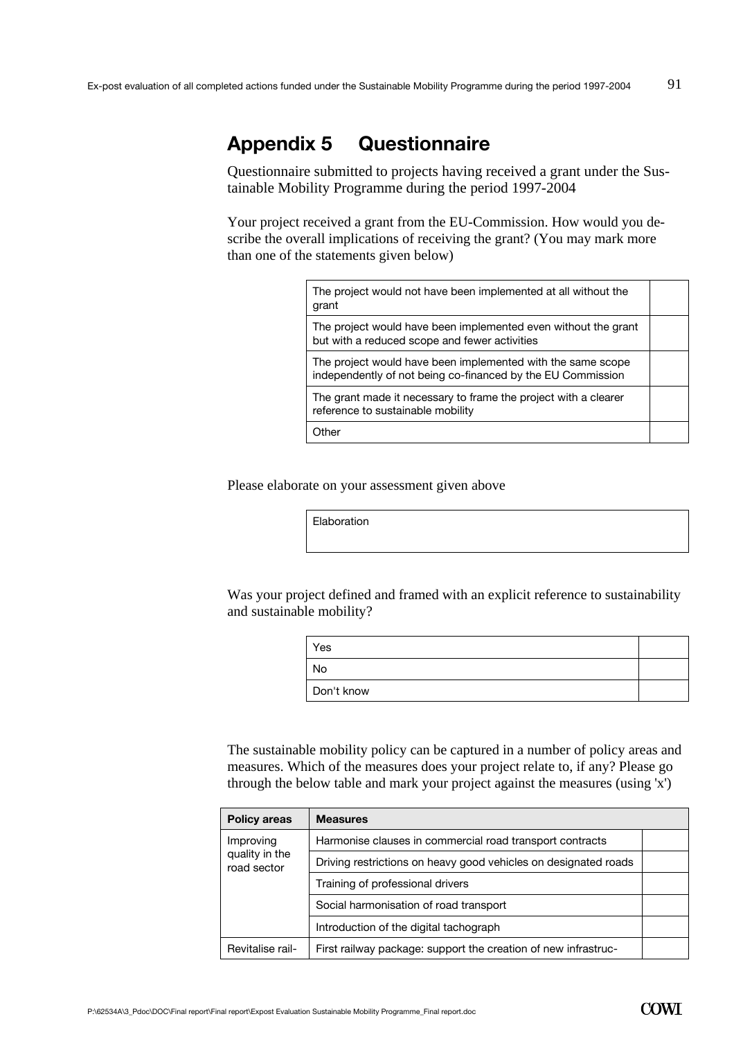# Appendix 5 Questionnaire

Questionnaire submitted to projects having received a grant under the Sustainable Mobility Programme during the period 1997-2004

Your project received a grant from the EU-Commission. How would you describe the overall implications of receiving the grant? (You may mark more than one of the statements given below)

| | |
|---|---|
| The project would not have been implemented at all without the grant | |
| The project would have been implemented even without the grant but with a reduced scope and fewer activities | |
| The project would have been implemented with the same scope independently of not being co-financed by the EU Commission | |
| The grant made it necessary to frame the project with a clearer reference to sustainable mobility | |
| Other | |

Please elaborate on your assessment given above

| Elaboration |
|---|
| |

Was your project defined and framed with an explicit reference to sustainability and sustainable mobility?

| | |
|---|---|
| Yes | |
| No | |
| Don't know | |

The sustainable mobility policy can be captured in a number of policy areas and measures. Which of the measures does your project relate to, if any? Please go through the below table and mark your project against the measures (using 'x')

| Policy areas | Measures | |
|---|---|---|
| Improving quality in the road sector | Harmonise clauses in commercial road transport contracts | |
| | Driving restrictions on heavy good vehicles on designated roads | |
| | Training of professional drivers | |
| | Social harmonisation of road transport | |
| | Introduction of the digital tachograph | |
| Revitalise rail- | First railway package: support the creation of new infrastruc- | |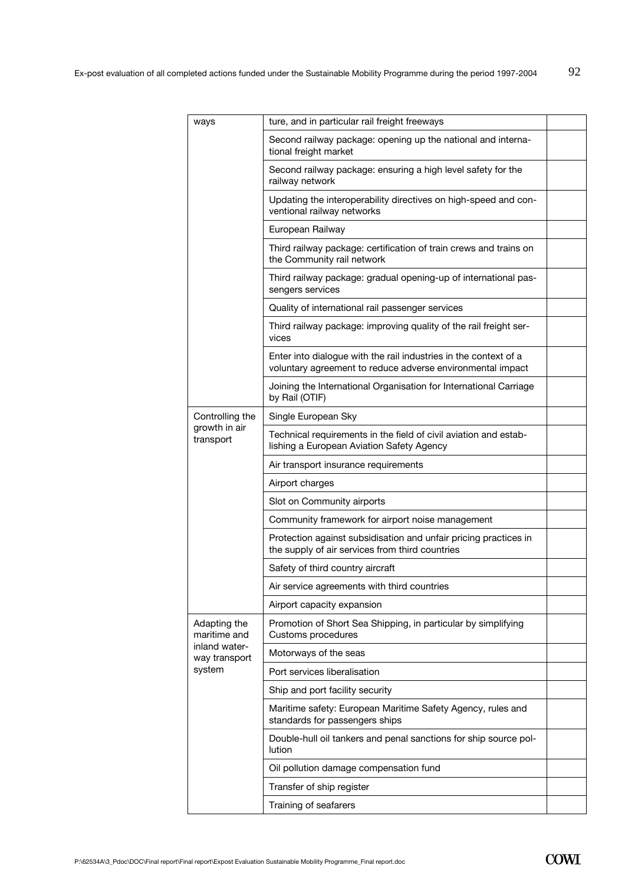| ways | ture, and in particular rail freight freeways | |
|---|---|---|
| | Second railway package: opening up the national and international freight market | |
| | Second railway package: ensuring a high level safety for the railway network | |
| | Updating the interoperability directives on high-speed and conventional railway networks | |
| | European Railway | |
| | Third railway package: certification of train crews and trains on the Community rail network | |
| | Third railway package: gradual opening-up of international passengers services | |
| | Quality of international rail passenger services | |
| | Third railway package: improving quality of the rail freight services | |
| | Enter into dialogue with the rail industries in the context of a voluntary agreement to reduce adverse environmental impact | |
| | Joining the International Organisation for International Carriage by Rail (OTIF) | |
| Controlling the growth in air transport | Single European Sky | |
| | Technical requirements in the field of civil aviation and establishing a European Aviation Safety Agency | |
| | Air transport insurance requirements | |
| | Airport charges | |
| | Slot on Community airports | |
| | Community framework for airport noise management | |
| | Protection against subsidisation and unfair pricing practices in the supply of air services from third countries | |
| | Safety of third country aircraft | |
| | Air service agreements with third countries | |
| | Airport capacity expansion | |
| Adapting the maritime and inland waterway transport system | Promotion of Short Sea Shipping, in particular by simplifying Customs procedures | |
| | Motorways of the seas | |
| | Port services liberalisation | |
| | Ship and port facility security | |
| | Maritime safety: European Maritime Safety Agency, rules and standards for passengers ships | |
| | Double-hull oil tankers and penal sanctions for ship source pollution | |
| | Oil pollution damage compensation fund | |
| | Transfer of ship register | |
| | Training of seafarers | |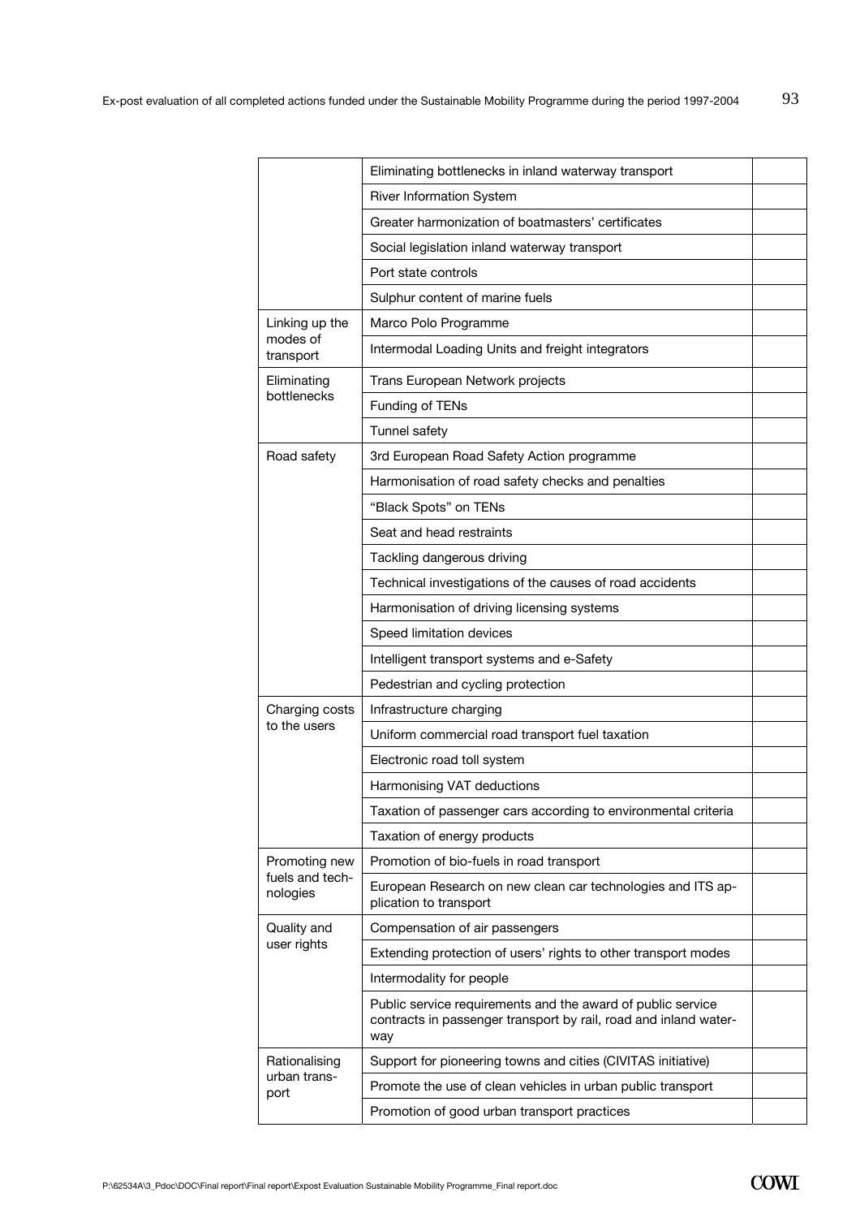| | | |
|---|---|---|
| | Eliminating bottlenecks in inland waterway transport | |
| | River Information System | |
| | Greater harmonization of boatmasters' certificates | |
| | Social legislation inland waterway transport | |
| | Port state controls | |
| | Sulphur content of marine fuels | |
| Linking up the modes of transport | Marco Polo Programme | |
| | Intermodal Loading Units and freight integrators | |
| Eliminating bottlenecks | Trans European Network projects | |
| | Funding of TENs | |
| | Tunnel safety | |
| Road safety | 3rd European Road Safety Action programme | |
| | Harmonisation of road safety checks and penalties | |
| | "Black Spots" on TENs | |
| | Seat and head restraints | |
| | Tackling dangerous driving | |
| | Technical investigations of the causes of road accidents | |
| | Harmonisation of driving licensing systems | |
| | Speed limitation devices | |
| | Intelligent transport systems and e-Safety | |
| | Pedestrian and cycling protection | |
| Charging costs to the users | Infrastructure charging | |
| | Uniform commercial road transport fuel taxation | |
| | Electronic road toll system | |
| | Harmonising VAT deductions | |
| | Taxation of passenger cars according to environmental criteria | |
| | Taxation of energy products | |
| Promoting new fuels and technologies | Promotion of bio-fuels in road transport | |
| | European Research on new clean car technologies and ITS application to transport | |
| Quality and user rights | Compensation of air passengers | |
| | Extending protection of users' rights to other transport modes | |
| | Intermodality for people | |
| | Public service requirements and the award of public service contracts in passenger transport by rail, road and inland waterway | |
| Rationalising urban transport | Support for pioneering towns and cities (CIVITAS initiative) | |
| | Promote the use of clean vehicles in urban public transport | |
| | Promotion of good urban transport practices | |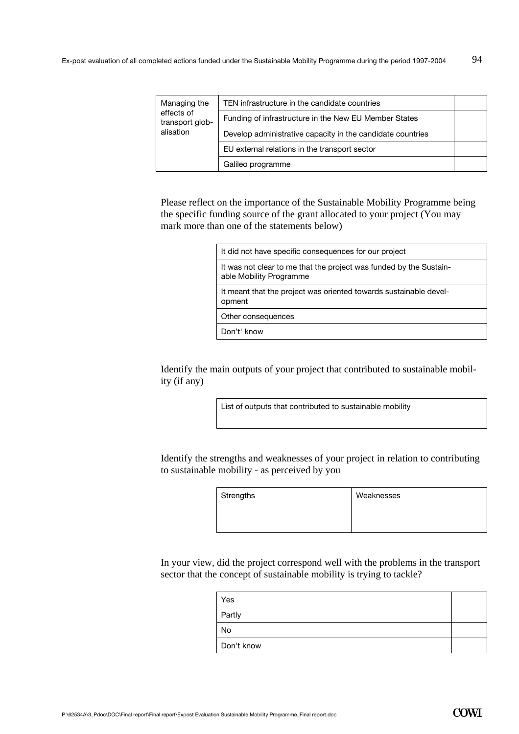| Managing the effects of transport globalisation | TEN infrastructure in the candidate countries | |
|---|---|---|
| | Funding of infrastructure in the New EU Member States | |
| | Develop administrative capacity in the candidate countries | |
| | EU external relations in the transport sector | |
| | Galileo programme | |

Please reflect on the importance of the Sustainable Mobility Programme being the specific funding source of the grant allocated to your project (You may mark more than one of the statements below)

| It did not have specific consequences for our project | |
|---|---|
| It was not clear to me that the project was funded by the Sustainable Mobility Programme | |
| It meant that the project was oriented towards sustainable development | |
| Other consequences | |
| Don't' know | |

Identify the main outputs of your project that contributed to sustainable mobility (if any)

| List of outputs that contributed to sustainable mobility |
|---|
| |

Identify the strengths and weaknesses of your project in relation to contributing to sustainable mobility - as perceived by you

| Strengths | Weaknesses |
|---|---|
| | |

In your view, did the project correspond well with the problems in the transport sector that the concept of sustainable mobility is trying to tackle?

| Yes | |
|---|---|
| Partly | |
| No | |
| Don't know | |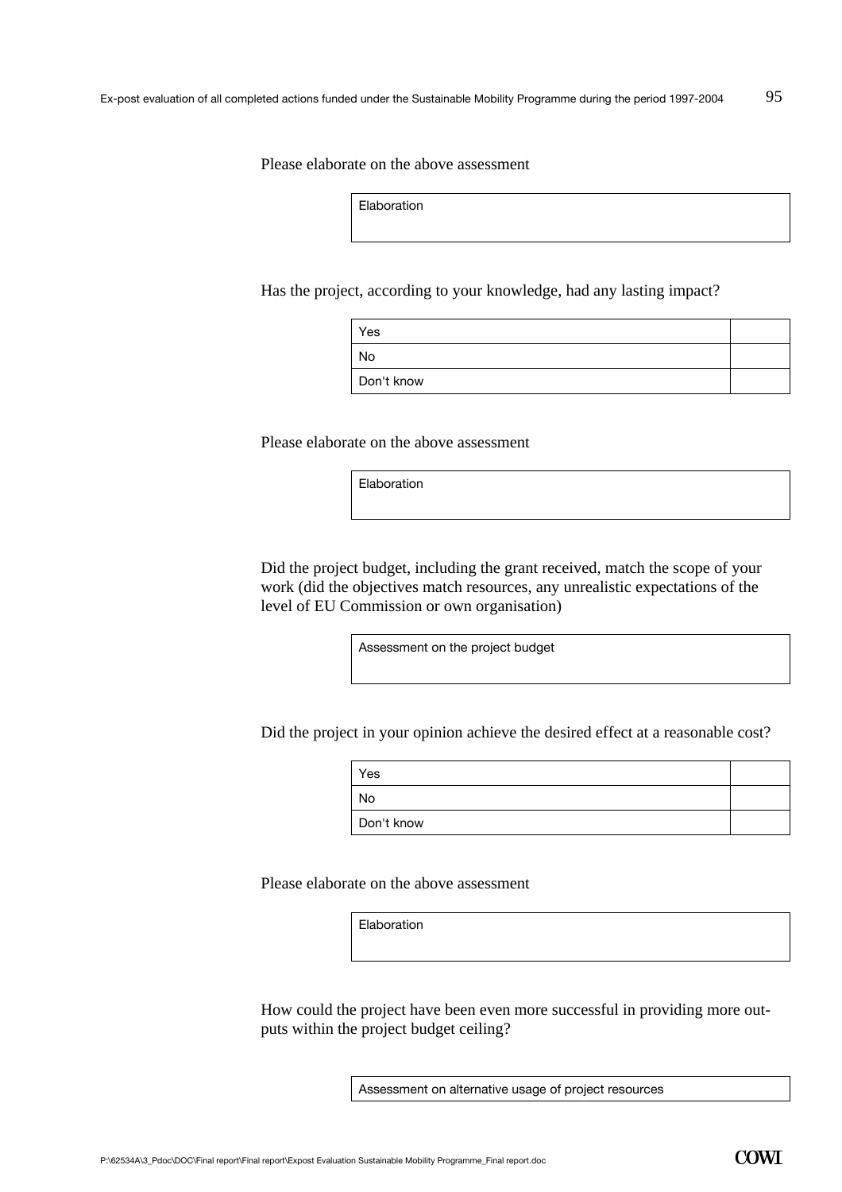Please elaborate on the above assessment

| Elaboration |
|---|
| |

Has the project, according to your knowledge, had any lasting impact?

| | |
|---|---|
| Yes | |
| No | |
| Don't know | |

Please elaborate on the above assessment

| Elaboration |
|---|
| |

Did the project budget, including the grant received, match the scope of your work (did the objectives match resources, any unrealistic expectations of the level of EU Commission or own organisation)

| Assessment on the project budget |
|---|
| |

Did the project in your opinion achieve the desired effect at a reasonable cost?

| | |
|---|---|
| Yes | |
| No | |
| Don't know | |

Please elaborate on the above assessment

| Elaboration |
|---|
| |

How could the project have been even more successful in providing more outputs within the project budget ceiling?

| Assessment on alternative usage of project resources |
|---|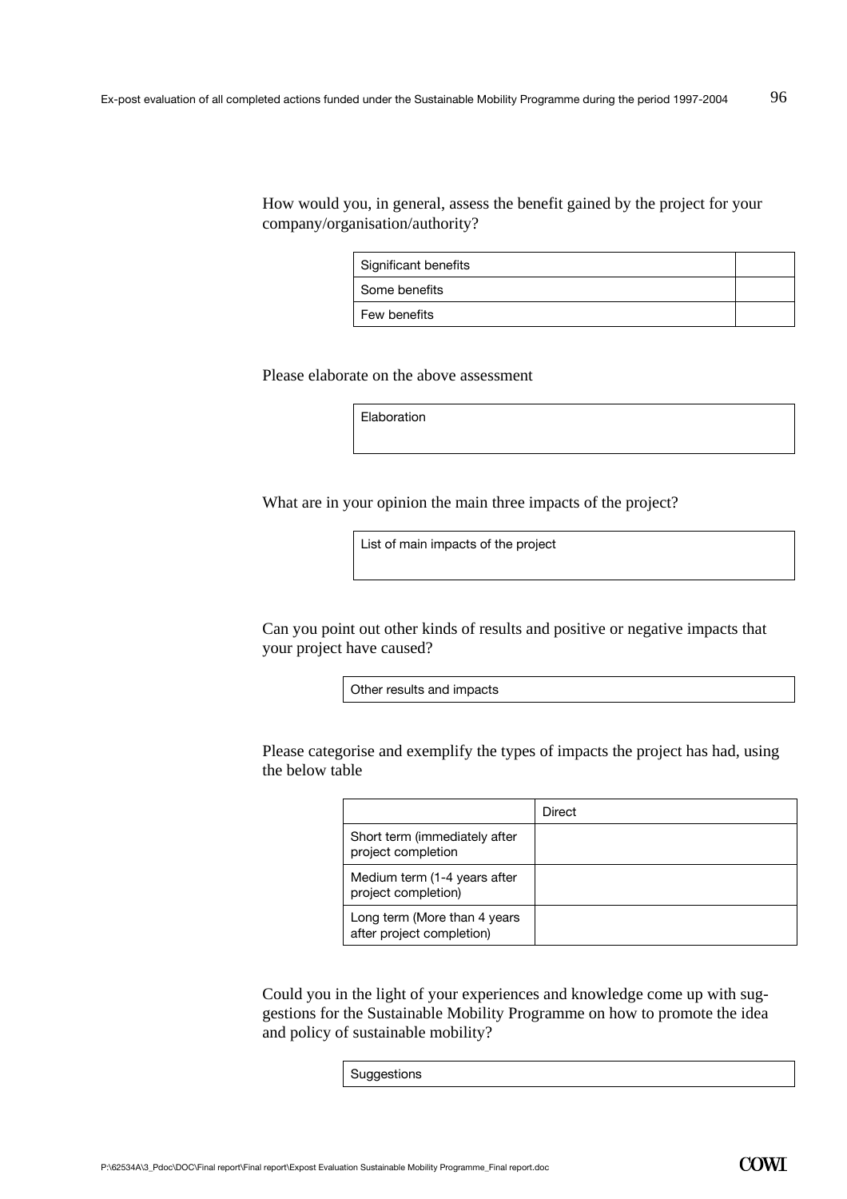How would you, in general, assess the benefit gained by the project for your company/organisation/authority?

| | |
|---|---|
| Significant benefits | |
| Some benefits | |
| Few benefits | |

Please elaborate on the above assessment

| |
|---|
| Elaboration |

What are in your opinion the main three impacts of the project?

| |
|---|
| List of main impacts of the project |

Can you point out other kinds of results and positive or negative impacts that your project have caused?

| |
|---|
| Other results and impacts |

Please categorise and exemplify the types of impacts the project has had, using the below table

| | Direct |
|---|---|
| Short term (immediately after project completion | |
| Medium term (1-4 years after project completion) | |
| Long term (More than 4 years after project completion) | |

Could you in the light of your experiences and knowledge come up with suggestions for the Sustainable Mobility Programme on how to promote the idea and policy of sustainable mobility?

| |
|---|
| Suggestions |